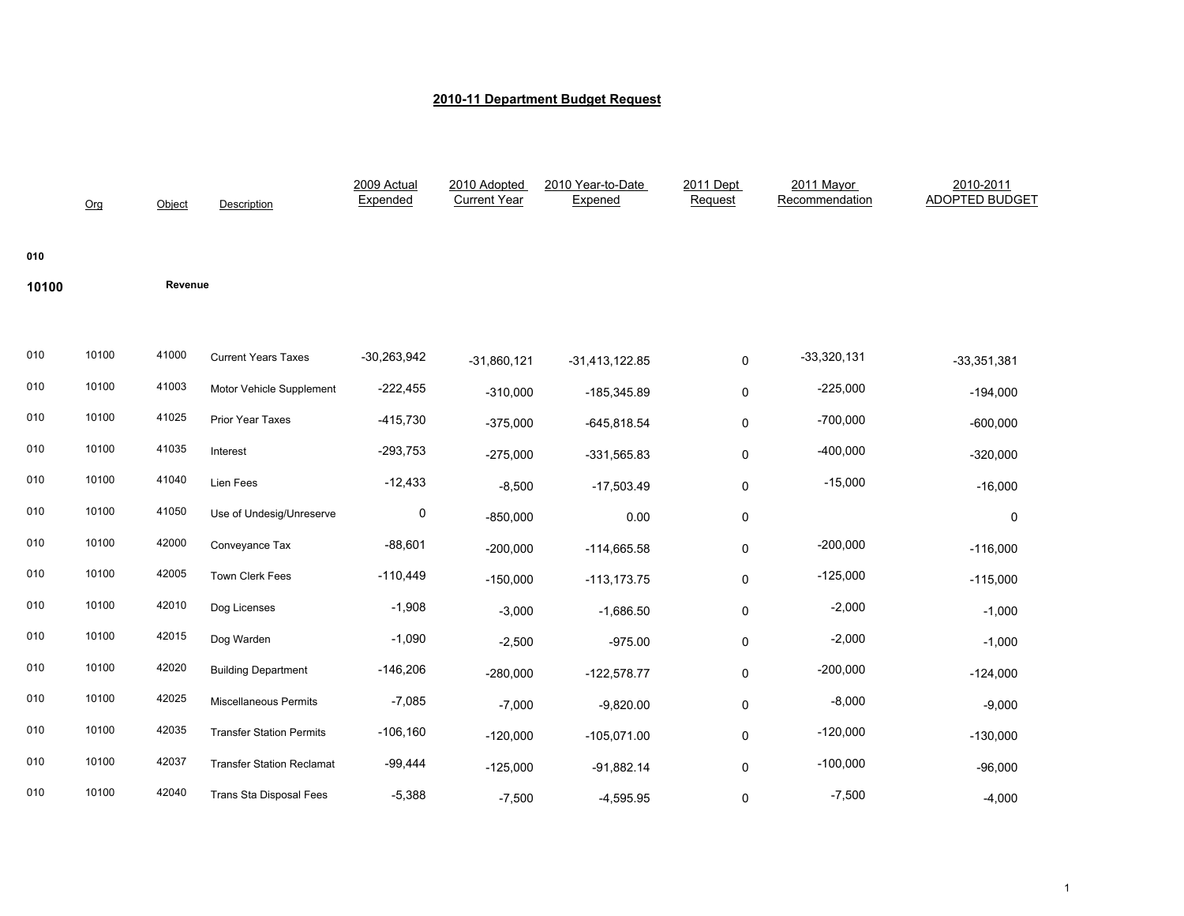# 2010-11 Department Budget Request

| Org | Object | Description | 2009 Actual Expended | 2010 Adopted Current Year | 2010 Year-to-Date Expened | 2011 Dept Request | 2011 Mayor Recommendation | 2010-2011 ADOPTED BUDGET |
|---|---|---|---|---|---|---|---|---|
| **010** | | | | | | | | |
| **10100** | | **Revenue** | | | | | | |
| 010 10100 | 41000 | Current Years Taxes | -30,263,942 | -31,860,121 | -31,413,122.85 | 0 | -33,320,131 | -33,351,381 |
| 010 10100 | 41003 | Motor Vehicle Supplement | -222,455 | -310,000 | -185,345.89 | 0 | -225,000 | -194,000 |
| 010 10100 | 41025 | Prior Year Taxes | -415,730 | -375,000 | -645,818.54 | 0 | -700,000 | -600,000 |
| 010 10100 | 41035 | Interest | -293,753 | -275,000 | -331,565.83 | 0 | -400,000 | -320,000 |
| 010 10100 | 41040 | Lien Fees | -12,433 | -8,500 | -17,503.49 | 0 | -15,000 | -16,000 |
| 010 10100 | 41050 | Use of Undesig/Unreserve | 0 | -850,000 | 0.00 | 0 | | 0 |
| 010 10100 | 42000 | Conveyance Tax | -88,601 | -200,000 | -114,665.58 | 0 | -200,000 | -116,000 |
| 010 10100 | 42005 | Town Clerk Fees | -110,449 | -150,000 | -113,173.75 | 0 | -125,000 | -115,000 |
| 010 10100 | 42010 | Dog Licenses | -1,908 | -3,000 | -1,686.50 | 0 | -2,000 | -1,000 |
| 010 10100 | 42015 | Dog Warden | -1,090 | -2,500 | -975.00 | 0 | -2,000 | -1,000 |
| 010 10100 | 42020 | Building Department | -146,206 | -280,000 | -122,578.77 | 0 | -200,000 | -124,000 |
| 010 10100 | 42025 | Miscellaneous Permits | -7,085 | -7,000 | -9,820.00 | 0 | -8,000 | -9,000 |
| 010 10100 | 42035 | Transfer Station Permits | -106,160 | -120,000 | -105,071.00 | 0 | -120,000 | -130,000 |
| 010 10100 | 42037 | Transfer Station Reclamat | -99,444 | -125,000 | -91,882.14 | 0 | -100,000 | -96,000 |
| 010 10100 | 42040 | Trans Sta Disposal Fees | -5,388 | -7,500 | -4,595.95 | 0 | -7,500 | -4,000 |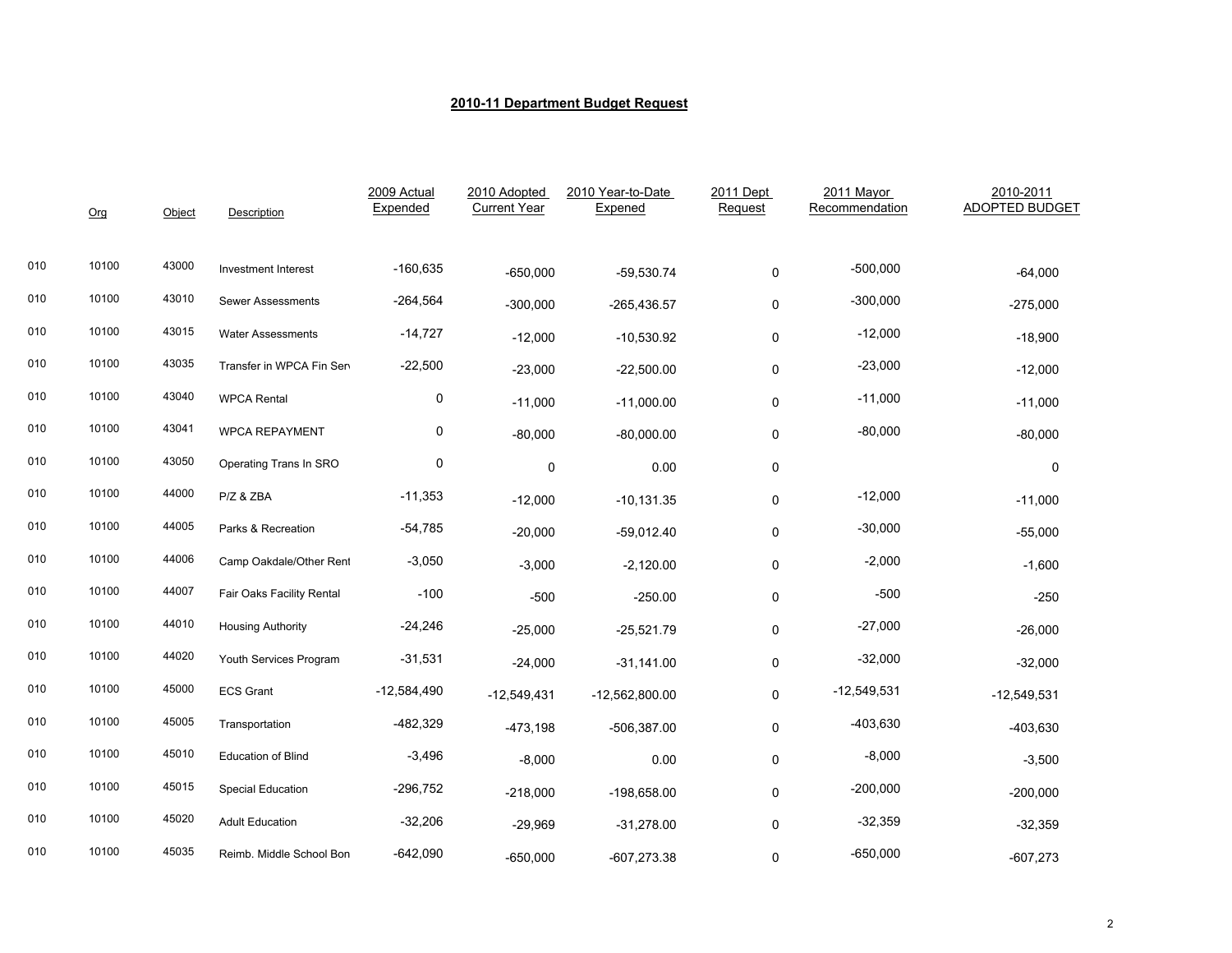## 2010-11 Department Budget Request

| | Org | Object | Description | 2009 Actual Expended | 2010 Adopted Current Year | 2010 Year-to-Date Expened | 2011 Dept Request | 2011 Mayor Recommendation | 2010-2011 ADOPTED BUDGET |
|---|---|---|---|---|---|---|---|---|---|
| 010 | 10100 | 43000 | Investment Interest | -160,635 | -650,000 | -59,530.74 | 0 | -500,000 | -64,000 |
| 010 | 10100 | 43010 | Sewer Assessments | -264,564 | -300,000 | -265,436.57 | 0 | -300,000 | -275,000 |
| 010 | 10100 | 43015 | Water Assessments | -14,727 | -12,000 | -10,530.92 | 0 | -12,000 | -18,900 |
| 010 | 10100 | 43035 | Transfer in WPCA Fin Serv | -22,500 | -23,000 | -22,500.00 | 0 | -23,000 | -12,000 |
| 010 | 10100 | 43040 | WPCA Rental | 0 | -11,000 | -11,000.00 | 0 | -11,000 | -11,000 |
| 010 | 10100 | 43041 | WPCA REPAYMENT | 0 | -80,000 | -80,000.00 | 0 | -80,000 | -80,000 |
| 010 | 10100 | 43050 | Operating Trans In SRO | 0 | 0 | 0.00 | 0 | | 0 |
| 010 | 10100 | 44000 | P/Z & ZBA | -11,353 | -12,000 | -10,131.35 | 0 | -12,000 | -11,000 |
| 010 | 10100 | 44005 | Parks & Recreation | -54,785 | -20,000 | -59,012.40 | 0 | -30,000 | -55,000 |
| 010 | 10100 | 44006 | Camp Oakdale/Other Rent | -3,050 | -3,000 | -2,120.00 | 0 | -2,000 | -1,600 |
| 010 | 10100 | 44007 | Fair Oaks Facility Rental | -100 | -500 | -250.00 | 0 | -500 | -250 |
| 010 | 10100 | 44010 | Housing Authority | -24,246 | -25,000 | -25,521.79 | 0 | -27,000 | -26,000 |
| 010 | 10100 | 44020 | Youth Services Program | -31,531 | -24,000 | -31,141.00 | 0 | -32,000 | -32,000 |
| 010 | 10100 | 45000 | ECS Grant | -12,584,490 | -12,549,431 | -12,562,800.00 | 0 | -12,549,531 | -12,549,531 |
| 010 | 10100 | 45005 | Transportation | -482,329 | -473,198 | -506,387.00 | 0 | -403,630 | -403,630 |
| 010 | 10100 | 45010 | Education of Blind | -3,496 | -8,000 | 0.00 | 0 | -8,000 | -3,500 |
| 010 | 10100 | 45015 | Special Education | -296,752 | -218,000 | -198,658.00 | 0 | -200,000 | -200,000 |
| 010 | 10100 | 45020 | Adult Education | -32,206 | -29,969 | -31,278.00 | 0 | -32,359 | -32,359 |
| 010 | 10100 | 45035 | Reimb. Middle School Bon | -642,090 | -650,000 | -607,273.38 | 0 | -650,000 | -607,273 |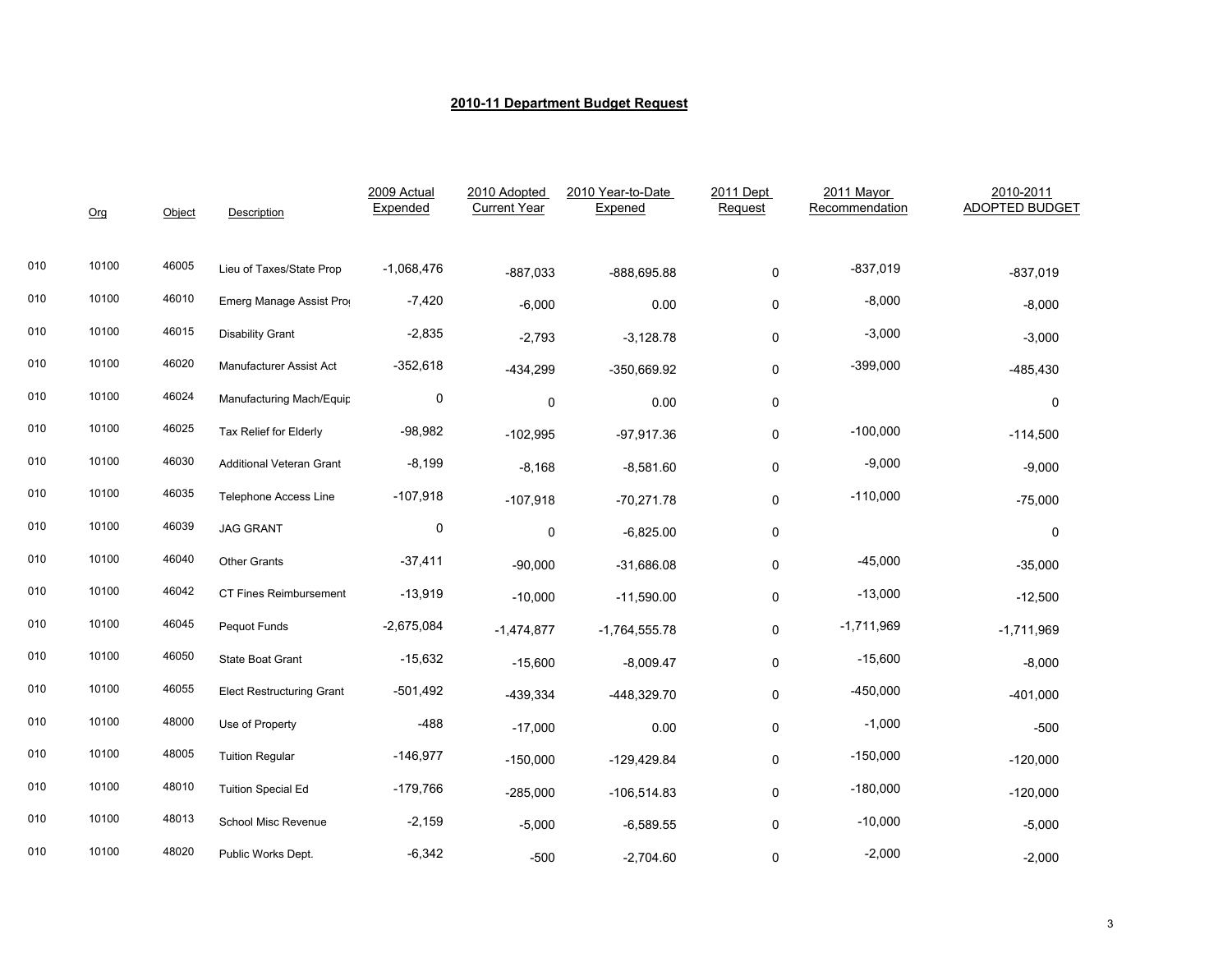## 2010-11 Department Budget Request

| | Org | Object | Description | 2009 Actual Expended | 2010 Adopted Current Year | 2010 Year-to-Date Expened | 2011 Dept Request | 2011 Mayor Recommendation | 2010-2011 ADOPTED BUDGET |
|---|---|---|---|---|---|---|---|---|---|
| 010 | 10100 | 46005 | Lieu of Taxes/State Prop | -1,068,476 | -887,033 | -888,695.88 | 0 | -837,019 | -837,019 |
| 010 | 10100 | 46010 | Emerg Manage Assist Prog | -7,420 | -6,000 | 0.00 | 0 | -8,000 | -8,000 |
| 010 | 10100 | 46015 | Disability Grant | -2,835 | -2,793 | -3,128.78 | 0 | -3,000 | -3,000 |
| 010 | 10100 | 46020 | Manufacturer Assist Act | -352,618 | -434,299 | -350,669.92 | 0 | -399,000 | -485,430 |
| 010 | 10100 | 46024 | Manufacturing Mach/Equip | 0 | 0 | 0.00 | 0 | | 0 |
| 010 | 10100 | 46025 | Tax Relief for Elderly | -98,982 | -102,995 | -97,917.36 | 0 | -100,000 | -114,500 |
| 010 | 10100 | 46030 | Additional Veteran Grant | -8,199 | -8,168 | -8,581.60 | 0 | -9,000 | -9,000 |
| 010 | 10100 | 46035 | Telephone Access Line | -107,918 | -107,918 | -70,271.78 | 0 | -110,000 | -75,000 |
| 010 | 10100 | 46039 | JAG GRANT | 0 | 0 | -6,825.00 | 0 | | 0 |
| 010 | 10100 | 46040 | Other Grants | -37,411 | -90,000 | -31,686.08 | 0 | -45,000 | -35,000 |
| 010 | 10100 | 46042 | CT Fines Reimbursement | -13,919 | -10,000 | -11,590.00 | 0 | -13,000 | -12,500 |
| 010 | 10100 | 46045 | Pequot Funds | -2,675,084 | -1,474,877 | -1,764,555.78 | 0 | -1,711,969 | -1,711,969 |
| 010 | 10100 | 46050 | State Boat Grant | -15,632 | -15,600 | -8,009.47 | 0 | -15,600 | -8,000 |
| 010 | 10100 | 46055 | Elect Restructuring Grant | -501,492 | -439,334 | -448,329.70 | 0 | -450,000 | -401,000 |
| 010 | 10100 | 48000 | Use of Property | -488 | -17,000 | 0.00 | 0 | -1,000 | -500 |
| 010 | 10100 | 48005 | Tuition Regular | -146,977 | -150,000 | -129,429.84 | 0 | -150,000 | -120,000 |
| 010 | 10100 | 48010 | Tuition Special Ed | -179,766 | -285,000 | -106,514.83 | 0 | -180,000 | -120,000 |
| 010 | 10100 | 48013 | School Misc Revenue | -2,159 | -5,000 | -6,589.55 | 0 | -10,000 | -5,000 |
| 010 | 10100 | 48020 | Public Works Dept. | -6,342 | -500 | -2,704.60 | 0 | -2,000 | -2,000 |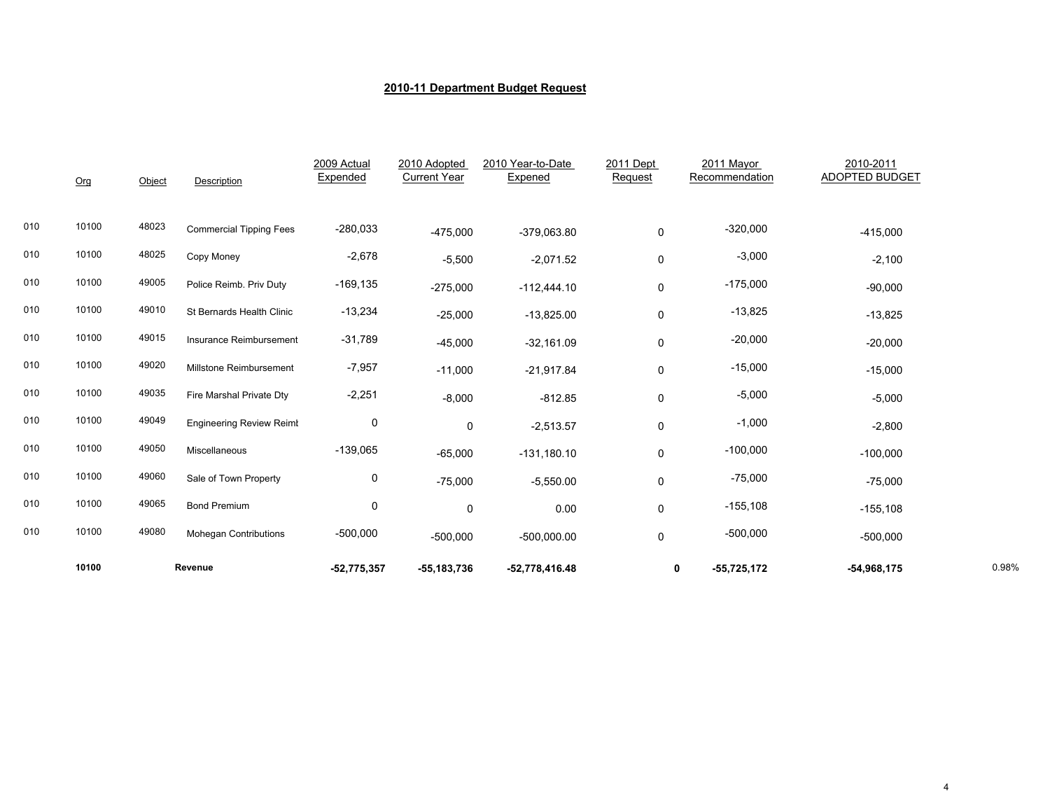## 2010-11 Department Budget Request

| | Org | Object | Description | 2009 Actual Expended | 2010 Adopted Current Year | 2010 Year-to-Date Expened | 2011 Dept Request | 2011 Mayor Recommendation | 2010-2011 ADOPTED BUDGET | |
|---|---|---|---|---|---|---|---|---|---|---|
| 010 | 10100 | 48023 | Commercial Tipping Fees | -280,033 | -475,000 | -379,063.80 | 0 | -320,000 | -415,000 | |
| 010 | 10100 | 48025 | Copy Money | -2,678 | -5,500 | -2,071.52 | 0 | -3,000 | -2,100 | |
| 010 | 10100 | 49005 | Police Reimb. Priv Duty | -169,135 | -275,000 | -112,444.10 | 0 | -175,000 | -90,000 | |
| 010 | 10100 | 49010 | St Bernards Health Clinic | -13,234 | -25,000 | -13,825.00 | 0 | -13,825 | -13,825 | |
| 010 | 10100 | 49015 | Insurance Reimbursement | -31,789 | -45,000 | -32,161.09 | 0 | -20,000 | -20,000 | |
| 010 | 10100 | 49020 | Millstone Reimbursement | -7,957 | -11,000 | -21,917.84 | 0 | -15,000 | -15,000 | |
| 010 | 10100 | 49035 | Fire Marshal Private Dty | -2,251 | -8,000 | -812.85 | 0 | -5,000 | -5,000 | |
| 010 | 10100 | 49049 | Engineering Review Reimt | 0 | 0 | -2,513.57 | 0 | -1,000 | -2,800 | |
| 010 | 10100 | 49050 | Miscellaneous | -139,065 | -65,000 | -131,180.10 | 0 | -100,000 | -100,000 | |
| 010 | 10100 | 49060 | Sale of Town Property | 0 | -75,000 | -5,550.00 | 0 | -75,000 | -75,000 | |
| 010 | 10100 | 49065 | Bond Premium | 0 | 0 | 0.00 | 0 | -155,108 | -155,108 | |
| 010 | 10100 | 49080 | Mohegan Contributions | -500,000 | -500,000 | -500,000.00 | 0 | -500,000 | -500,000 | |
| | **10100** | | **Revenue** | **-52,775,357** | **-55,183,736** | **-52,778,416.48** | **0** | **-55,725,172** | **-54,968,175** | 0.98% |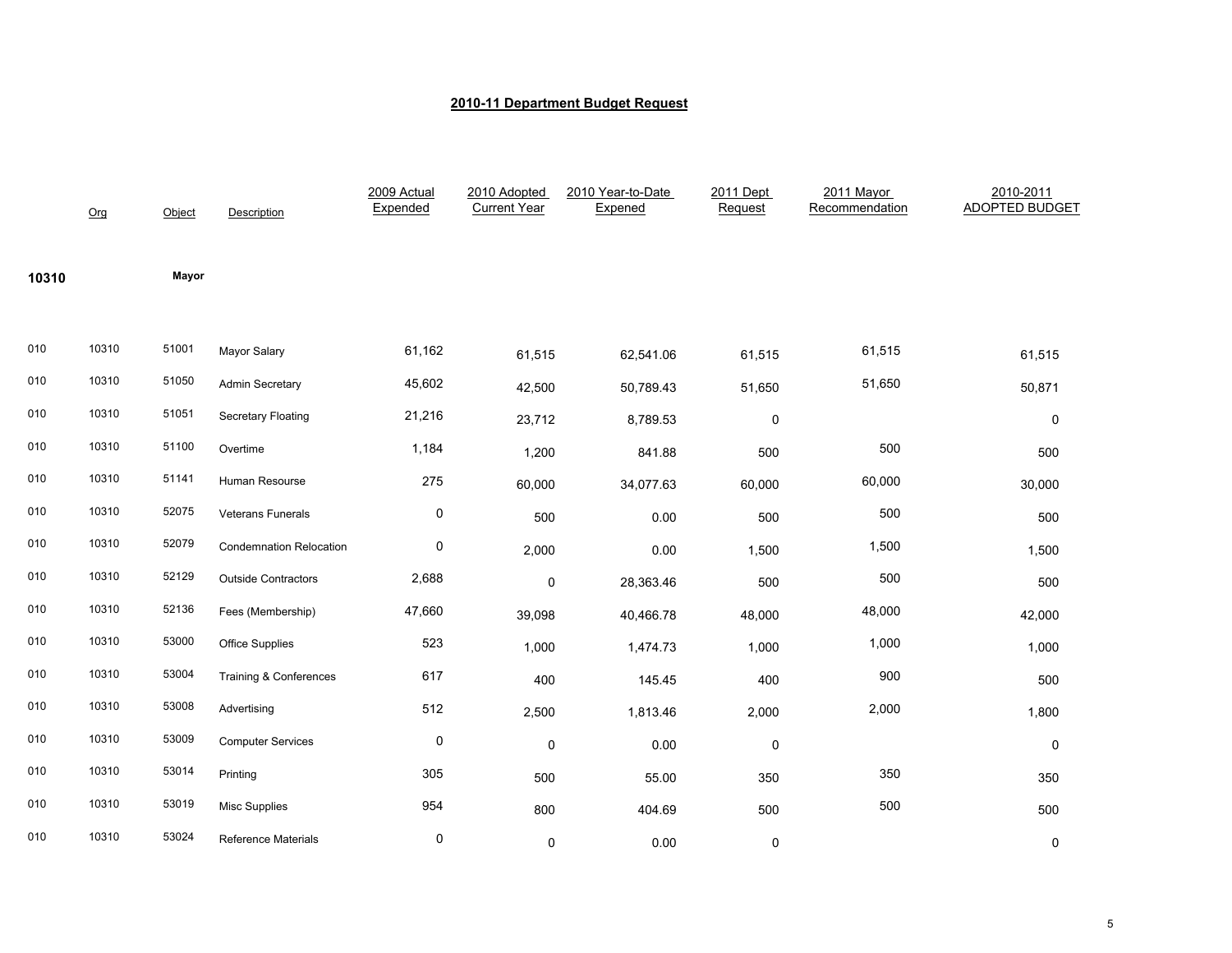# 2010-11 Department Budget Request

| | Org | Object | Description | 2009 Actual Expended | 2010 Adopted Current Year | 2010 Year-to-Date Expened | 2011 Dept Request | 2011 Mayor Recommendation | 2010-2011 ADOPTED BUDGET |
|---|---|---|---|---|---|---|---|---|---|
| **10310** | | **Mayor** | | | | | | | |
| 010 | 10310 | 51001 | Mayor Salary | 61,162 | 61,515 | 62,541.06 | 61,515 | 61,515 | 61,515 |
| 010 | 10310 | 51050 | Admin Secretary | 45,602 | 42,500 | 50,789.43 | 51,650 | 51,650 | 50,871 |
| 010 | 10310 | 51051 | Secretary Floating | 21,216 | 23,712 | 8,789.53 | 0 | | 0 |
| 010 | 10310 | 51100 | Overtime | 1,184 | 1,200 | 841.88 | 500 | 500 | 500 |
| 010 | 10310 | 51141 | Human Resourse | 275 | 60,000 | 34,077.63 | 60,000 | 60,000 | 30,000 |
| 010 | 10310 | 52075 | Veterans Funerals | 0 | 500 | 0.00 | 500 | 500 | 500 |
| 010 | 10310 | 52079 | Condemnation Relocation | 0 | 2,000 | 0.00 | 1,500 | 1,500 | 1,500 |
| 010 | 10310 | 52129 | Outside Contractors | 2,688 | 0 | 28,363.46 | 500 | 500 | 500 |
| 010 | 10310 | 52136 | Fees (Membership) | 47,660 | 39,098 | 40,466.78 | 48,000 | 48,000 | 42,000 |
| 010 | 10310 | 53000 | Office Supplies | 523 | 1,000 | 1,474.73 | 1,000 | 1,000 | 1,000 |
| 010 | 10310 | 53004 | Training & Conferences | 617 | 400 | 145.45 | 400 | 900 | 500 |
| 010 | 10310 | 53008 | Advertising | 512 | 2,500 | 1,813.46 | 2,000 | 2,000 | 1,800 |
| 010 | 10310 | 53009 | Computer Services | 0 | 0 | 0.00 | 0 | | 0 |
| 010 | 10310 | 53014 | Printing | 305 | 500 | 55.00 | 350 | 350 | 350 |
| 010 | 10310 | 53019 | Misc Supplies | 954 | 800 | 404.69 | 500 | 500 | 500 |
| 010 | 10310 | 53024 | Reference Materials | 0 | 0 | 0.00 | 0 | | 0 |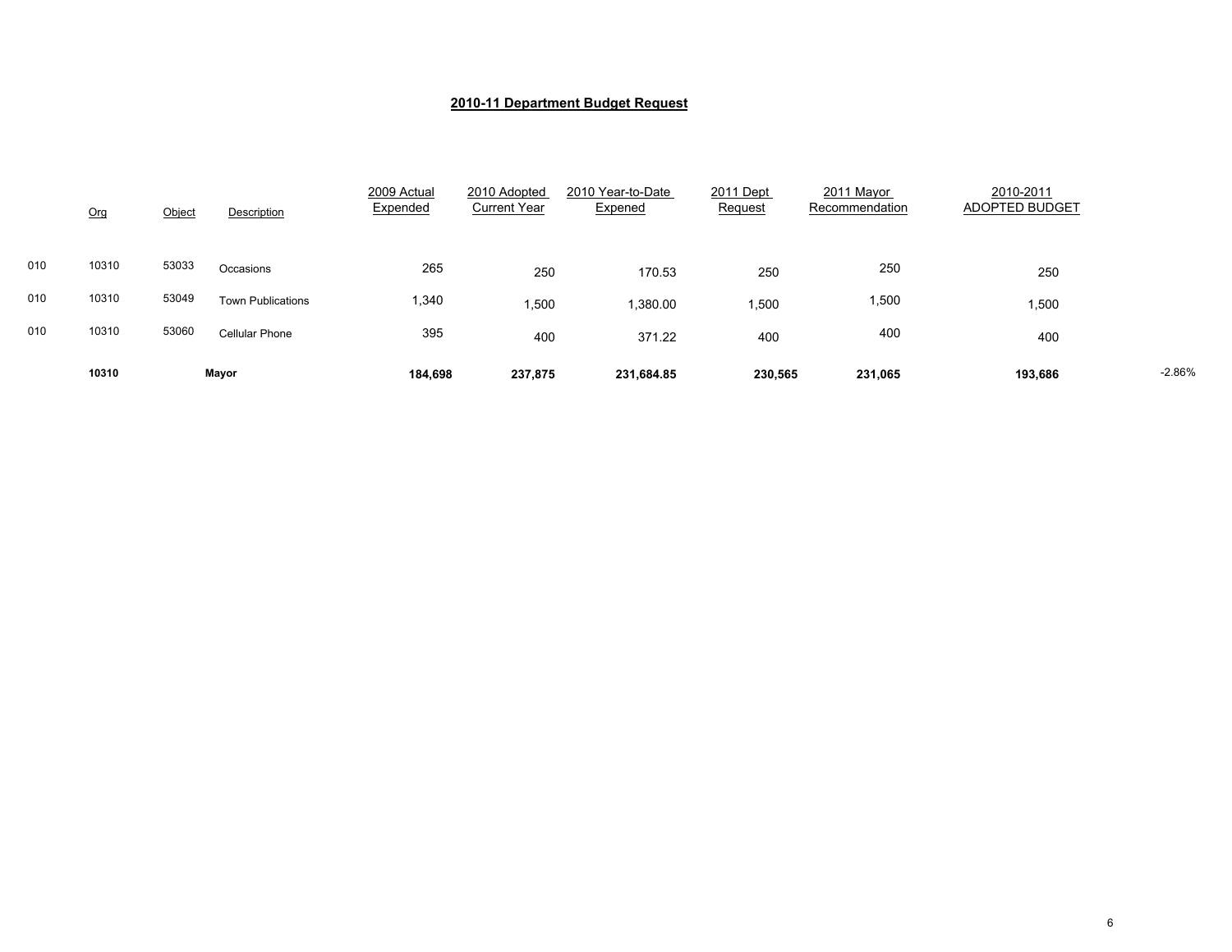## 2010-11 Department Budget Request

| | Org | Object | Description | 2009 Actual Expended | 2010 Adopted Current Year | 2010 Year-to-Date Expened | 2011 Dept Request | 2011 Mayor Recommendation | 2010-2011 ADOPTED BUDGET | |
|---|---|---|---|---|---|---|---|---|---|---|
| 010 | 10310 | 53033 | Occasions | 265 | 250 | 170.53 | 250 | 250 | 250 | |
| 010 | 10310 | 53049 | Town Publications | 1,340 | 1,500 | 1,380.00 | 1,500 | 1,500 | 1,500 | |
| 010 | 10310 | 53060 | Cellular Phone | 395 | 400 | 371.22 | 400 | 400 | 400 | |
| | **10310** | | **Mayor** | **184,698** | **237,875** | **231,684.85** | **230,565** | **231,065** | **193,686** | -2.86% |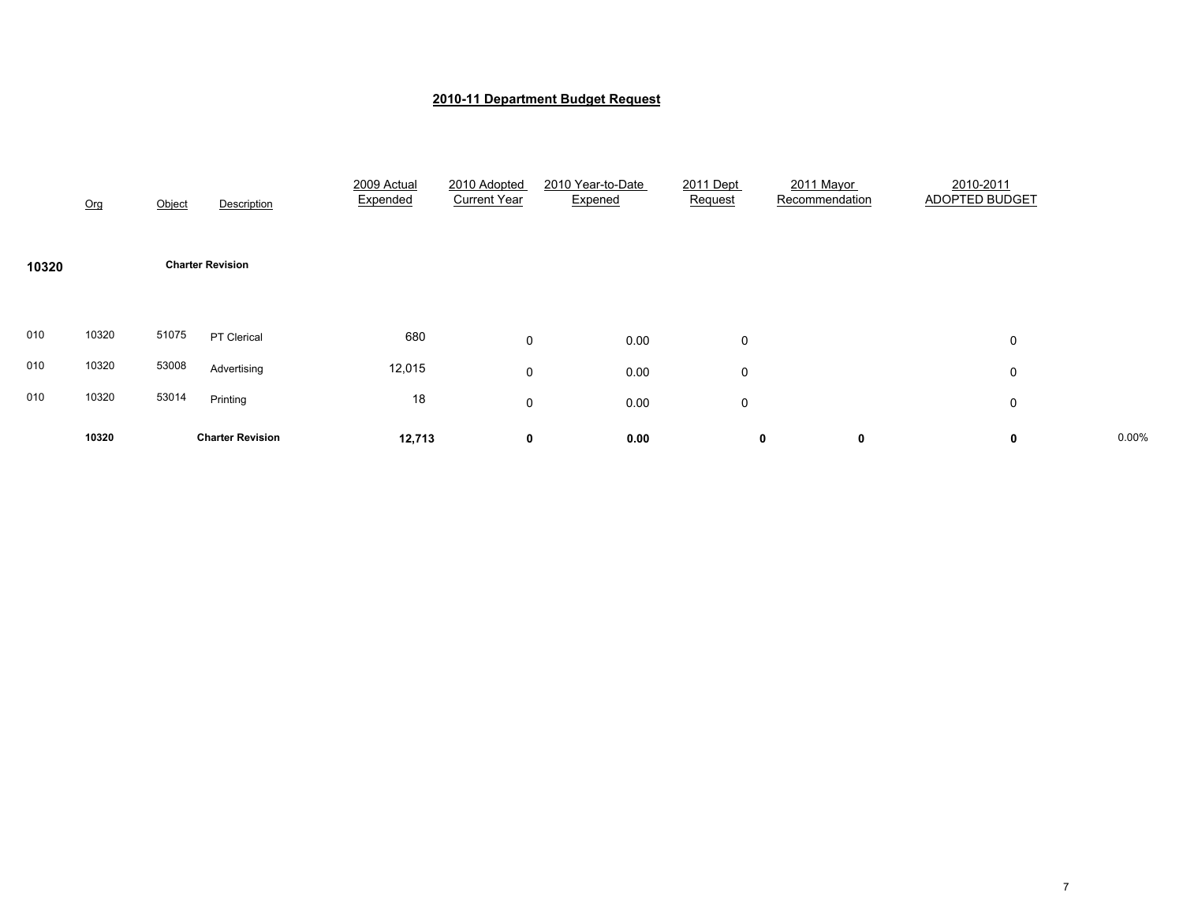# 2010-11 Department Budget Request

| | Org | Object | Description | 2009 Actual Expended | 2010 Adopted Current Year | 2010 Year-to-Date Expened | 2011 Dept Request | 2011 Mayor Recommendation | 2010-2011 ADOPTED BUDGET | |
|---|---|---|---|---|---|---|---|---|---|---|
| **10320** | | | **Charter Revision** | | | | | | | |
| 010 | 10320 | 51075 | PT Clerical | 680 | 0 | 0.00 | 0 | | 0 | |
| 010 | 10320 | 53008 | Advertising | 12,015 | 0 | 0.00 | 0 | | 0 | |
| 010 | 10320 | 53014 | Printing | 18 | 0 | 0.00 | 0 | | 0 | |
| | **10320** | | **Charter Revision** | **12,713** | **0** | **0.00** | **0** | **0** | **0** | 0.00% |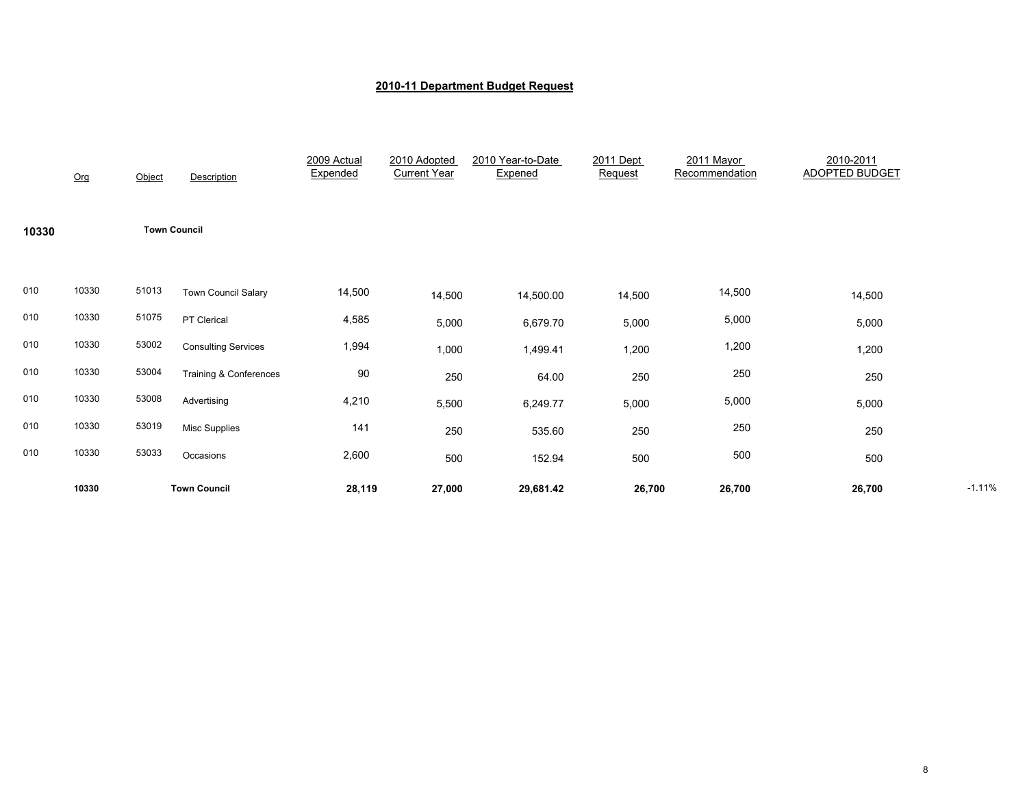## 2010-11 Department Budget Request

| | Org | Object | Description | 2009 Actual Expended | 2010 Adopted Current Year | 2010 Year-to-Date Expened | 2011 Dept Request | 2011 Mayor Recommendation | 2010-2011 ADOPTED BUDGET | |
|---|---|---|---|---|---|---|---|---|---|---|
| **10330** | | **Town Council** | | | | | | | | |
| 010 | 10330 | 51013 | Town Council Salary | 14,500 | 14,500 | 14,500.00 | 14,500 | 14,500 | 14,500 | |
| 010 | 10330 | 51075 | PT Clerical | 4,585 | 5,000 | 6,679.70 | 5,000 | 5,000 | 5,000 | |
| 010 | 10330 | 53002 | Consulting Services | 1,994 | 1,000 | 1,499.41 | 1,200 | 1,200 | 1,200 | |
| 010 | 10330 | 53004 | Training & Conferences | 90 | 250 | 64.00 | 250 | 250 | 250 | |
| 010 | 10330 | 53008 | Advertising | 4,210 | 5,500 | 6,249.77 | 5,000 | 5,000 | 5,000 | |
| 010 | 10330 | 53019 | Misc Supplies | 141 | 250 | 535.60 | 250 | 250 | 250 | |
| 010 | 10330 | 53033 | Occasions | 2,600 | 500 | 152.94 | 500 | 500 | 500 | |
| | **10330** | | **Town Council** | **28,119** | **27,000** | **29,681.42** | **26,700** | **26,700** | **26,700** | -1.11% |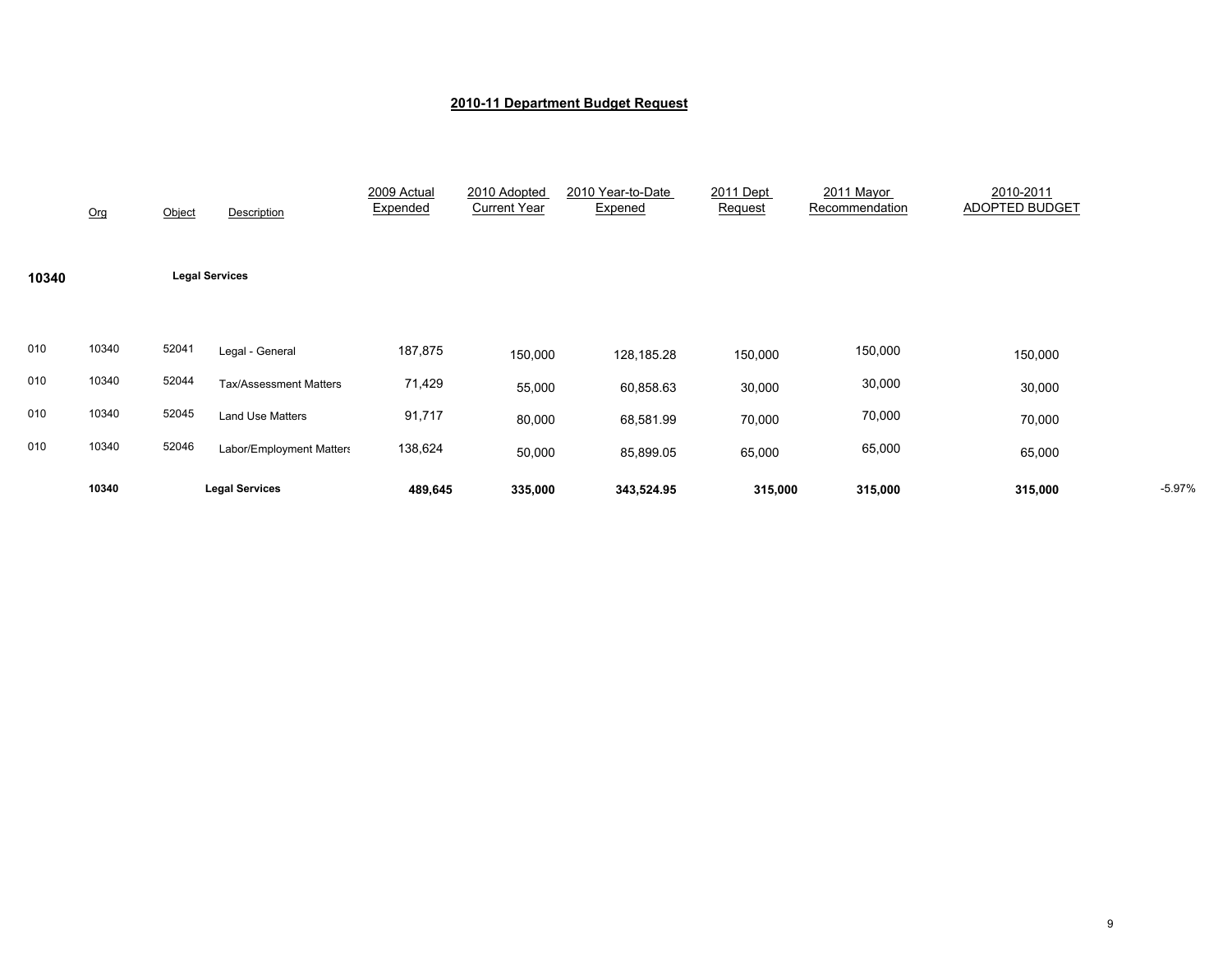## 2010-11 Department Budget Request

| | Org | Object | Description | 2009 Actual Expended | 2010 Adopted Current Year | 2010 Year-to-Date Expened | 2011 Dept Request | 2011 Mayor Recommendation | 2010-2011 ADOPTED BUDGET | |
|---|---|---|---|---|---|---|---|---|---|---|
| **10340** | | | **Legal Services** | | | | | | | |
| 010 | 10340 | 52041 | Legal - General | 187,875 | 150,000 | 128,185.28 | 150,000 | 150,000 | 150,000 | |
| 010 | 10340 | 52044 | Tax/Assessment Matters | 71,429 | 55,000 | 60,858.63 | 30,000 | 30,000 | 30,000 | |
| 010 | 10340 | 52045 | Land Use Matters | 91,717 | 80,000 | 68,581.99 | 70,000 | 70,000 | 70,000 | |
| 010 | 10340 | 52046 | Labor/Employment Matters | 138,624 | 50,000 | 85,899.05 | 65,000 | 65,000 | 65,000 | |
| | **10340** | | **Legal Services** | **489,645** | **335,000** | **343,524.95** | **315,000** | **315,000** | **315,000** | -5.97% |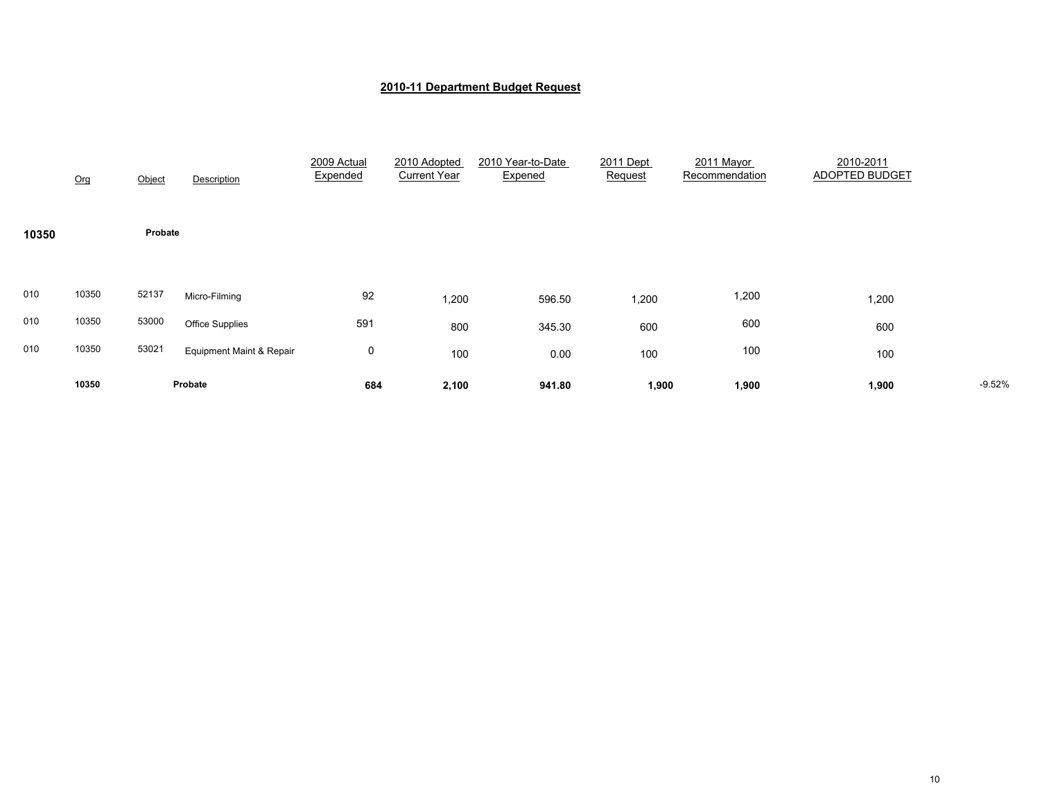## 2010-11 Department Budget Request

| | Org | Object | Description | 2009 Actual Expended | 2010 Adopted Current Year | 2010 Year-to-Date Expened | 2011 Dept Request | 2011 Mayor Recommendation | 2010-2011 ADOPTED BUDGET | |
|---|---|---|---|---|---|---|---|---|---|---|
| **10350** | | **Probate** | | | | | | | | |
| 010 | 10350 | 52137 | Micro-Filming | 92 | 1,200 | 596.50 | 1,200 | 1,200 | 1,200 | |
| 010 | 10350 | 53000 | Office Supplies | 591 | 800 | 345.30 | 600 | 600 | 600 | |
| 010 | 10350 | 53021 | Equipment Maint & Repair | 0 | 100 | 0.00 | 100 | 100 | 100 | |
| | **10350** | | **Probate** | **684** | **2,100** | **941.80** | **1,900** | **1,900** | **1,900** | -9.52% |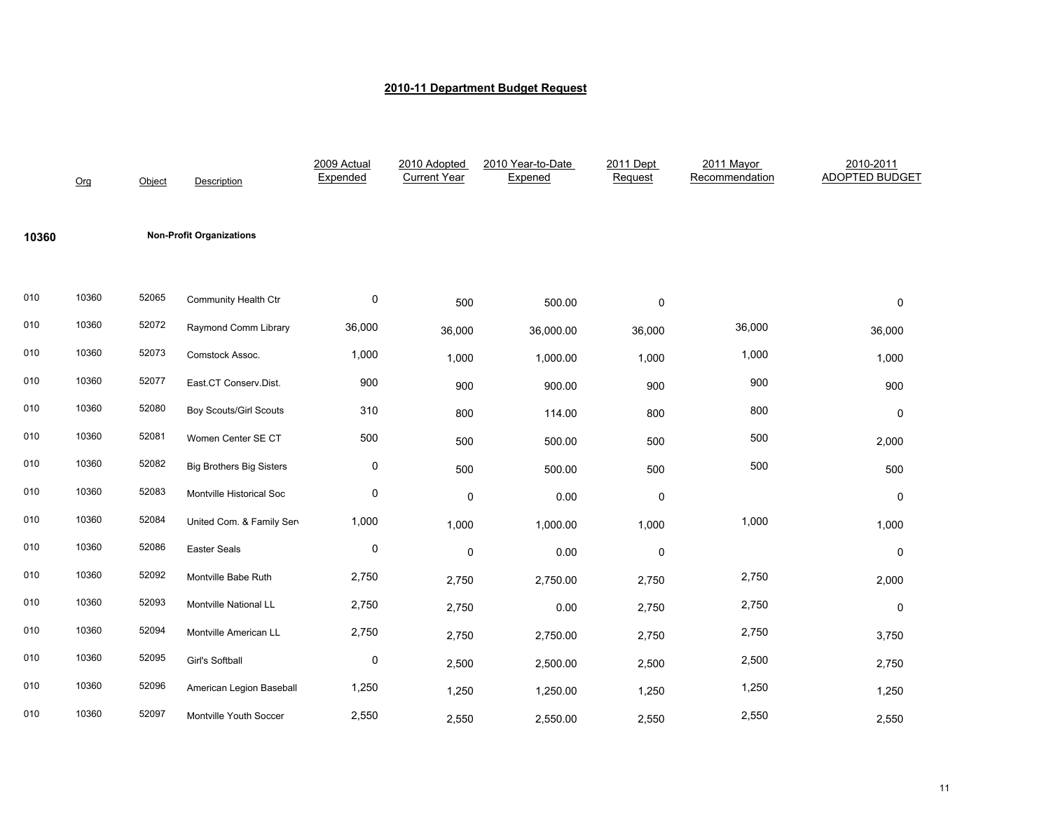## 2010-11 Department Budget Request

| | Org | Object | Description | 2009 Actual Expended | 2010 Adopted Current Year | 2010 Year-to-Date Expened | 2011 Dept Request | 2011 Mayor Recommendation | 2010-2011 ADOPTED BUDGET |
|---|---|---|---|---|---|---|---|---|---|
| **10360** | | | **Non-Profit Organizations** | | | | | | |
| 010 | 10360 | 52065 | Community Health Ctr | 0 | 500 | 500.00 | 0 | | 0 |
| 010 | 10360 | 52072 | Raymond Comm Library | 36,000 | 36,000 | 36,000.00 | 36,000 | 36,000 | 36,000 |
| 010 | 10360 | 52073 | Comstock Assoc. | 1,000 | 1,000 | 1,000.00 | 1,000 | 1,000 | 1,000 |
| 010 | 10360 | 52077 | East.CT Conserv.Dist. | 900 | 900 | 900.00 | 900 | 900 | 900 |
| 010 | 10360 | 52080 | Boy Scouts/Girl Scouts | 310 | 800 | 114.00 | 800 | 800 | 0 |
| 010 | 10360 | 52081 | Women Center SE CT | 500 | 500 | 500.00 | 500 | 500 | 2,000 |
| 010 | 10360 | 52082 | Big Brothers Big Sisters | 0 | 500 | 500.00 | 500 | 500 | 500 |
| 010 | 10360 | 52083 | Montville Historical Soc | 0 | 0 | 0.00 | 0 | | 0 |
| 010 | 10360 | 52084 | United Com. & Family Serv | 1,000 | 1,000 | 1,000.00 | 1,000 | 1,000 | 1,000 |
| 010 | 10360 | 52086 | Easter Seals | 0 | 0 | 0.00 | 0 | | 0 |
| 010 | 10360 | 52092 | Montville Babe Ruth | 2,750 | 2,750 | 2,750.00 | 2,750 | 2,750 | 2,000 |
| 010 | 10360 | 52093 | Montville National LL | 2,750 | 2,750 | 0.00 | 2,750 | 2,750 | 0 |
| 010 | 10360 | 52094 | Montville American LL | 2,750 | 2,750 | 2,750.00 | 2,750 | 2,750 | 3,750 |
| 010 | 10360 | 52095 | Girl's Softball | 0 | 2,500 | 2,500.00 | 2,500 | 2,500 | 2,750 |
| 010 | 10360 | 52096 | American Legion Baseball | 1,250 | 1,250 | 1,250.00 | 1,250 | 1,250 | 1,250 |
| 010 | 10360 | 52097 | Montville Youth Soccer | 2,550 | 2,550 | 2,550.00 | 2,550 | 2,550 | 2,550 |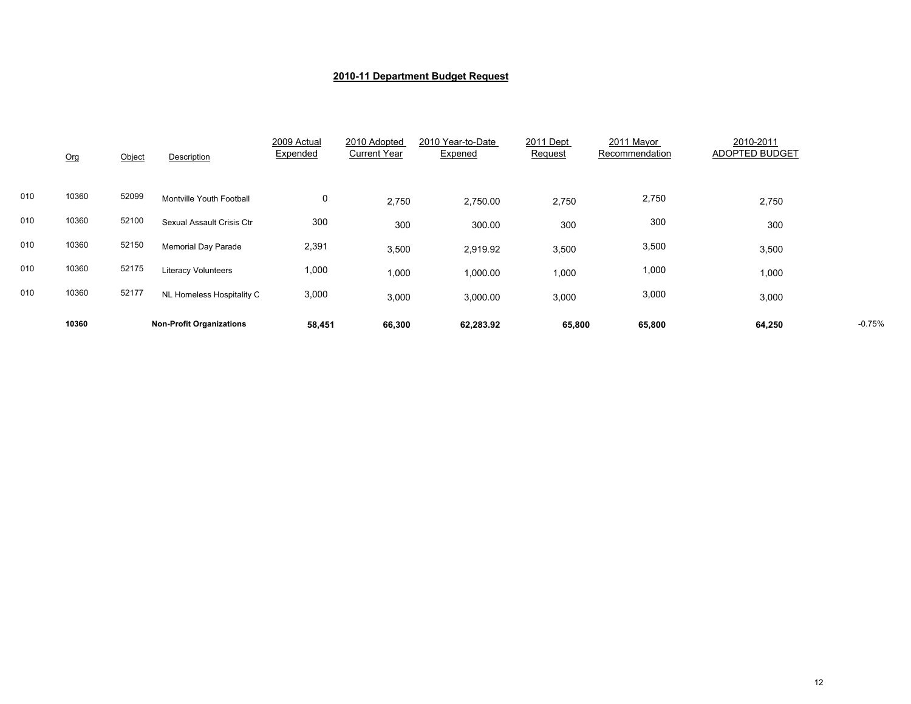## 2010-11 Department Budget Request

| | Org | Object | Description | 2009 Actual Expended | 2010 Adopted Current Year | 2010 Year-to-Date Expened | 2011 Dept Request | 2011 Mayor Recommendation | 2010-2011 ADOPTED BUDGET | |
|---|---|---|---|---|---|---|---|---|---|---|
| 010 | 10360 | 52099 | Montville Youth Football | 0 | 2,750 | 2,750.00 | 2,750 | 2,750 | 2,750 | |
| 010 | 10360 | 52100 | Sexual Assault Crisis Ctr | 300 | 300 | 300.00 | 300 | 300 | 300 | |
| 010 | 10360 | 52150 | Memorial Day Parade | 2,391 | 3,500 | 2,919.92 | 3,500 | 3,500 | 3,500 | |
| 010 | 10360 | 52175 | Literacy Volunteers | 1,000 | 1,000 | 1,000.00 | 1,000 | 1,000 | 1,000 | |
| 010 | 10360 | 52177 | NL Homeless Hospitality C | 3,000 | 3,000 | 3,000.00 | 3,000 | 3,000 | 3,000 | |
| | **10360** | | **Non-Profit Organizations** | **58,451** | **66,300** | **62,283.92** | **65,800** | **65,800** | **64,250** | -0.75% |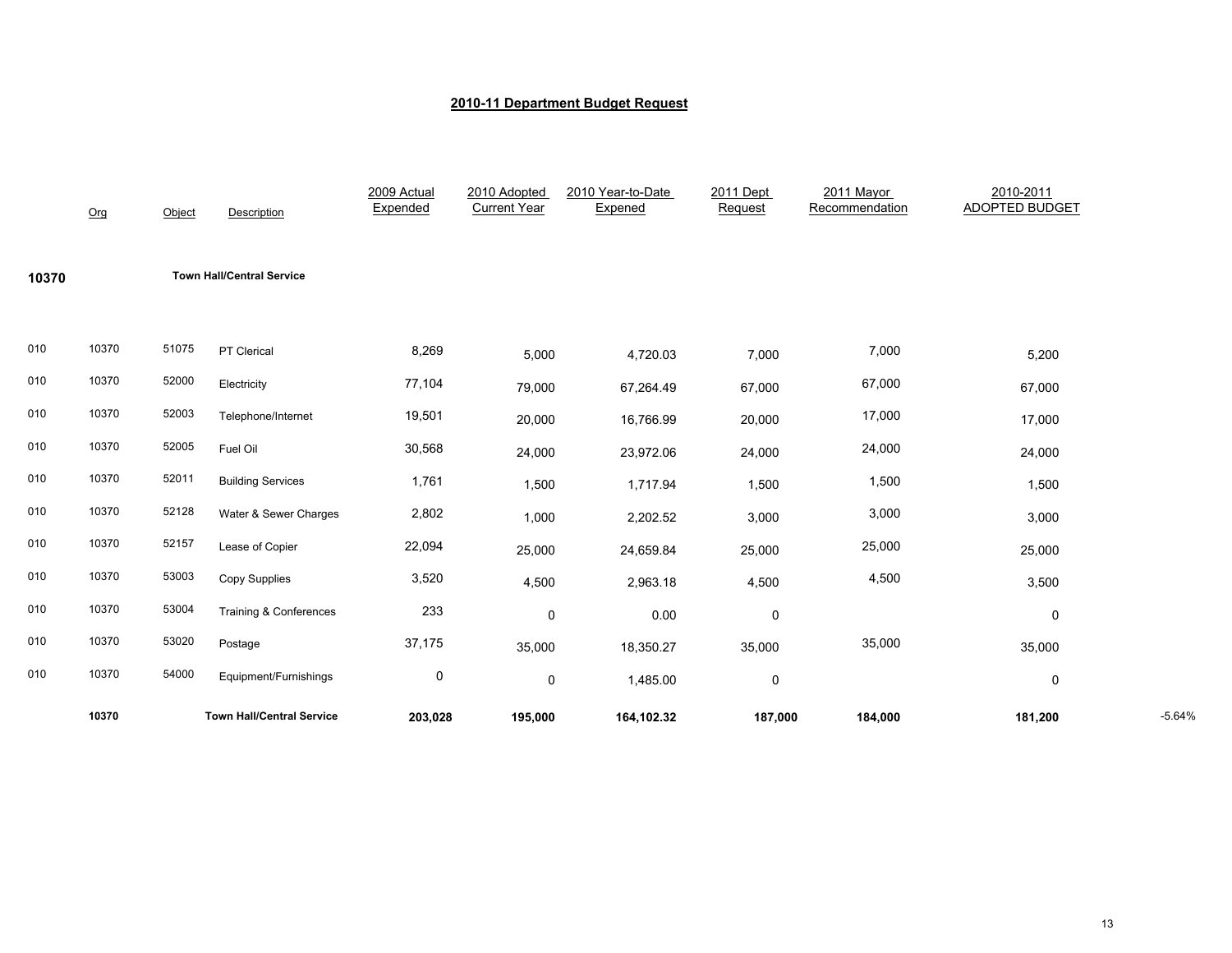# 2010-11 Department Budget Request

| | Org | Object | Description | 2009 Actual Expended | 2010 Adopted Current Year | 2010 Year-to-Date Expened | 2011 Dept Request | 2011 Mayor Recommendation | 2010-2011 ADOPTED BUDGET | |
|---|---|---|---|---|---|---|---|---|---|---|
| **10370** | | | **Town Hall/Central Service** | | | | | | | |
| 010 | 10370 | 51075 | PT Clerical | 8,269 | 5,000 | 4,720.03 | 7,000 | 7,000 | 5,200 | |
| 010 | 10370 | 52000 | Electricity | 77,104 | 79,000 | 67,264.49 | 67,000 | 67,000 | 67,000 | |
| 010 | 10370 | 52003 | Telephone/Internet | 19,501 | 20,000 | 16,766.99 | 20,000 | 17,000 | 17,000 | |
| 010 | 10370 | 52005 | Fuel Oil | 30,568 | 24,000 | 23,972.06 | 24,000 | 24,000 | 24,000 | |
| 010 | 10370 | 52011 | Building Services | 1,761 | 1,500 | 1,717.94 | 1,500 | 1,500 | 1,500 | |
| 010 | 10370 | 52128 | Water & Sewer Charges | 2,802 | 1,000 | 2,202.52 | 3,000 | 3,000 | 3,000 | |
| 010 | 10370 | 52157 | Lease of Copier | 22,094 | 25,000 | 24,659.84 | 25,000 | 25,000 | 25,000 | |
| 010 | 10370 | 53003 | Copy Supplies | 3,520 | 4,500 | 2,963.18 | 4,500 | 4,500 | 3,500 | |
| 010 | 10370 | 53004 | Training & Conferences | 233 | 0 | 0.00 | 0 | | 0 | |
| 010 | 10370 | 53020 | Postage | 37,175 | 35,000 | 18,350.27 | 35,000 | 35,000 | 35,000 | |
| 010 | 10370 | 54000 | Equipment/Furnishings | 0 | 0 | 1,485.00 | 0 | | 0 | |
| | **10370** | | **Town Hall/Central Service** | **203,028** | **195,000** | **164,102.32** | **187,000** | **184,000** | **181,200** | -5.64% |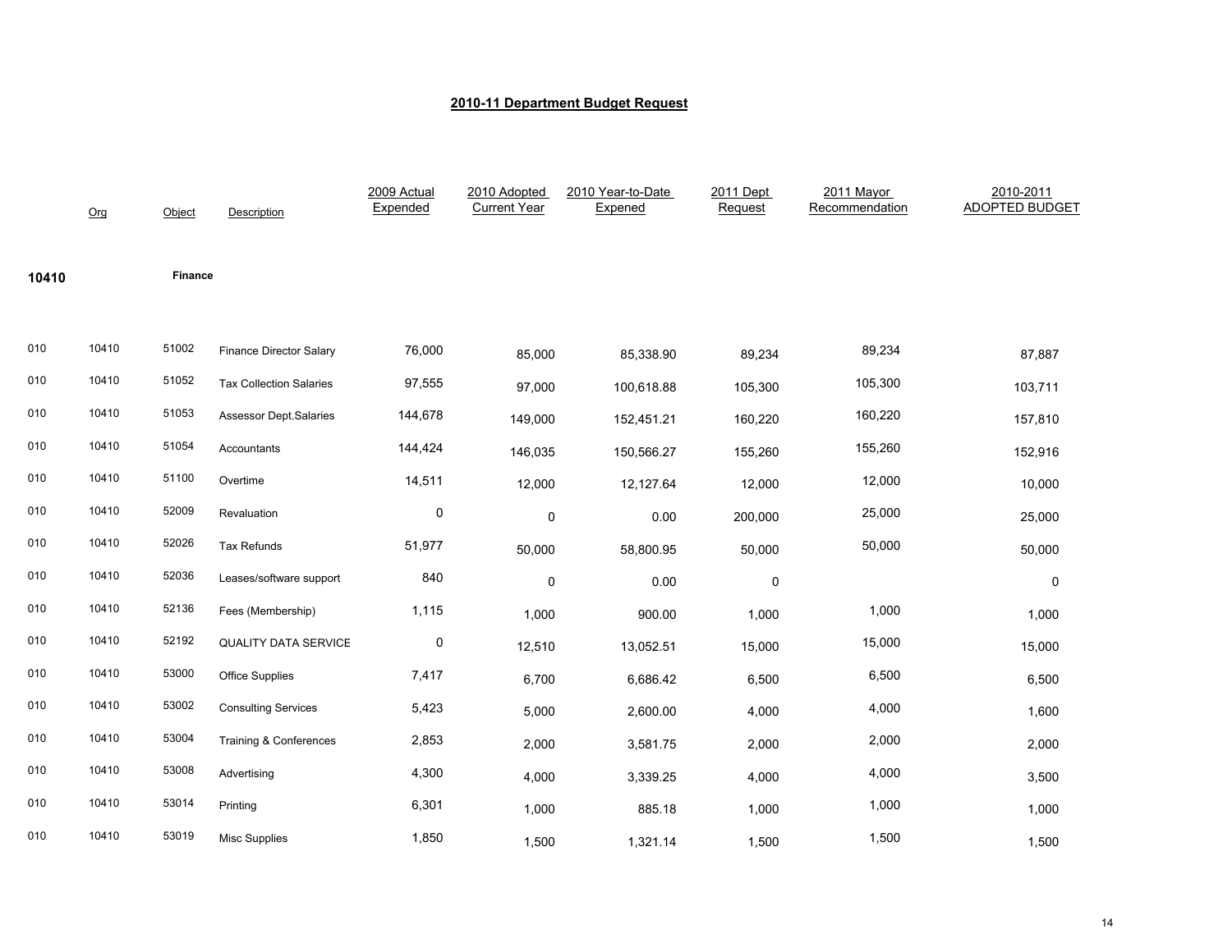# 2010-11 Department Budget Request

| | Org | Object | Description | 2009 Actual Expended | 2010 Adopted Current Year | 2010 Year-to-Date Expened | 2011 Dept Request | 2011 Mayor Recommendation | 2010-2011 ADOPTED BUDGET |
|---|---|---|---|---|---|---|---|---|---|
| **10410** | | **Finance** | | | | | | | |
| 010 | 10410 | 51002 | Finance Director Salary | 76,000 | 85,000 | 85,338.90 | 89,234 | 89,234 | 87,887 |
| 010 | 10410 | 51052 | Tax Collection Salaries | 97,555 | 97,000 | 100,618.88 | 105,300 | 105,300 | 103,711 |
| 010 | 10410 | 51053 | Assessor Dept.Salaries | 144,678 | 149,000 | 152,451.21 | 160,220 | 160,220 | 157,810 |
| 010 | 10410 | 51054 | Accountants | 144,424 | 146,035 | 150,566.27 | 155,260 | 155,260 | 152,916 |
| 010 | 10410 | 51100 | Overtime | 14,511 | 12,000 | 12,127.64 | 12,000 | 12,000 | 10,000 |
| 010 | 10410 | 52009 | Revaluation | 0 | 0 | 0.00 | 200,000 | 25,000 | 25,000 |
| 010 | 10410 | 52026 | Tax Refunds | 51,977 | 50,000 | 58,800.95 | 50,000 | 50,000 | 50,000 |
| 010 | 10410 | 52036 | Leases/software support | 840 | 0 | 0.00 | 0 | | 0 |
| 010 | 10410 | 52136 | Fees (Membership) | 1,115 | 1,000 | 900.00 | 1,000 | 1,000 | 1,000 |
| 010 | 10410 | 52192 | QUALITY DATA SERVICE | 0 | 12,510 | 13,052.51 | 15,000 | 15,000 | 15,000 |
| 010 | 10410 | 53000 | Office Supplies | 7,417 | 6,700 | 6,686.42 | 6,500 | 6,500 | 6,500 |
| 010 | 10410 | 53002 | Consulting Services | 5,423 | 5,000 | 2,600.00 | 4,000 | 4,000 | 1,600 |
| 010 | 10410 | 53004 | Training & Conferences | 2,853 | 2,000 | 3,581.75 | 2,000 | 2,000 | 2,000 |
| 010 | 10410 | 53008 | Advertising | 4,300 | 4,000 | 3,339.25 | 4,000 | 4,000 | 3,500 |
| 010 | 10410 | 53014 | Printing | 6,301 | 1,000 | 885.18 | 1,000 | 1,000 | 1,000 |
| 010 | 10410 | 53019 | Misc Supplies | 1,850 | 1,500 | 1,321.14 | 1,500 | 1,500 | 1,500 |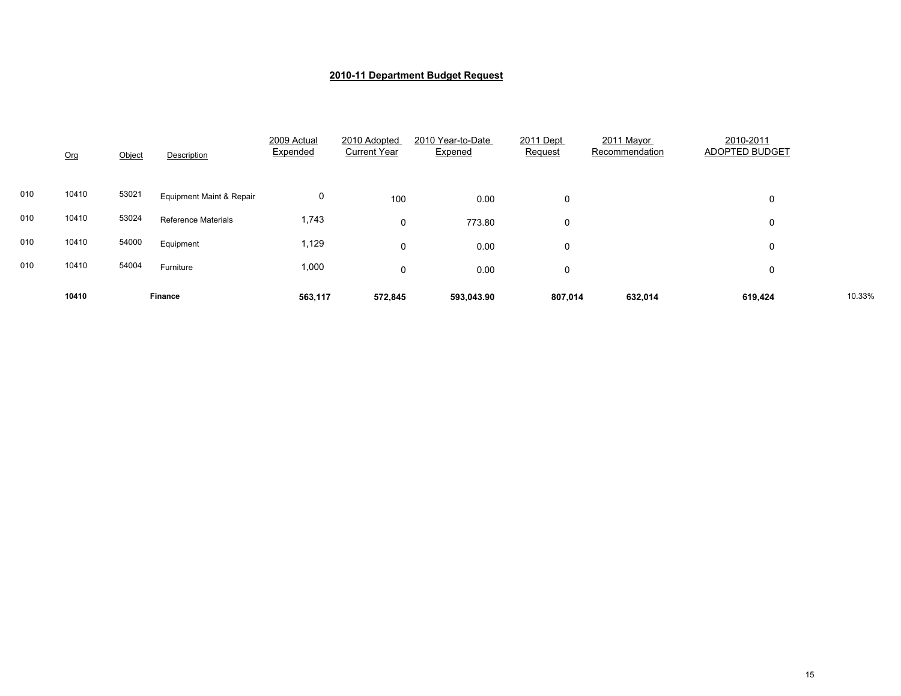## 2010-11 Department Budget Request

| | Org | Object | Description | 2009 Actual Expended | 2010 Adopted Current Year | 2010 Year-to-Date Expened | 2011 Dept Request | 2011 Mayor Recommendation | 2010-2011 ADOPTED BUDGET | |
|---|---|---|---|---|---|---|---|---|---|---|
| 010 | 10410 | 53021 | Equipment Maint & Repair | 0 | 100 | 0.00 | 0 | | 0 | |
| 010 | 10410 | 53024 | Reference Materials | 1,743 | 0 | 773.80 | 0 | | 0 | |
| 010 | 10410 | 54000 | Equipment | 1,129 | 0 | 0.00 | 0 | | 0 | |
| 010 | 10410 | 54004 | Furniture | 1,000 | 0 | 0.00 | 0 | | 0 | |
| | **10410** | | **Finance** | **563,117** | **572,845** | **593,043.90** | **807,014** | **632,014** | **619,424** | 10.33% |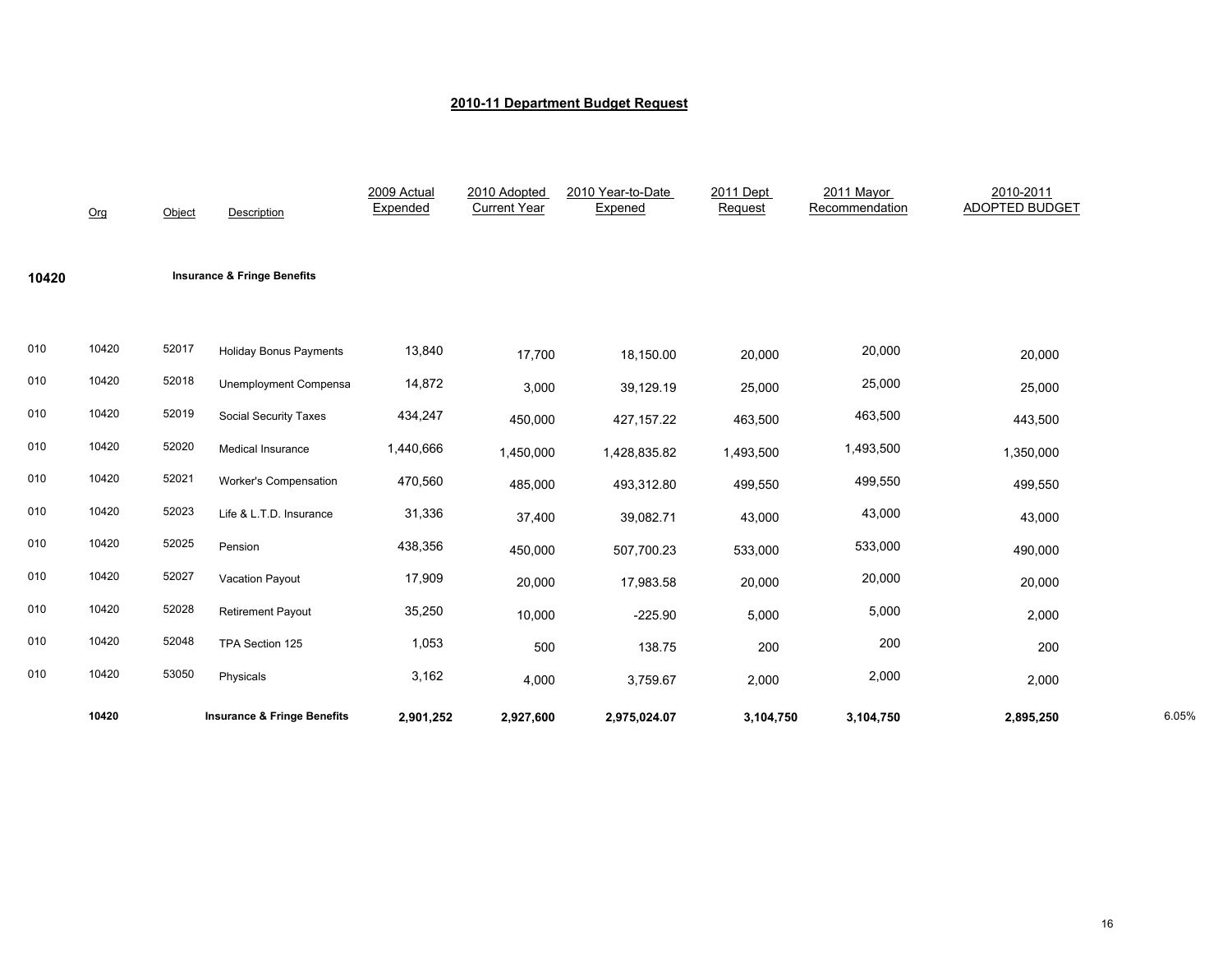## 2010-11 Department Budget Request

| | Org | Object | Description | 2009 Actual Expended | 2010 Adopted Current Year | 2010 Year-to-Date Expened | 2011 Dept Request | 2011 Mayor Recommendation | 2010-2011 ADOPTED BUDGET | |
|---|---|---|---|---|---|---|---|---|---|---|
| **10420** | | | **Insurance & Fringe Benefits** | | | | | | | |
| 010 | 10420 | 52017 | Holiday Bonus Payments | 13,840 | 17,700 | 18,150.00 | 20,000 | 20,000 | 20,000 | |
| 010 | 10420 | 52018 | Unemployment Compensa | 14,872 | 3,000 | 39,129.19 | 25,000 | 25,000 | 25,000 | |
| 010 | 10420 | 52019 | Social Security Taxes | 434,247 | 450,000 | 427,157.22 | 463,500 | 463,500 | 443,500 | |
| 010 | 10420 | 52020 | Medical Insurance | 1,440,666 | 1,450,000 | 1,428,835.82 | 1,493,500 | 1,493,500 | 1,350,000 | |
| 010 | 10420 | 52021 | Worker's Compensation | 470,560 | 485,000 | 493,312.80 | 499,550 | 499,550 | 499,550 | |
| 010 | 10420 | 52023 | Life & L.T.D. Insurance | 31,336 | 37,400 | 39,082.71 | 43,000 | 43,000 | 43,000 | |
| 010 | 10420 | 52025 | Pension | 438,356 | 450,000 | 507,700.23 | 533,000 | 533,000 | 490,000 | |
| 010 | 10420 | 52027 | Vacation Payout | 17,909 | 20,000 | 17,983.58 | 20,000 | 20,000 | 20,000 | |
| 010 | 10420 | 52028 | Retirement Payout | 35,250 | 10,000 | -225.90 | 5,000 | 5,000 | 2,000 | |
| 010 | 10420 | 52048 | TPA Section 125 | 1,053 | 500 | 138.75 | 200 | 200 | 200 | |
| 010 | 10420 | 53050 | Physicals | 3,162 | 4,000 | 3,759.67 | 2,000 | 2,000 | 2,000 | |
| | **10420** | | **Insurance & Fringe Benefits** | **2,901,252** | **2,927,600** | **2,975,024.07** | **3,104,750** | **3,104,750** | **2,895,250** | 6.05% |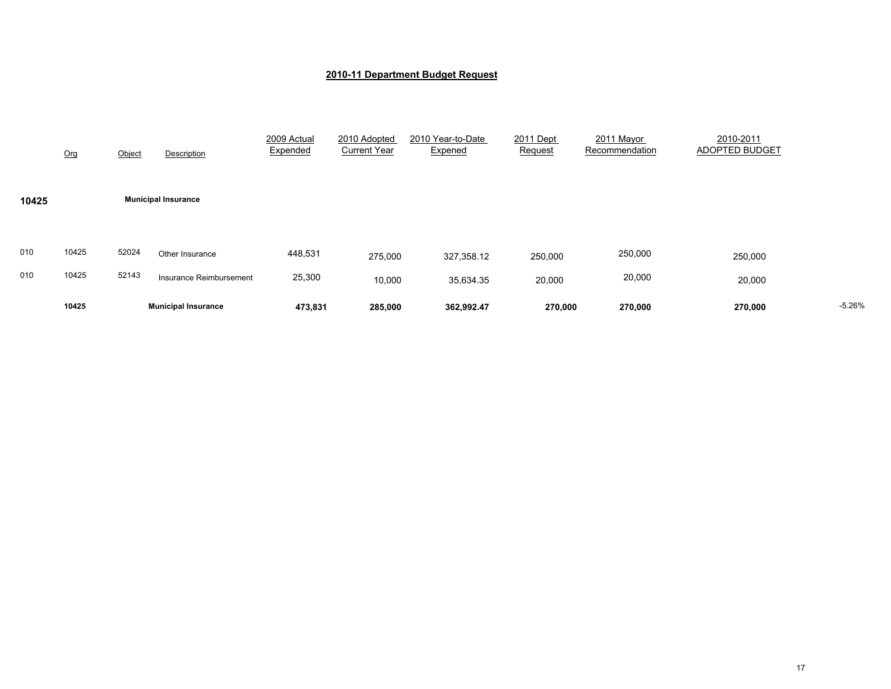## 2010-11 Department Budget Request

| | Org | Object | Description | 2009 Actual Expended | 2010 Adopted Current Year | 2010 Year-to-Date Expened | 2011 Dept Request | 2011 Mayor Recommendation | 2010-2011 ADOPTED BUDGET | |
|---|---|---|---|---|---|---|---|---|---|---|
| **10425** | | | **Municipal Insurance** | | | | | | | |
| 010 | 10425 | 52024 | Other Insurance | 448,531 | 275,000 | 327,358.12 | 250,000 | 250,000 | 250,000 | |
| 010 | 10425 | 52143 | Insurance Reimbursement | 25,300 | 10,000 | 35,634.35 | 20,000 | 20,000 | 20,000 | |
| | **10425** | | **Municipal Insurance** | **473,831** | **285,000** | **362,992.47** | **270,000** | **270,000** | **270,000** | -5.26% |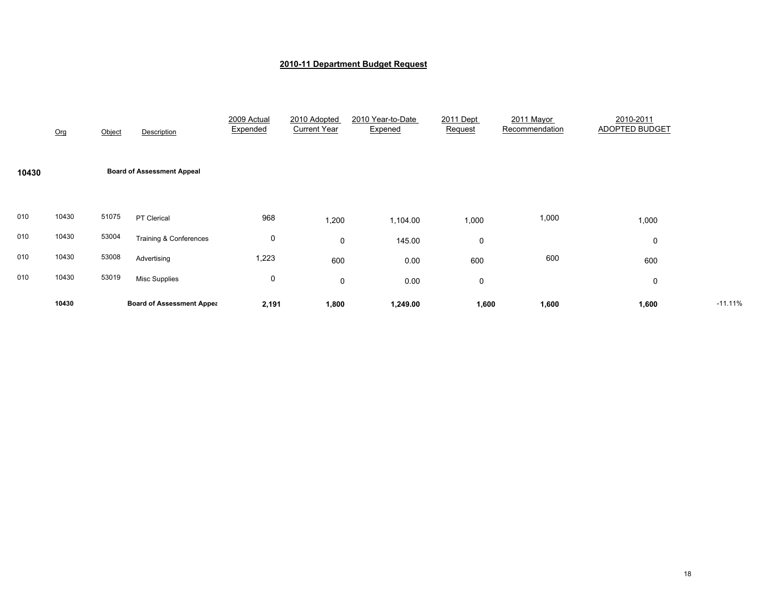## 2010-11 Department Budget Request

| | Org | Object | Description | 2009 Actual Expended | 2010 Adopted Current Year | 2010 Year-to-Date Expened | 2011 Dept Request | 2011 Mayor Recommendation | 2010-2011 ADOPTED BUDGET | |
|---|---|---|---|---|---|---|---|---|---|---|
| **10430** | | | **Board of Assessment Appeal** | | | | | | | |
| 010 | 10430 | 51075 | PT Clerical | 968 | 1,200 | 1,104.00 | 1,000 | 1,000 | 1,000 | |
| 010 | 10430 | 53004 | Training & Conferences | 0 | 0 | 145.00 | 0 | | 0 | |
| 010 | 10430 | 53008 | Advertising | 1,223 | 600 | 0.00 | 600 | 600 | 600 | |
| 010 | 10430 | 53019 | Misc Supplies | 0 | 0 | 0.00 | 0 | | 0 | |
| | **10430** | | **Board of Assessment Appea** | **2,191** | **1,800** | **1,249.00** | **1,600** | **1,600** | **1,600** | -11.11% |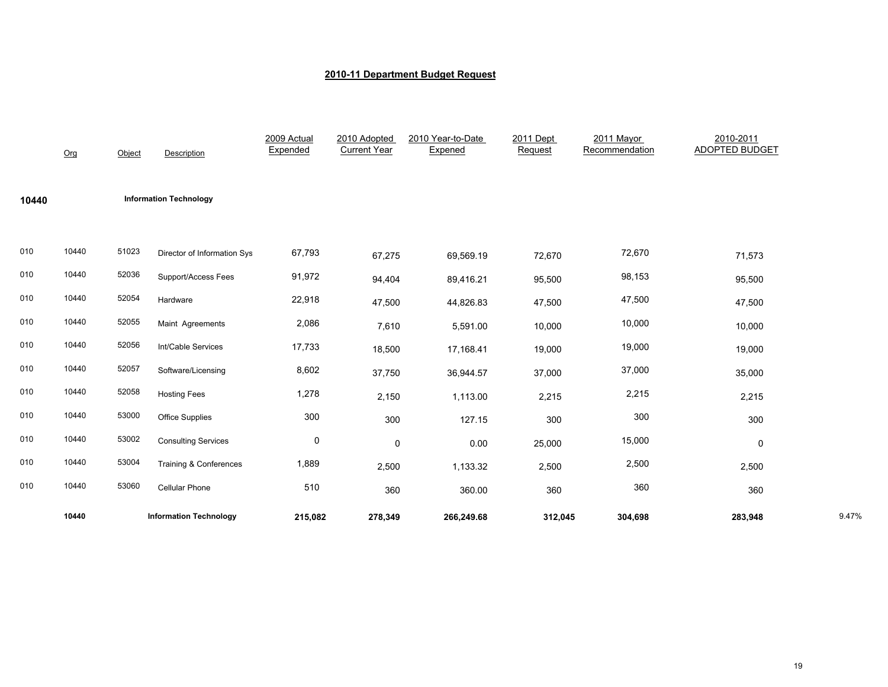# 2010-11 Department Budget Request

| | Org | Object | Description | 2009 Actual Expended | 2010 Adopted Current Year | 2010 Year-to-Date Expened | 2011 Dept Request | 2011 Mayor Recommendation | 2010-2011 ADOPTED BUDGET | |
|---|---|---|---|---|---|---|---|---|---|---|
| **10440** | | | **Information Technology** | | | | | | | |
| 010 | 10440 | 51023 | Director of Information Sys | 67,793 | 67,275 | 69,569.19 | 72,670 | 72,670 | 71,573 | |
| 010 | 10440 | 52036 | Support/Access Fees | 91,972 | 94,404 | 89,416.21 | 95,500 | 98,153 | 95,500 | |
| 010 | 10440 | 52054 | Hardware | 22,918 | 47,500 | 44,826.83 | 47,500 | 47,500 | 47,500 | |
| 010 | 10440 | 52055 | Maint Agreements | 2,086 | 7,610 | 5,591.00 | 10,000 | 10,000 | 10,000 | |
| 010 | 10440 | 52056 | Int/Cable Services | 17,733 | 18,500 | 17,168.41 | 19,000 | 19,000 | 19,000 | |
| 010 | 10440 | 52057 | Software/Licensing | 8,602 | 37,750 | 36,944.57 | 37,000 | 37,000 | 35,000 | |
| 010 | 10440 | 52058 | Hosting Fees | 1,278 | 2,150 | 1,113.00 | 2,215 | 2,215 | 2,215 | |
| 010 | 10440 | 53000 | Office Supplies | 300 | 300 | 127.15 | 300 | 300 | 300 | |
| 010 | 10440 | 53002 | Consulting Services | 0 | 0 | 0.00 | 25,000 | 15,000 | 0 | |
| 010 | 10440 | 53004 | Training & Conferences | 1,889 | 2,500 | 1,133.32 | 2,500 | 2,500 | 2,500 | |
| 010 | 10440 | 53060 | Cellular Phone | 510 | 360 | 360.00 | 360 | 360 | 360 | |
| | **10440** | | **Information Technology** | **215,082** | **278,349** | **266,249.68** | **312,045** | **304,698** | **283,948** | 9.47% |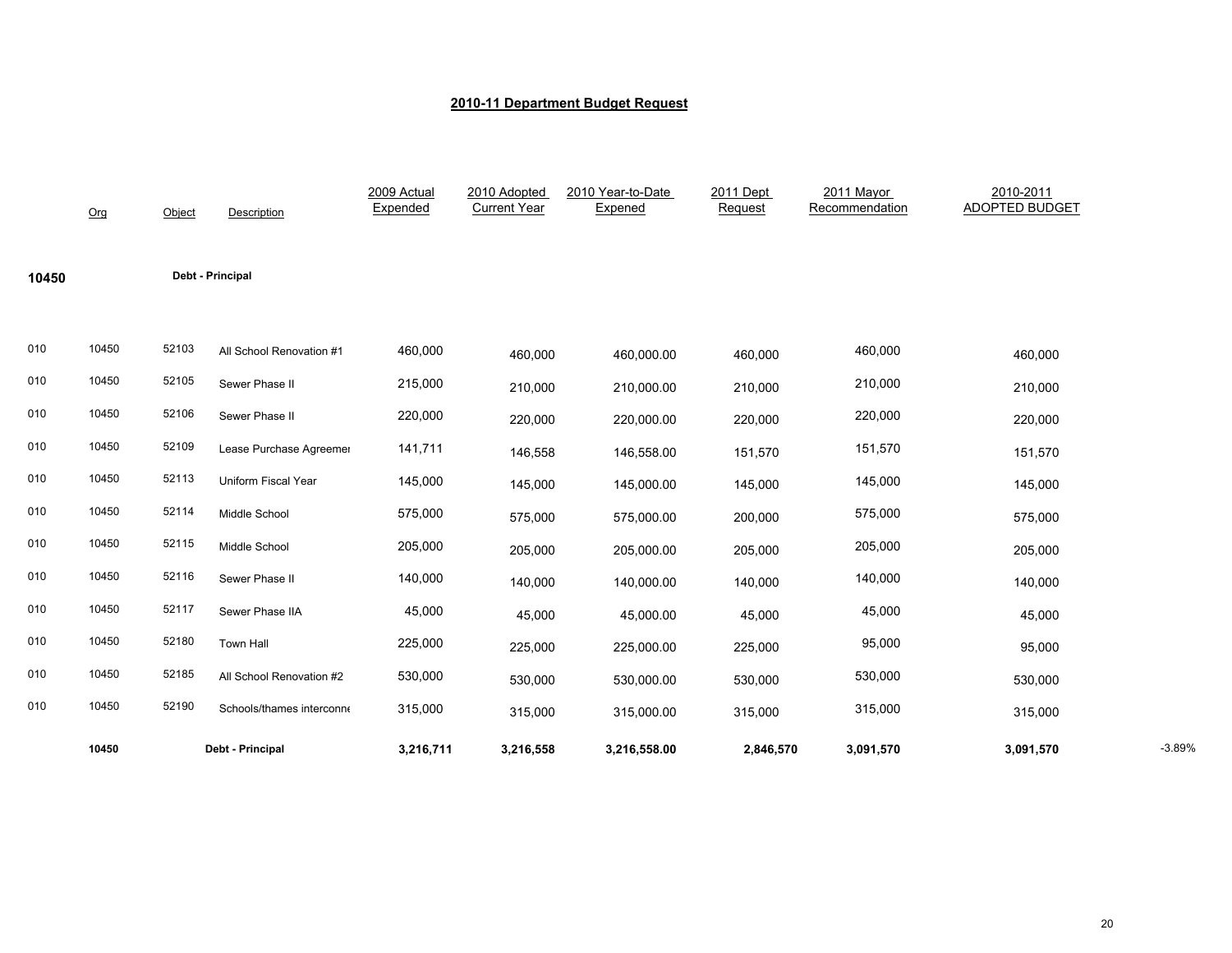# 2010-11 Department Budget Request

| | Org | Object | Description | 2009 Actual Expended | 2010 Adopted Current Year | 2010 Year-to-Date Expened | 2011 Dept Request | 2011 Mayor Recommendation | 2010-2011 ADOPTED BUDGET | |
|---|---|---|---|---|---|---|---|---|---|---|
| **10450** | | | **Debt - Principal** | | | | | | | |
| 010 | 10450 | 52103 | All School Renovation #1 | 460,000 | 460,000 | 460,000.00 | 460,000 | 460,000 | 460,000 | |
| 010 | 10450 | 52105 | Sewer Phase II | 215,000 | 210,000 | 210,000.00 | 210,000 | 210,000 | 210,000 | |
| 010 | 10450 | 52106 | Sewer Phase II | 220,000 | 220,000 | 220,000.00 | 220,000 | 220,000 | 220,000 | |
| 010 | 10450 | 52109 | Lease Purchase Agreemer | 141,711 | 146,558 | 146,558.00 | 151,570 | 151,570 | 151,570 | |
| 010 | 10450 | 52113 | Uniform Fiscal Year | 145,000 | 145,000 | 145,000.00 | 145,000 | 145,000 | 145,000 | |
| 010 | 10450 | 52114 | Middle School | 575,000 | 575,000 | 575,000.00 | 200,000 | 575,000 | 575,000 | |
| 010 | 10450 | 52115 | Middle School | 205,000 | 205,000 | 205,000.00 | 205,000 | 205,000 | 205,000 | |
| 010 | 10450 | 52116 | Sewer Phase II | 140,000 | 140,000 | 140,000.00 | 140,000 | 140,000 | 140,000 | |
| 010 | 10450 | 52117 | Sewer Phase IIA | 45,000 | 45,000 | 45,000.00 | 45,000 | 45,000 | 45,000 | |
| 010 | 10450 | 52180 | Town Hall | 225,000 | 225,000 | 225,000.00 | 225,000 | 95,000 | 95,000 | |
| 010 | 10450 | 52185 | All School Renovation #2 | 530,000 | 530,000 | 530,000.00 | 530,000 | 530,000 | 530,000 | |
| 010 | 10450 | 52190 | Schools/thames interconne | 315,000 | 315,000 | 315,000.00 | 315,000 | 315,000 | 315,000 | |
| | **10450** | | **Debt - Principal** | **3,216,711** | **3,216,558** | **3,216,558.00** | **2,846,570** | **3,091,570** | **3,091,570** | -3.89% |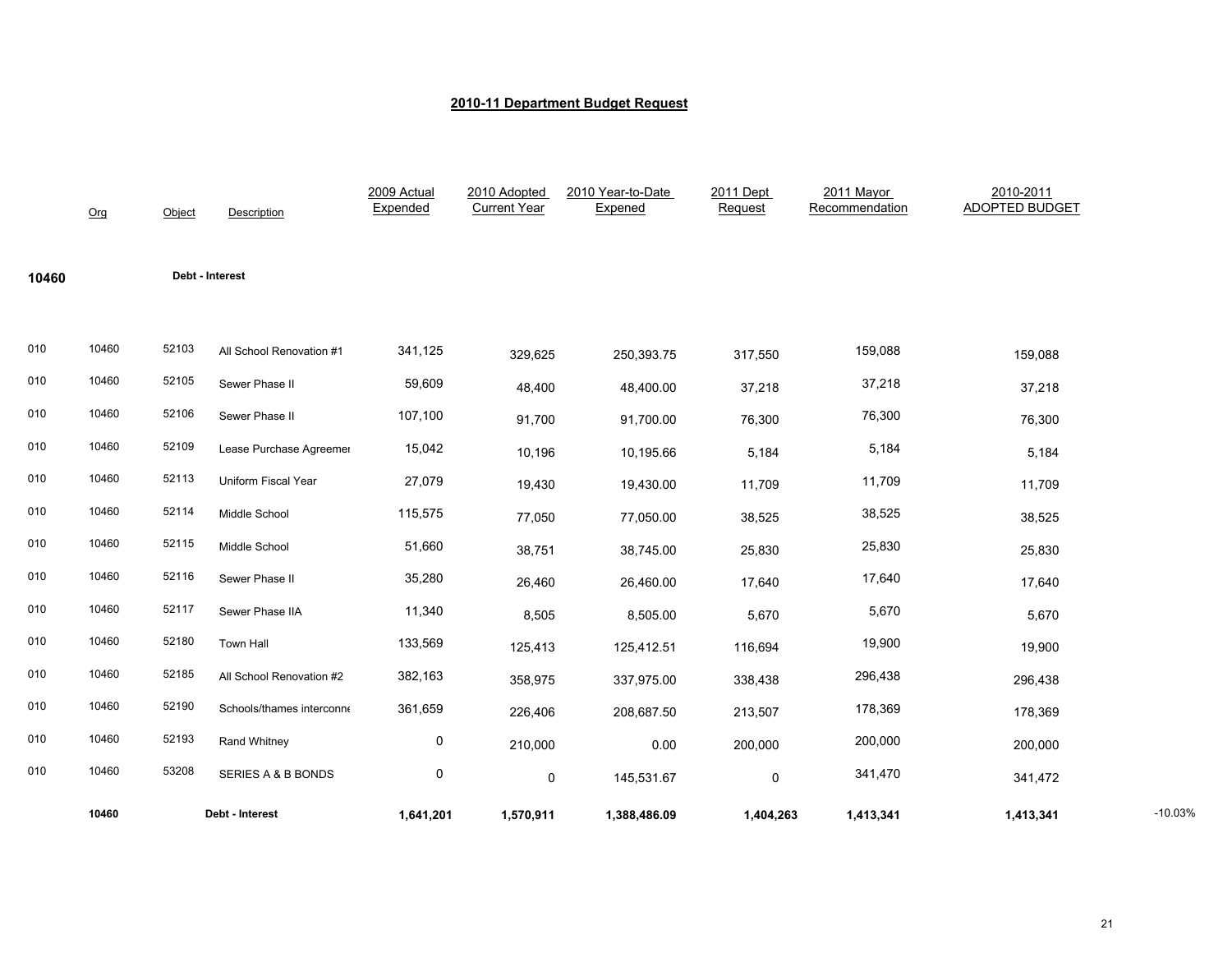## 2010-11 Department Budget Request

| | Org | Object | Description | 2009 Actual Expended | 2010 Adopted Current Year | 2010 Year-to-Date Expened | 2011 Dept Request | 2011 Mayor Recommendation | 2010-2011 ADOPTED BUDGET | |
|---|---|---|---|---|---|---|---|---|---|---|
| **10460** | | | **Debt - Interest** | | | | | | | |
| 010 | 10460 | 52103 | All School Renovation #1 | 341,125 | 329,625 | 250,393.75 | 317,550 | 159,088 | 159,088 | |
| 010 | 10460 | 52105 | Sewer Phase II | 59,609 | 48,400 | 48,400.00 | 37,218 | 37,218 | 37,218 | |
| 010 | 10460 | 52106 | Sewer Phase II | 107,100 | 91,700 | 91,700.00 | 76,300 | 76,300 | 76,300 | |
| 010 | 10460 | 52109 | Lease Purchase Agreemer | 15,042 | 10,196 | 10,195.66 | 5,184 | 5,184 | 5,184 | |
| 010 | 10460 | 52113 | Uniform Fiscal Year | 27,079 | 19,430 | 19,430.00 | 11,709 | 11,709 | 11,709 | |
| 010 | 10460 | 52114 | Middle School | 115,575 | 77,050 | 77,050.00 | 38,525 | 38,525 | 38,525 | |
| 010 | 10460 | 52115 | Middle School | 51,660 | 38,751 | 38,745.00 | 25,830 | 25,830 | 25,830 | |
| 010 | 10460 | 52116 | Sewer Phase II | 35,280 | 26,460 | 26,460.00 | 17,640 | 17,640 | 17,640 | |
| 010 | 10460 | 52117 | Sewer Phase IIA | 11,340 | 8,505 | 8,505.00 | 5,670 | 5,670 | 5,670 | |
| 010 | 10460 | 52180 | Town Hall | 133,569 | 125,413 | 125,412.51 | 116,694 | 19,900 | 19,900 | |
| 010 | 10460 | 52185 | All School Renovation #2 | 382,163 | 358,975 | 337,975.00 | 338,438 | 296,438 | 296,438 | |
| 010 | 10460 | 52190 | Schools/thames interconne | 361,659 | 226,406 | 208,687.50 | 213,507 | 178,369 | 178,369 | |
| 010 | 10460 | 52193 | Rand Whitney | 0 | 210,000 | 0.00 | 200,000 | 200,000 | 200,000 | |
| 010 | 10460 | 53208 | SERIES A & B BONDS | 0 | 0 | 145,531.67 | 0 | 341,470 | 341,472 | |
| | **10460** | | **Debt - Interest** | **1,641,201** | **1,570,911** | **1,388,486.09** | **1,404,263** | **1,413,341** | **1,413,341** | -10.03% |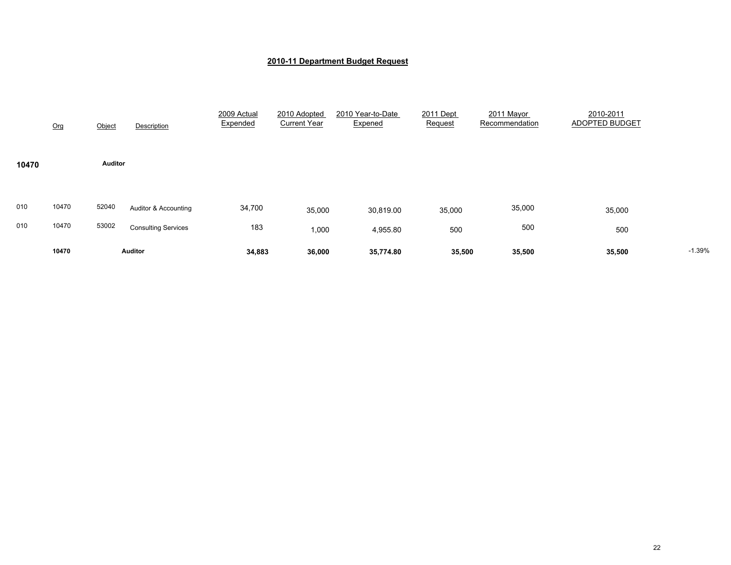## 2010-11 Department Budget Request

| | Org | Object | Description | 2009 Actual Expended | 2010 Adopted Current Year | 2010 Year-to-Date Expened | 2011 Dept Request | 2011 Mayor Recommendation | 2010-2011 ADOPTED BUDGET | |
|---|---|---|---|---|---|---|---|---|---|---|
| **10470** | | **Auditor** | | | | | | | | |
| 010 | 10470 | 52040 | Auditor & Accounting | 34,700 | 35,000 | 30,819.00 | 35,000 | 35,000 | 35,000 | |
| 010 | 10470 | 53002 | Consulting Services | 183 | 1,000 | 4,955.80 | 500 | 500 | 500 | |
| | **10470** | | **Auditor** | **34,883** | **36,000** | **35,774.80** | **35,500** | **35,500** | **35,500** | -1.39% |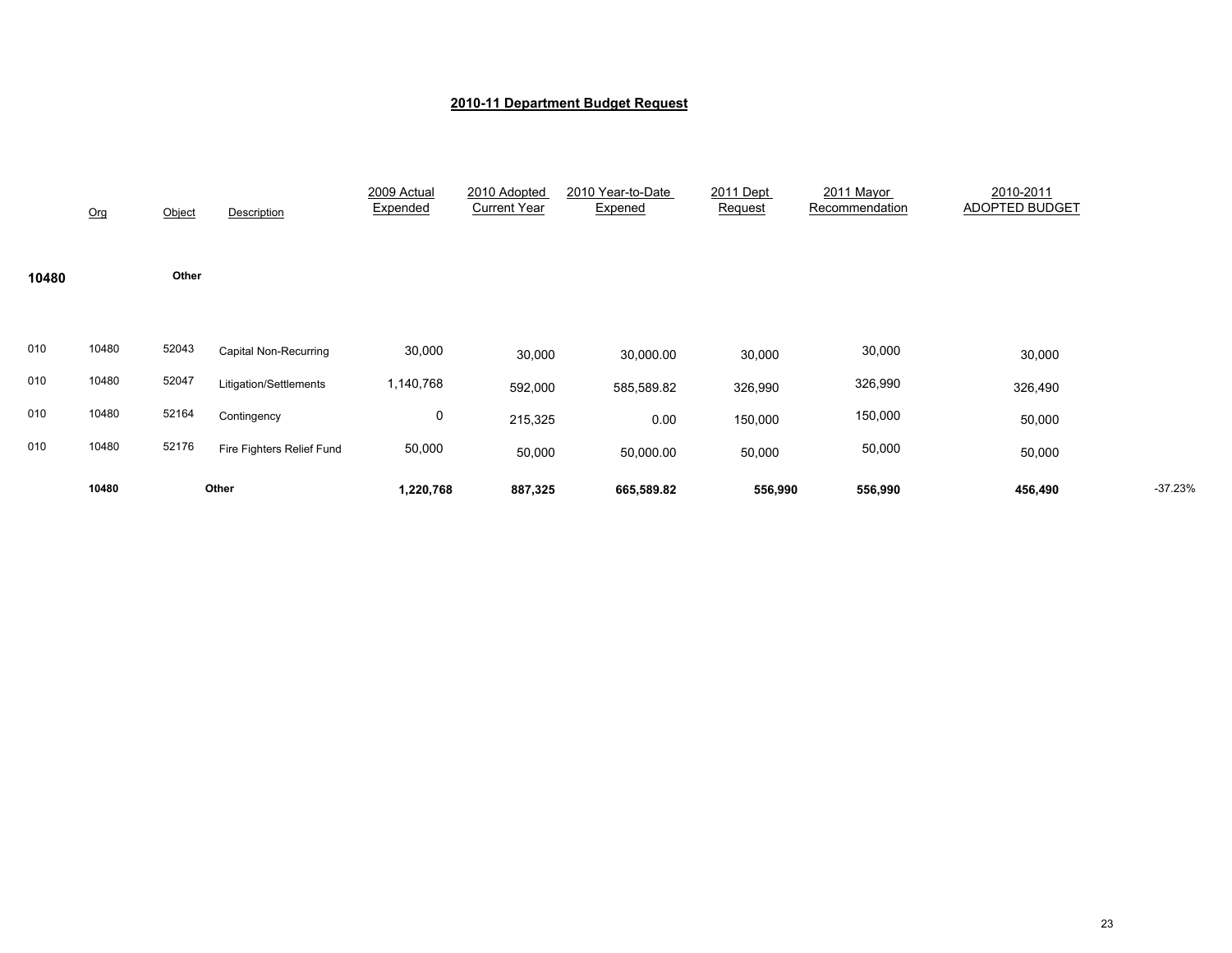## 2010-11 Department Budget Request

| | Org | Object | Description | 2009 Actual Expended | 2010 Adopted Current Year | 2010 Year-to-Date Expened | 2011 Dept Request | 2011 Mayor Recommendation | 2010-2011 ADOPTED BUDGET | |
|---|---|---|---|---|---|---|---|---|---|---|
| **10480** | | **Other** | | | | | | | | |
| 010 | 10480 | 52043 | Capital Non-Recurring | 30,000 | 30,000 | 30,000.00 | 30,000 | 30,000 | 30,000 | |
| 010 | 10480 | 52047 | Litigation/Settlements | 1,140,768 | 592,000 | 585,589.82 | 326,990 | 326,990 | 326,490 | |
| 010 | 10480 | 52164 | Contingency | 0 | 215,325 | 0.00 | 150,000 | 150,000 | 50,000 | |
| 010 | 10480 | 52176 | Fire Fighters Relief Fund | 50,000 | 50,000 | 50,000.00 | 50,000 | 50,000 | 50,000 | |
| | **10480** | | **Other** | **1,220,768** | **887,325** | **665,589.82** | **556,990** | **556,990** | **456,490** | -37.23% |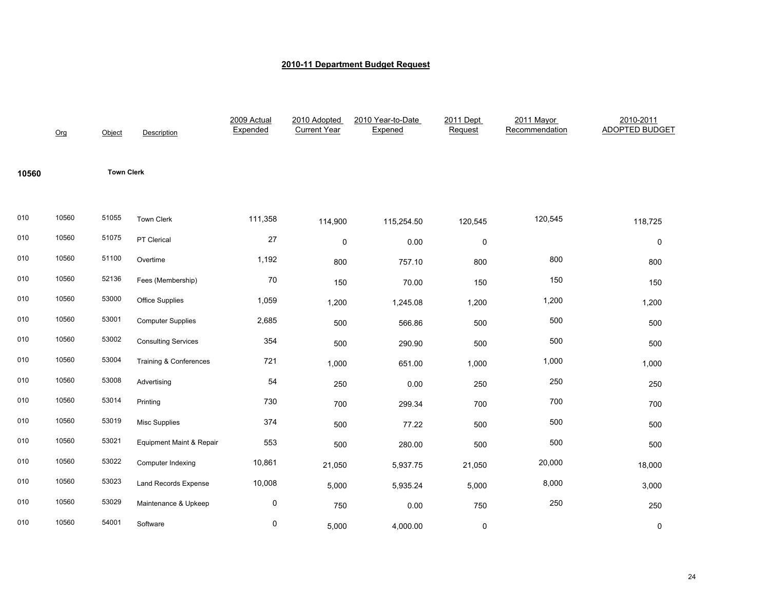## 2010-11 Department Budget Request

| | Org | Object | Description | 2009 Actual Expended | 2010 Adopted Current Year | 2010 Year-to-Date Expened | 2011 Dept Request | 2011 Mayor Recommendation | 2010-2011 ADOPTED BUDGET |
|---|---|---|---|---|---|---|---|---|---|
| **10560** | | **Town Clerk** | | | | | | | |
| 010 | 10560 | 51055 | Town Clerk | 111,358 | 114,900 | 115,254.50 | 120,545 | 120,545 | 118,725 |
| 010 | 10560 | 51075 | PT Clerical | 27 | 0 | 0.00 | 0 | | 0 |
| 010 | 10560 | 51100 | Overtime | 1,192 | 800 | 757.10 | 800 | 800 | 800 |
| 010 | 10560 | 52136 | Fees (Membership) | 70 | 150 | 70.00 | 150 | 150 | 150 |
| 010 | 10560 | 53000 | Office Supplies | 1,059 | 1,200 | 1,245.08 | 1,200 | 1,200 | 1,200 |
| 010 | 10560 | 53001 | Computer Supplies | 2,685 | 500 | 566.86 | 500 | 500 | 500 |
| 010 | 10560 | 53002 | Consulting Services | 354 | 500 | 290.90 | 500 | 500 | 500 |
| 010 | 10560 | 53004 | Training & Conferences | 721 | 1,000 | 651.00 | 1,000 | 1,000 | 1,000 |
| 010 | 10560 | 53008 | Advertising | 54 | 250 | 0.00 | 250 | 250 | 250 |
| 010 | 10560 | 53014 | Printing | 730 | 700 | 299.34 | 700 | 700 | 700 |
| 010 | 10560 | 53019 | Misc Supplies | 374 | 500 | 77.22 | 500 | 500 | 500 |
| 010 | 10560 | 53021 | Equipment Maint & Repair | 553 | 500 | 280.00 | 500 | 500 | 500 |
| 010 | 10560 | 53022 | Computer Indexing | 10,861 | 21,050 | 5,937.75 | 21,050 | 20,000 | 18,000 |
| 010 | 10560 | 53023 | Land Records Expense | 10,008 | 5,000 | 5,935.24 | 5,000 | 8,000 | 3,000 |
| 010 | 10560 | 53029 | Maintenance & Upkeep | 0 | 750 | 0.00 | 750 | 250 | 250 |
| 010 | 10560 | 54001 | Software | 0 | 5,000 | 4,000.00 | 0 | | 0 |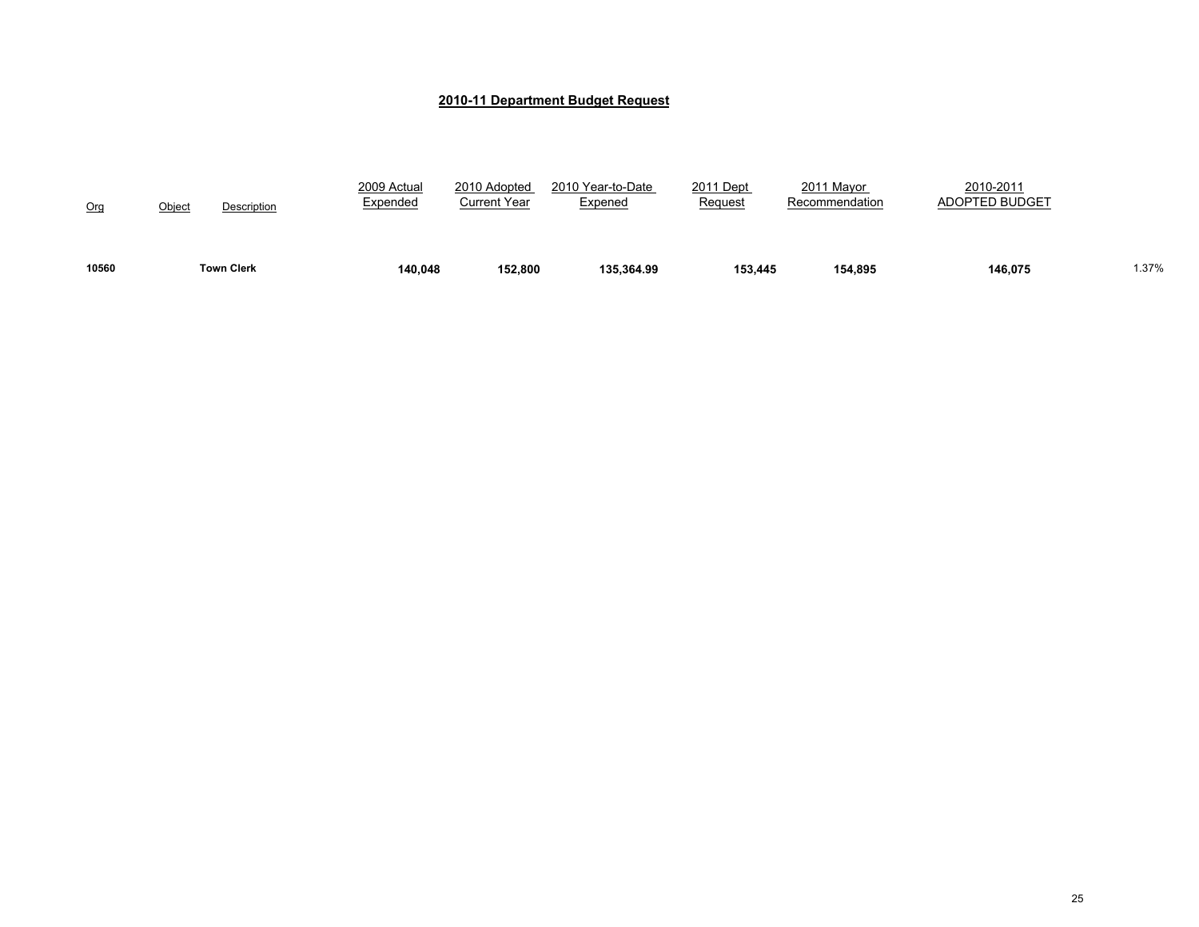## 2010-11 Department Budget Request

| Org | Object | Description | 2009 Actual Expended | 2010 Adopted Current Year | 2010 Year-to-Date Expened | 2011 Dept Request | 2011 Mayor Recommendation | 2010-2011 ADOPTED BUDGET | |
|---|---|---|---|---|---|---|---|---|---|
| **10560** | | **Town Clerk** | **140,048** | **152,800** | **135,364.99** | **153,445** | **154,895** | **146,075** | 1.37% |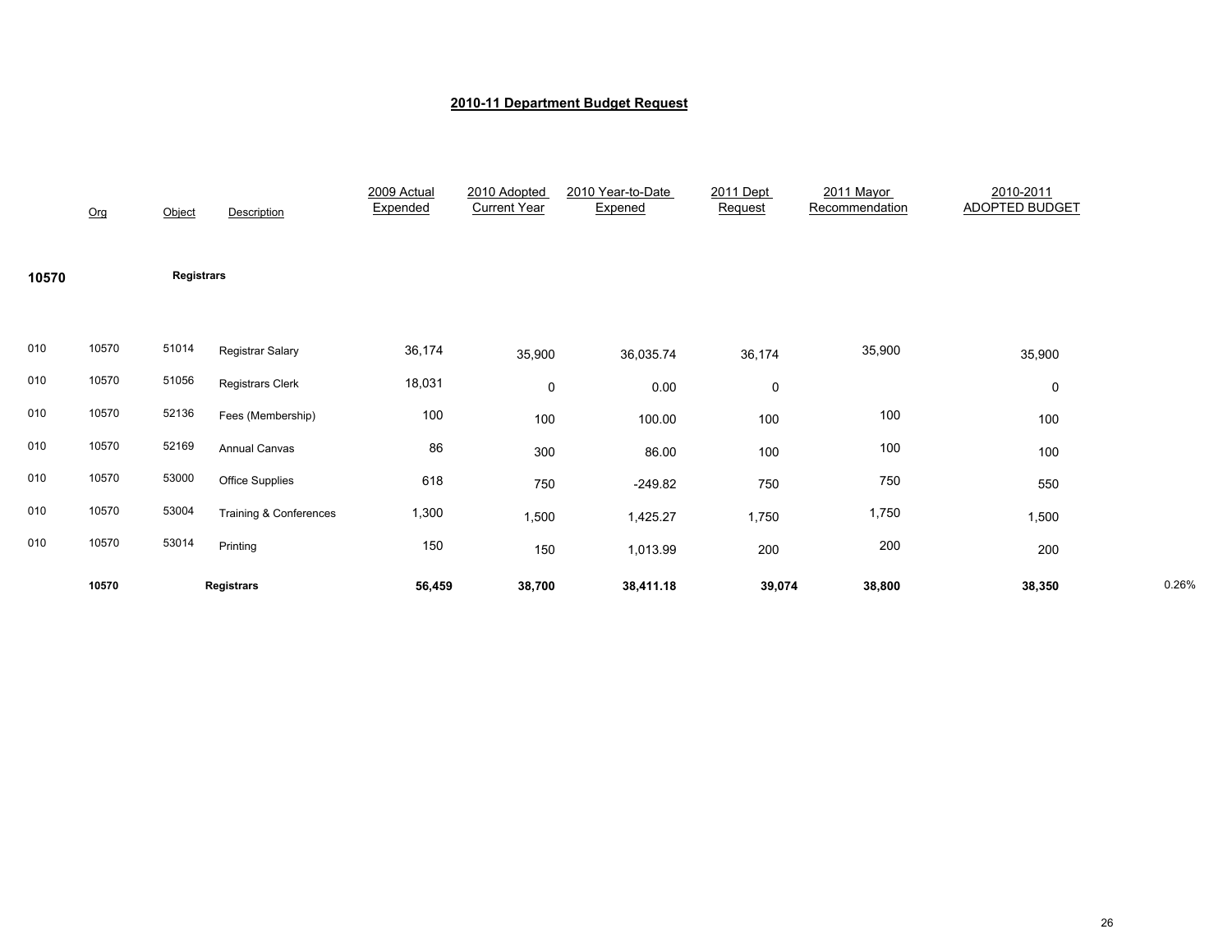# 2010-11 Department Budget Request

| | Org | Object | Description | 2009 Actual Expended | 2010 Adopted Current Year | 2010 Year-to-Date Expened | 2011 Dept Request | 2011 Mayor Recommendation | 2010-2011 ADOPTED BUDGET | |
|---|---|---|---|---|---|---|---|---|---|---|
| **10570** | | **Registrars** | | | | | | | | |
| 010 | 10570 | 51014 | Registrar Salary | 36,174 | 35,900 | 36,035.74 | 36,174 | 35,900 | 35,900 | |
| 010 | 10570 | 51056 | Registrars Clerk | 18,031 | 0 | 0.00 | 0 | | 0 | |
| 010 | 10570 | 52136 | Fees (Membership) | 100 | 100 | 100.00 | 100 | 100 | 100 | |
| 010 | 10570 | 52169 | Annual Canvas | 86 | 300 | 86.00 | 100 | 100 | 100 | |
| 010 | 10570 | 53000 | Office Supplies | 618 | 750 | -249.82 | 750 | 750 | 550 | |
| 010 | 10570 | 53004 | Training & Conferences | 1,300 | 1,500 | 1,425.27 | 1,750 | 1,750 | 1,500 | |
| 010 | 10570 | 53014 | Printing | 150 | 150 | 1,013.99 | 200 | 200 | 200 | |
| | **10570** | | **Registrars** | **56,459** | **38,700** | **38,411.18** | **39,074** | **38,800** | **38,350** | 0.26% |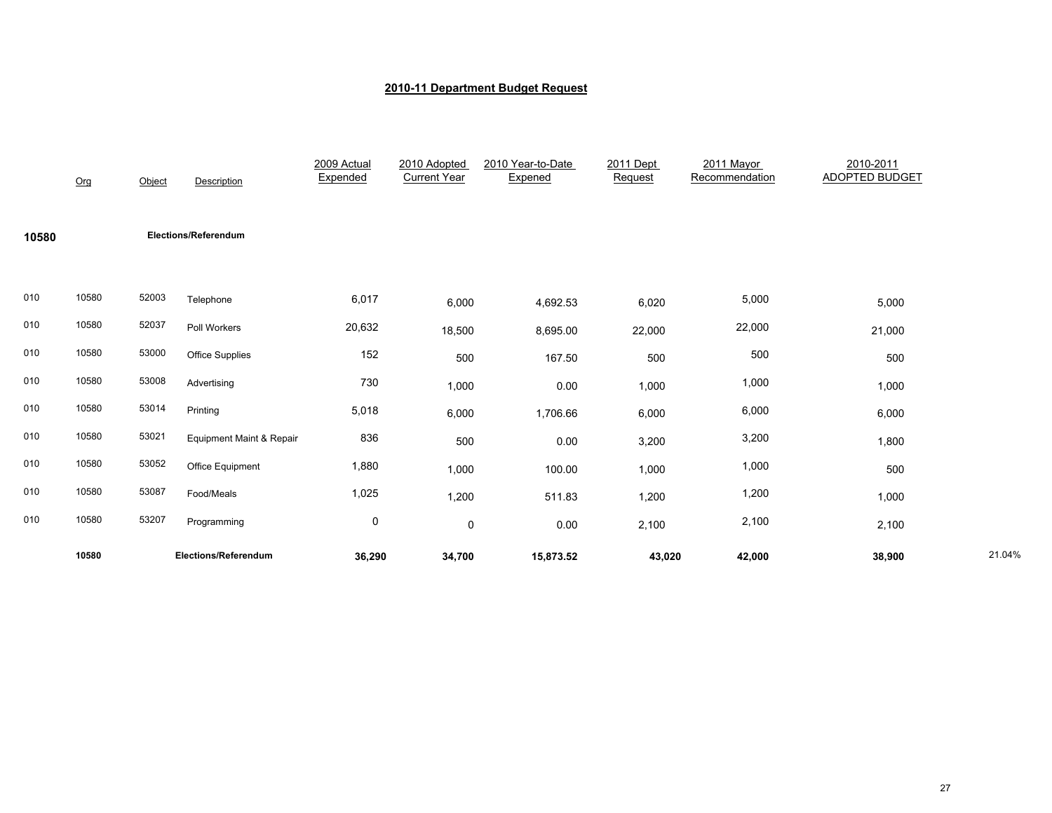# 2010-11 Department Budget Request

| | Org | Object | Description | 2009 Actual Expended | 2010 Adopted Current Year | 2010 Year-to-Date Expened | 2011 Dept Request | 2011 Mayor Recommendation | 2010-2011 ADOPTED BUDGET | |
|---|---|---|---|---|---|---|---|---|---|---|
| **10580** | | | **Elections/Referendum** | | | | | | | |
| 010 | 10580 | 52003 | Telephone | 6,017 | 6,000 | 4,692.53 | 6,020 | 5,000 | 5,000 | |
| 010 | 10580 | 52037 | Poll Workers | 20,632 | 18,500 | 8,695.00 | 22,000 | 22,000 | 21,000 | |
| 010 | 10580 | 53000 | Office Supplies | 152 | 500 | 167.50 | 500 | 500 | 500 | |
| 010 | 10580 | 53008 | Advertising | 730 | 1,000 | 0.00 | 1,000 | 1,000 | 1,000 | |
| 010 | 10580 | 53014 | Printing | 5,018 | 6,000 | 1,706.66 | 6,000 | 6,000 | 6,000 | |
| 010 | 10580 | 53021 | Equipment Maint & Repair | 836 | 500 | 0.00 | 3,200 | 3,200 | 1,800 | |
| 010 | 10580 | 53052 | Office Equipment | 1,880 | 1,000 | 100.00 | 1,000 | 1,000 | 500 | |
| 010 | 10580 | 53087 | Food/Meals | 1,025 | 1,200 | 511.83 | 1,200 | 1,200 | 1,000 | |
| 010 | 10580 | 53207 | Programming | 0 | 0 | 0.00 | 2,100 | 2,100 | 2,100 | |
| | **10580** | | **Elections/Referendum** | **36,290** | **34,700** | **15,873.52** | **43,020** | **42,000** | **38,900** | 21.04% |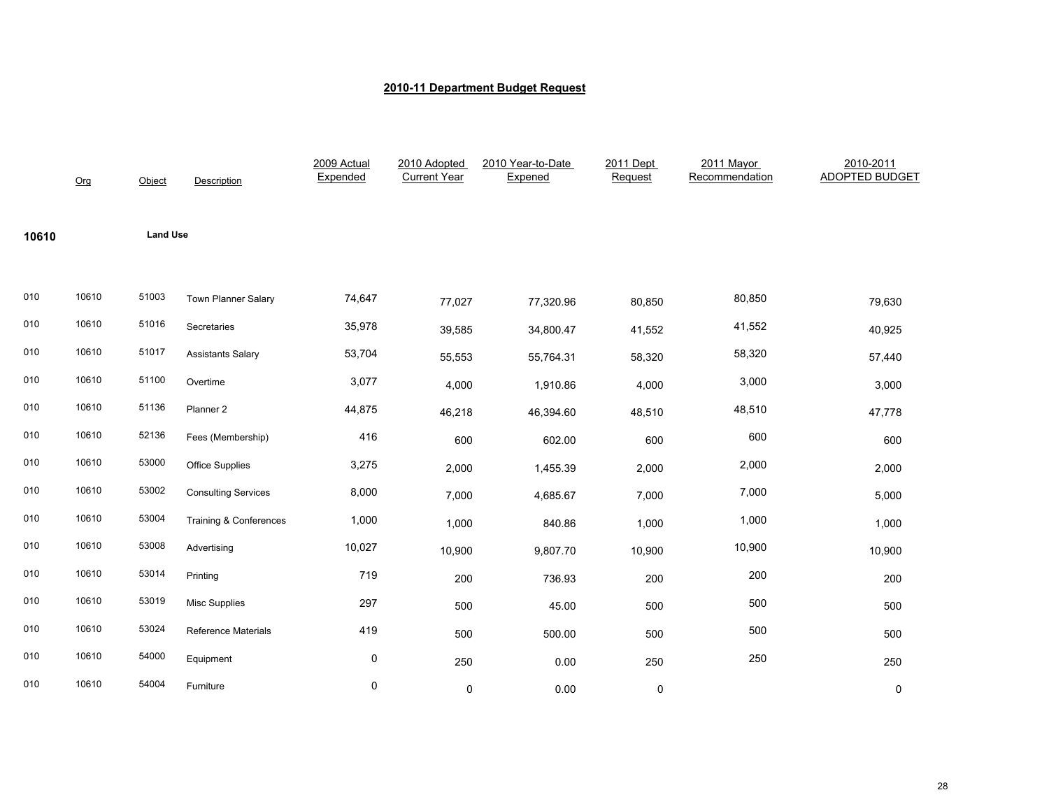# 2010-11 Department Budget Request

| | Org | Object | Description | 2009 Actual Expended | 2010 Adopted Current Year | 2010 Year-to-Date Expened | 2011 Dept Request | 2011 Mayor Recommendation | 2010-2011 ADOPTED BUDGET |
|---|---|---|---|---|---|---|---|---|---|
| **10610** | | **Land Use** | | | | | | | |
| 010 | 10610 | 51003 | Town Planner Salary | 74,647 | 77,027 | 77,320.96 | 80,850 | 80,850 | 79,630 |
| 010 | 10610 | 51016 | Secretaries | 35,978 | 39,585 | 34,800.47 | 41,552 | 41,552 | 40,925 |
| 010 | 10610 | 51017 | Assistants Salary | 53,704 | 55,553 | 55,764.31 | 58,320 | 58,320 | 57,440 |
| 010 | 10610 | 51100 | Overtime | 3,077 | 4,000 | 1,910.86 | 4,000 | 3,000 | 3,000 |
| 010 | 10610 | 51136 | Planner 2 | 44,875 | 46,218 | 46,394.60 | 48,510 | 48,510 | 47,778 |
| 010 | 10610 | 52136 | Fees (Membership) | 416 | 600 | 602.00 | 600 | 600 | 600 |
| 010 | 10610 | 53000 | Office Supplies | 3,275 | 2,000 | 1,455.39 | 2,000 | 2,000 | 2,000 |
| 010 | 10610 | 53002 | Consulting Services | 8,000 | 7,000 | 4,685.67 | 7,000 | 7,000 | 5,000 |
| 010 | 10610 | 53004 | Training & Conferences | 1,000 | 1,000 | 840.86 | 1,000 | 1,000 | 1,000 |
| 010 | 10610 | 53008 | Advertising | 10,027 | 10,900 | 9,807.70 | 10,900 | 10,900 | 10,900 |
| 010 | 10610 | 53014 | Printing | 719 | 200 | 736.93 | 200 | 200 | 200 |
| 010 | 10610 | 53019 | Misc Supplies | 297 | 500 | 45.00 | 500 | 500 | 500 |
| 010 | 10610 | 53024 | Reference Materials | 419 | 500 | 500.00 | 500 | 500 | 500 |
| 010 | 10610 | 54000 | Equipment | 0 | 250 | 0.00 | 250 | 250 | 250 |
| 010 | 10610 | 54004 | Furniture | 0 | 0 | 0.00 | 0 | | 0 |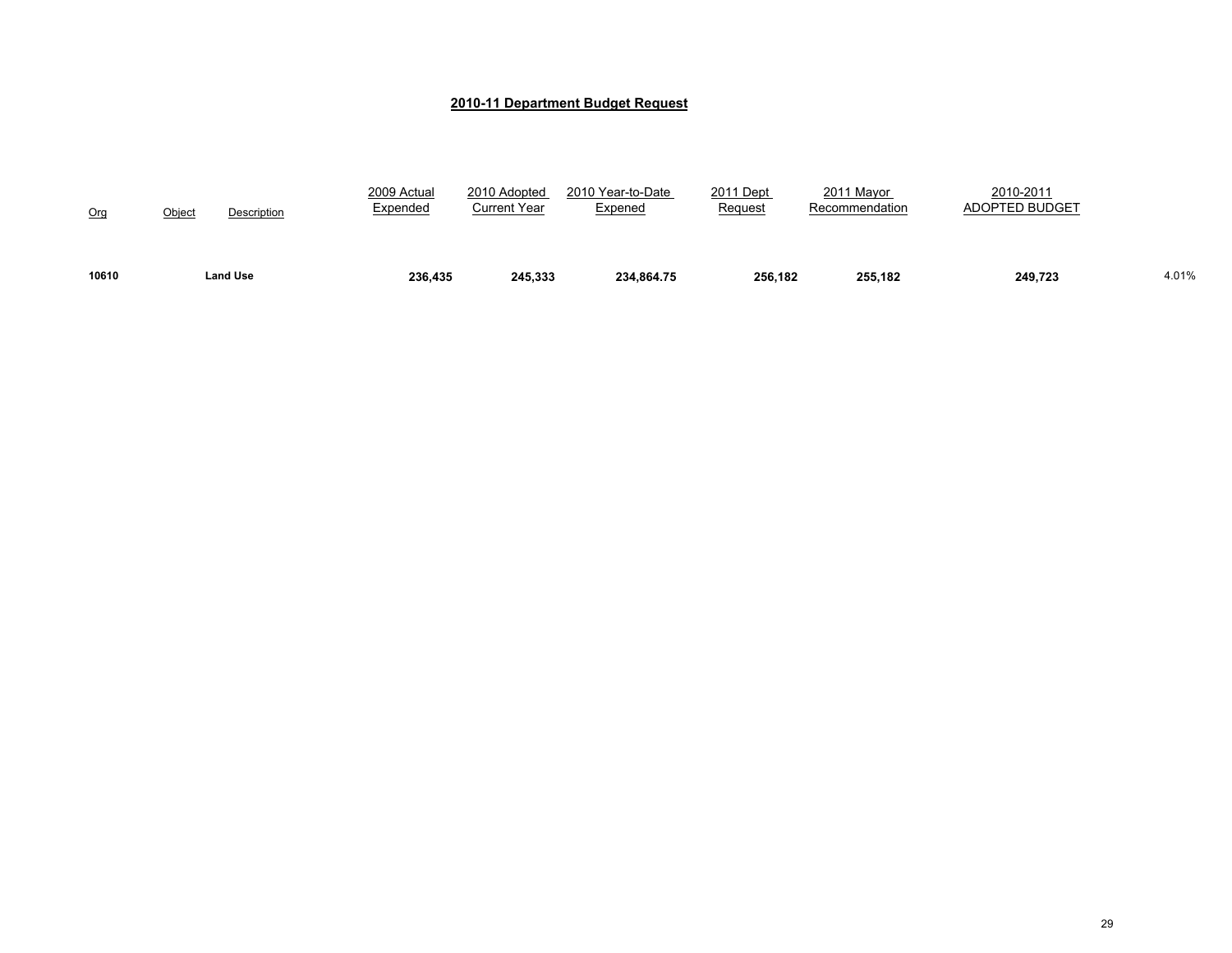## 2010-11 Department Budget Request

| Org | Object | Description | 2009 Actual Expended | 2010 Adopted Current Year | 2010 Year-to-Date Expened | 2011 Dept Request | 2011 Mayor Recommendation | 2010-2011 ADOPTED BUDGET | |
|---|---|---|---|---|---|---|---|---|---|
| **10610** | | **Land Use** | **236,435** | **245,333** | **234,864.75** | **256,182** | **255,182** | **249,723** | 4.01% |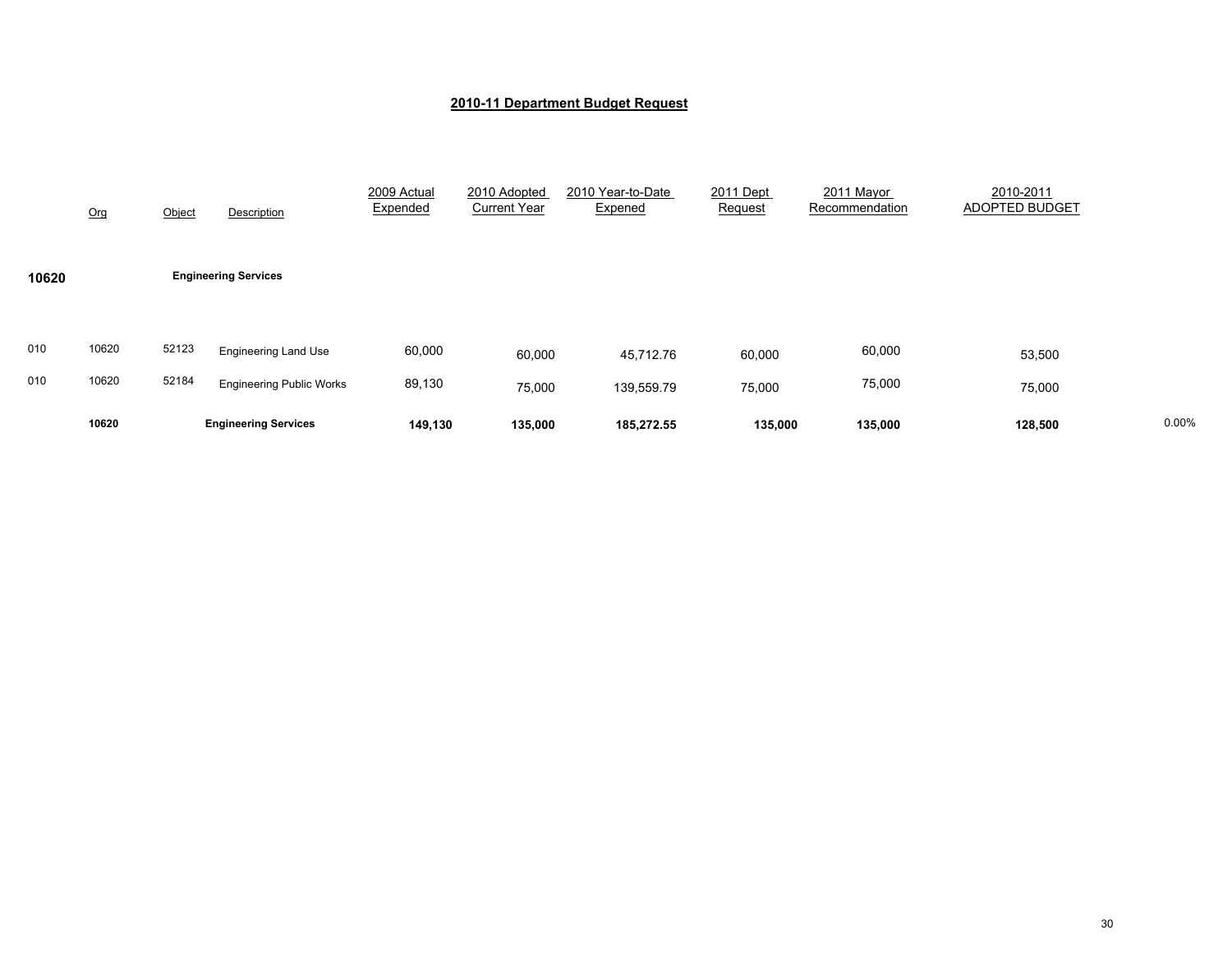## 2010-11 Department Budget Request

| | Org | Object | Description | 2009 Actual Expended | 2010 Adopted Current Year | 2010 Year-to-Date Expened | 2011 Dept Request | 2011 Mayor Recommendation | 2010-2011 ADOPTED BUDGET | |
|---|---|---|---|---|---|---|---|---|---|---|
| **10620** | | | **Engineering Services** | | | | | | | |
| 010 | 10620 | 52123 | Engineering Land Use | 60,000 | 60,000 | 45,712.76 | 60,000 | 60,000 | 53,500 | |
| 010 | 10620 | 52184 | Engineering Public Works | 89,130 | 75,000 | 139,559.79 | 75,000 | 75,000 | 75,000 | |
| | **10620** | | **Engineering Services** | **149,130** | **135,000** | **185,272.55** | **135,000** | **135,000** | **128,500** | 0.00% |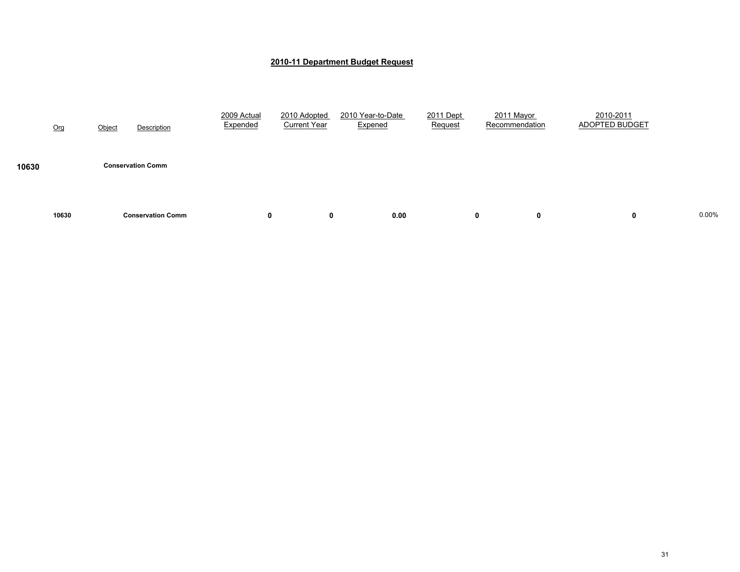# 2010-11 Department Budget Request

| | Org | Object | Description | 2009 Actual Expended | 2010 Adopted Current Year | 2010 Year-to-Date Expened | 2011 Dept Request | 2011 Mayor Recommendation | 2010-2011 ADOPTED BUDGET | |
|---|---|---|---|---|---|---|---|---|---|---|
| **10630** | | | **Conservation Comm** | | | | | | | |
| | **10630** | | **Conservation Comm** | **0** | **0** | **0.00** | **0** | **0** | **0** | 0.00% |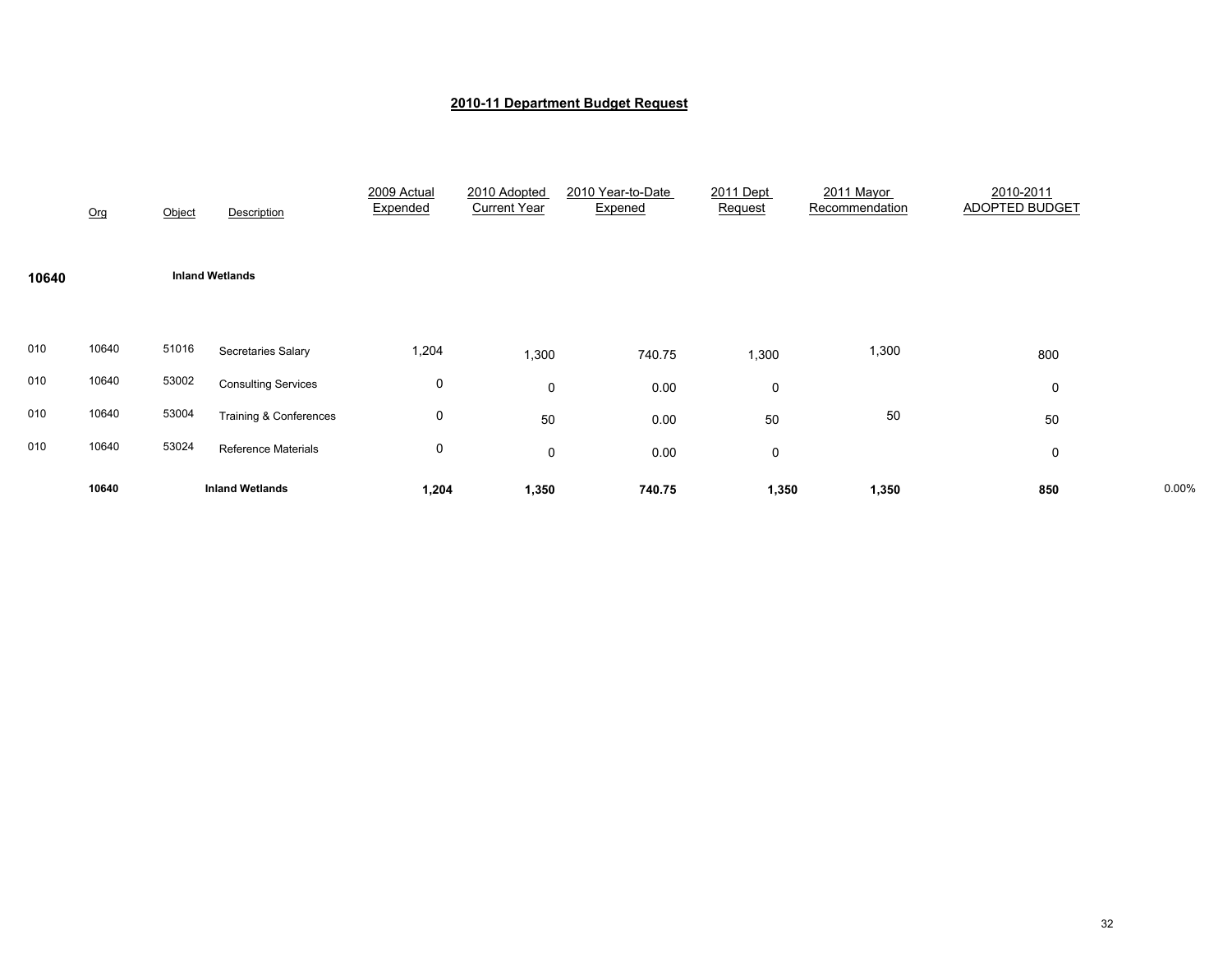# 2010-11 Department Budget Request

| | Org | Object | Description | 2009 Actual Expended | 2010 Adopted Current Year | 2010 Year-to-Date Expened | 2011 Dept Request | 2011 Mayor Recommendation | 2010-2011 ADOPTED BUDGET | |
|---|---|---|---|---|---|---|---|---|---|---|
| **10640** | | | **Inland Wetlands** | | | | | | | |
| 010 | 10640 | 51016 | Secretaries Salary | 1,204 | 1,300 | 740.75 | 1,300 | 1,300 | 800 | |
| 010 | 10640 | 53002 | Consulting Services | 0 | 0 | 0.00 | 0 | | 0 | |
| 010 | 10640 | 53004 | Training & Conferences | 0 | 50 | 0.00 | 50 | 50 | 50 | |
| 010 | 10640 | 53024 | Reference Materials | 0 | 0 | 0.00 | 0 | | 0 | |
| | **10640** | | **Inland Wetlands** | **1,204** | **1,350** | **740.75** | **1,350** | **1,350** | **850** | 0.00% |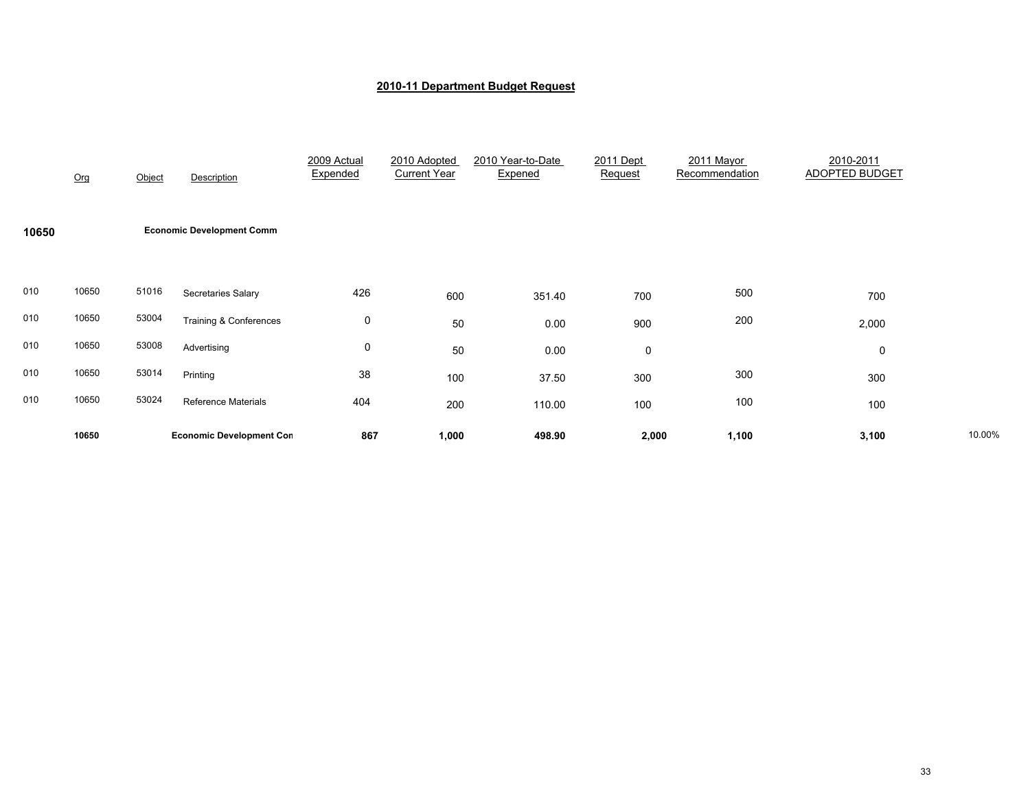## 2010-11 Department Budget Request

| | Org | Object | Description | 2009 Actual Expended | 2010 Adopted Current Year | 2010 Year-to-Date Expened | 2011 Dept Request | 2011 Mayor Recommendation | 2010-2011 ADOPTED BUDGET | |
|---|---|---|---|---|---|---|---|---|---|---|
| **10650** | | | **Economic Development Comm** | | | | | | | |
| 010 | 10650 | 51016 | Secretaries Salary | 426 | 600 | 351.40 | 700 | 500 | 700 | |
| 010 | 10650 | 53004 | Training & Conferences | 0 | 50 | 0.00 | 900 | 200 | 2,000 | |
| 010 | 10650 | 53008 | Advertising | 0 | 50 | 0.00 | 0 | | 0 | |
| 010 | 10650 | 53014 | Printing | 38 | 100 | 37.50 | 300 | 300 | 300 | |
| 010 | 10650 | 53024 | Reference Materials | 404 | 200 | 110.00 | 100 | 100 | 100 | |
| | **10650** | | **Economic Development Con** | **867** | **1,000** | **498.90** | **2,000** | **1,100** | **3,100** | 10.00% |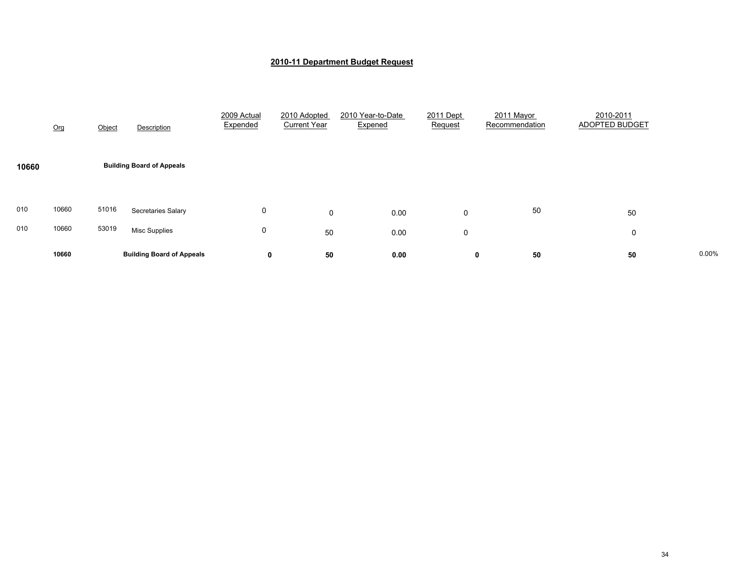## 2010-11 Department Budget Request

| | Org | Object | Description | 2009 Actual Expended | 2010 Adopted Current Year | 2010 Year-to-Date Expened | 2011 Dept Request | 2011 Mayor Recommendation | 2010-2011 ADOPTED BUDGET | |
|---|---|---|---|---|---|---|---|---|---|---|
| **10660** | | | **Building Board of Appeals** | | | | | | | |
| 010 | 10660 | 51016 | Secretaries Salary | 0 | 0 | 0.00 | 0 | 50 | 50 | |
| 010 | 10660 | 53019 | Misc Supplies | 0 | 50 | 0.00 | 0 | | 0 | |
| | **10660** | | **Building Board of Appeals** | **0** | **50** | **0.00** | **0** | **50** | **50** | 0.00% |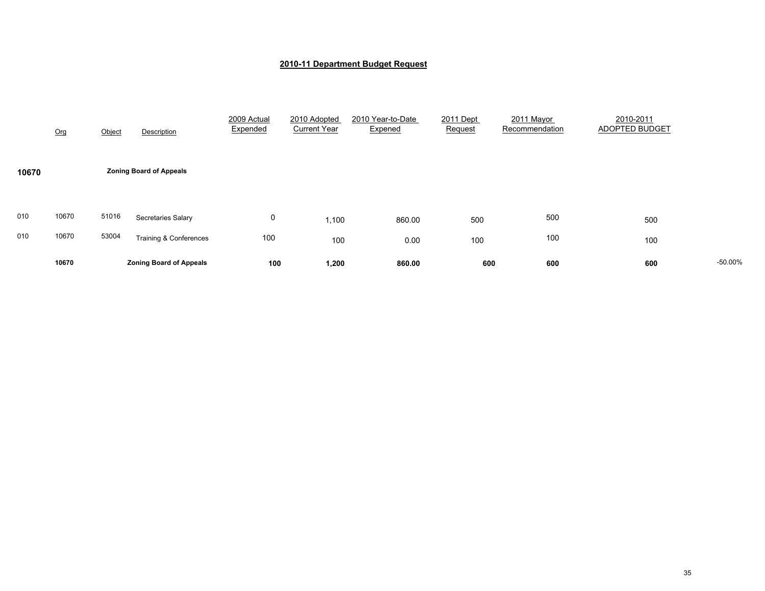## 2010-11 Department Budget Request

| | Org | Object | Description | 2009 Actual Expended | 2010 Adopted Current Year | 2010 Year-to-Date Expened | 2011 Dept Request | 2011 Mayor Recommendation | 2010-2011 ADOPTED BUDGET | |
|---|---|---|---|---|---|---|---|---|---|---|
| **10670** | | | **Zoning Board of Appeals** | | | | | | | |
| 010 | 10670 | 51016 | Secretaries Salary | 0 | 1,100 | 860.00 | 500 | 500 | 500 | |
| 010 | 10670 | 53004 | Training & Conferences | 100 | 100 | 0.00 | 100 | 100 | 100 | |
| | **10670** | | **Zoning Board of Appeals** | **100** | **1,200** | **860.00** | **600** | **600** | **600** | -50.00% |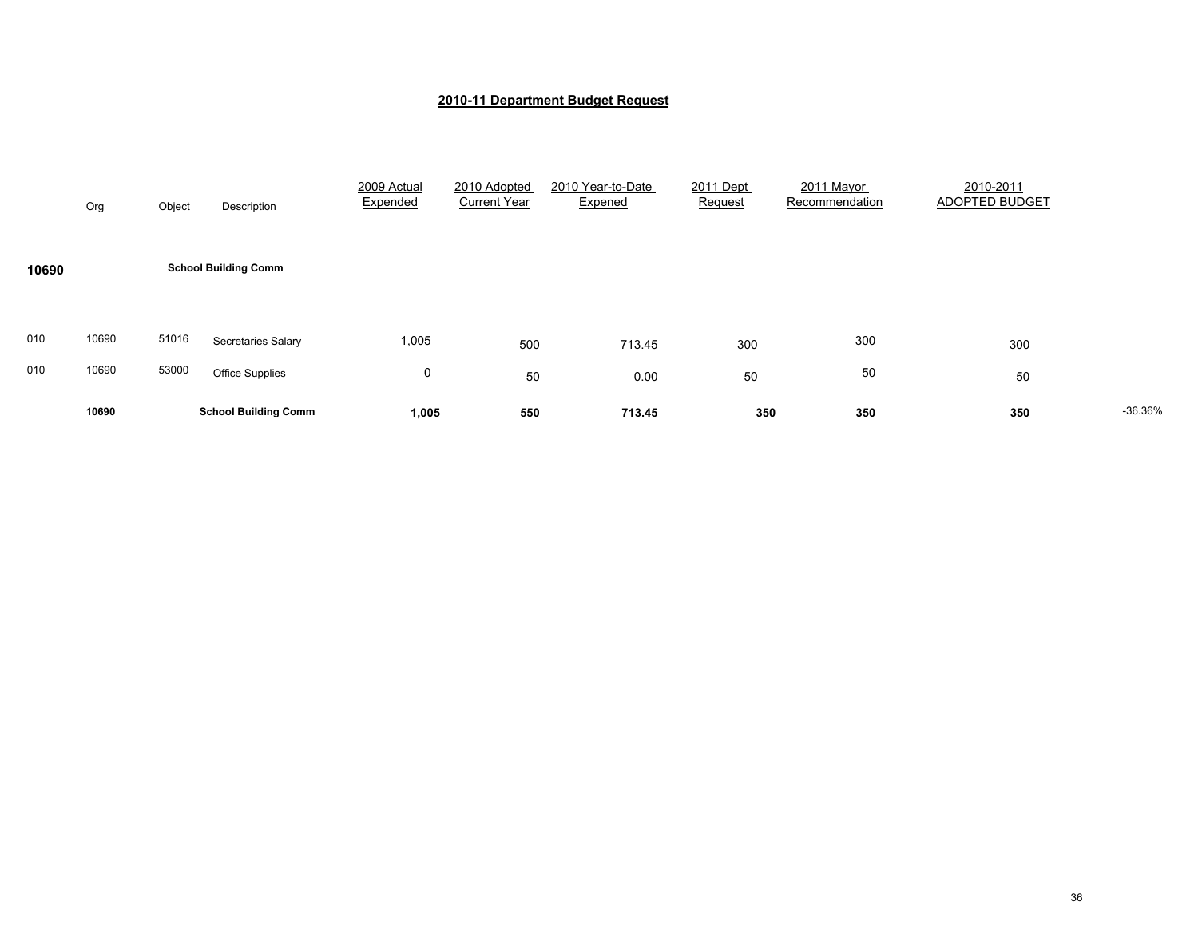## 2010-11 Department Budget Request

| | Org | Object | Description | 2009 Actual Expended | 2010 Adopted Current Year | 2010 Year-to-Date Expened | 2011 Dept Request | 2011 Mayor Recommendation | 2010-2011 ADOPTED BUDGET | |
|---|---|---|---|---|---|---|---|---|---|---|
| **10690** | | | **School Building Comm** | | | | | | | |
| 010 | 10690 | 51016 | Secretaries Salary | 1,005 | 500 | 713.45 | 300 | 300 | 300 | |
| 010 | 10690 | 53000 | Office Supplies | 0 | 50 | 0.00 | 50 | 50 | 50 | |
| | **10690** | | **School Building Comm** | **1,005** | **550** | **713.45** | **350** | **350** | **350** | -36.36% |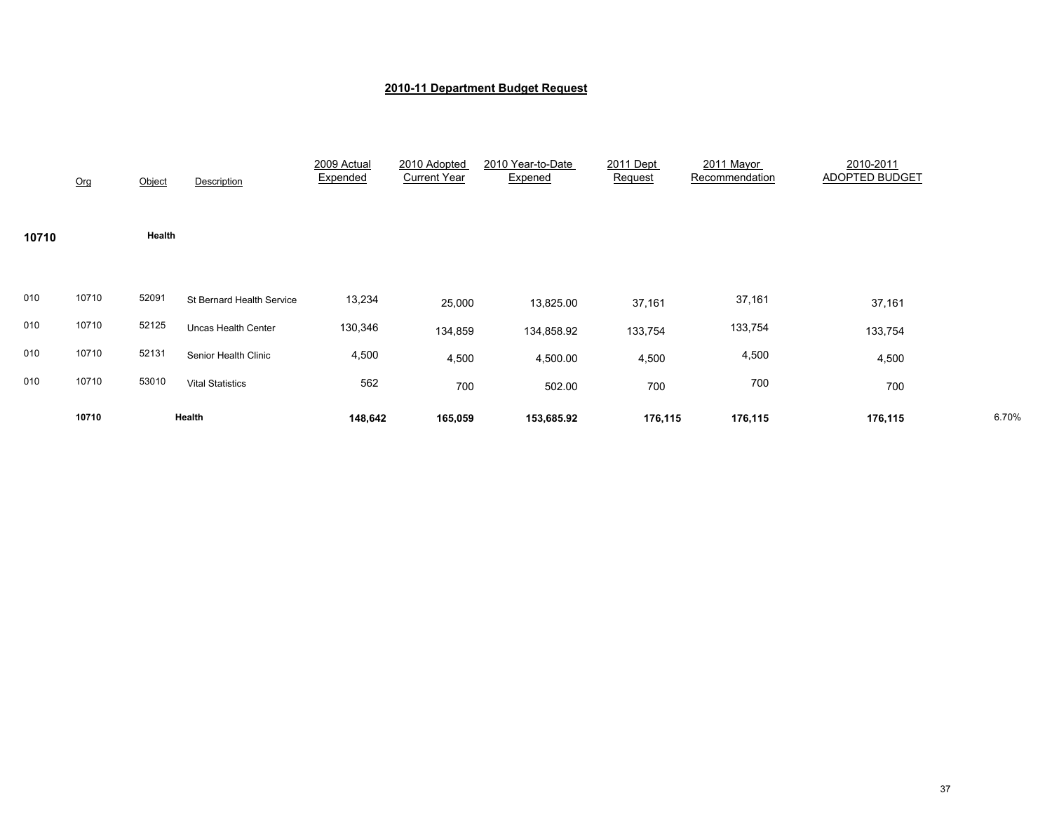## 2010-11 Department Budget Request

| | Org | Object | Description | 2009 Actual Expended | 2010 Adopted Current Year | 2010 Year-to-Date Expened | 2011 Dept Request | 2011 Mayor Recommendation | 2010-2011 ADOPTED BUDGET | |
|---|---|---|---|---|---|---|---|---|---|---|
| **10710** | | **Health** | | | | | | | | |
| 010 | 10710 | 52091 | St Bernard Health Service | 13,234 | 25,000 | 13,825.00 | 37,161 | 37,161 | 37,161 | |
| 010 | 10710 | 52125 | Uncas Health Center | 130,346 | 134,859 | 134,858.92 | 133,754 | 133,754 | 133,754 | |
| 010 | 10710 | 52131 | Senior Health Clinic | 4,500 | 4,500 | 4,500.00 | 4,500 | 4,500 | 4,500 | |
| 010 | 10710 | 53010 | Vital Statistics | 562 | 700 | 502.00 | 700 | 700 | 700 | |
| | **10710** | | **Health** | **148,642** | **165,059** | **153,685.92** | **176,115** | **176,115** | **176,115** | 6.70% |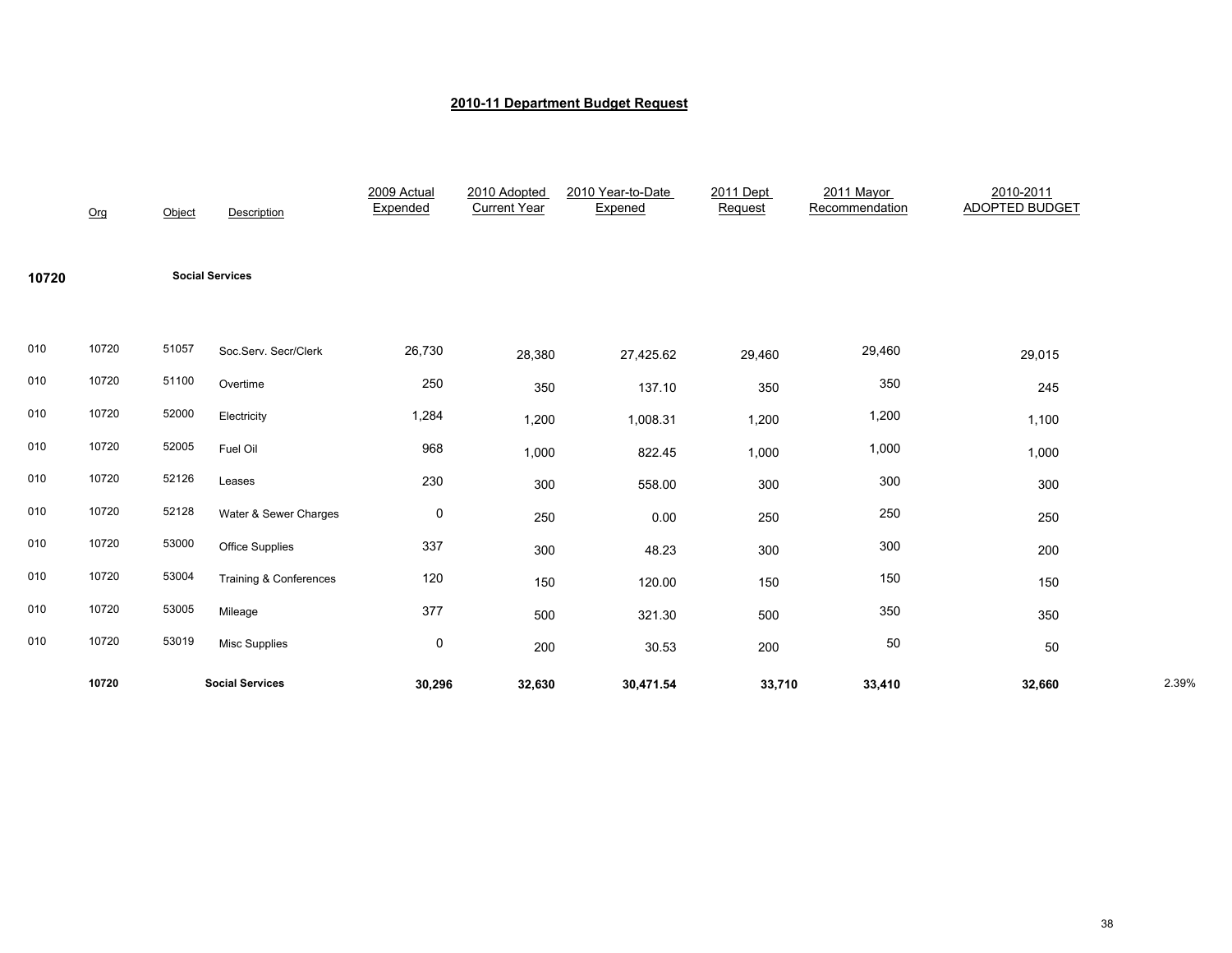# 2010-11 Department Budget Request

| | Org | Object | Description | 2009 Actual Expended | 2010 Adopted Current Year | 2010 Year-to-Date Expened | 2011 Dept Request | 2011 Mayor Recommendation | 2010-2011 ADOPTED BUDGET | |
|---|---|---|---|---|---|---|---|---|---|---|
| **10720** | | | **Social Services** | | | | | | | |
| 010 | 10720 | 51057 | Soc.Serv. Secr/Clerk | 26,730 | 28,380 | 27,425.62 | 29,460 | 29,460 | 29,015 | |
| 010 | 10720 | 51100 | Overtime | 250 | 350 | 137.10 | 350 | 350 | 245 | |
| 010 | 10720 | 52000 | Electricity | 1,284 | 1,200 | 1,008.31 | 1,200 | 1,200 | 1,100 | |
| 010 | 10720 | 52005 | Fuel Oil | 968 | 1,000 | 822.45 | 1,000 | 1,000 | 1,000 | |
| 010 | 10720 | 52126 | Leases | 230 | 300 | 558.00 | 300 | 300 | 300 | |
| 010 | 10720 | 52128 | Water & Sewer Charges | 0 | 250 | 0.00 | 250 | 250 | 250 | |
| 010 | 10720 | 53000 | Office Supplies | 337 | 300 | 48.23 | 300 | 300 | 200 | |
| 010 | 10720 | 53004 | Training & Conferences | 120 | 150 | 120.00 | 150 | 150 | 150 | |
| 010 | 10720 | 53005 | Mileage | 377 | 500 | 321.30 | 500 | 350 | 350 | |
| 010 | 10720 | 53019 | Misc Supplies | 0 | 200 | 30.53 | 200 | 50 | 50 | |
| | **10720** | | **Social Services** | **30,296** | **32,630** | **30,471.54** | **33,710** | **33,410** | **32,660** | 2.39% |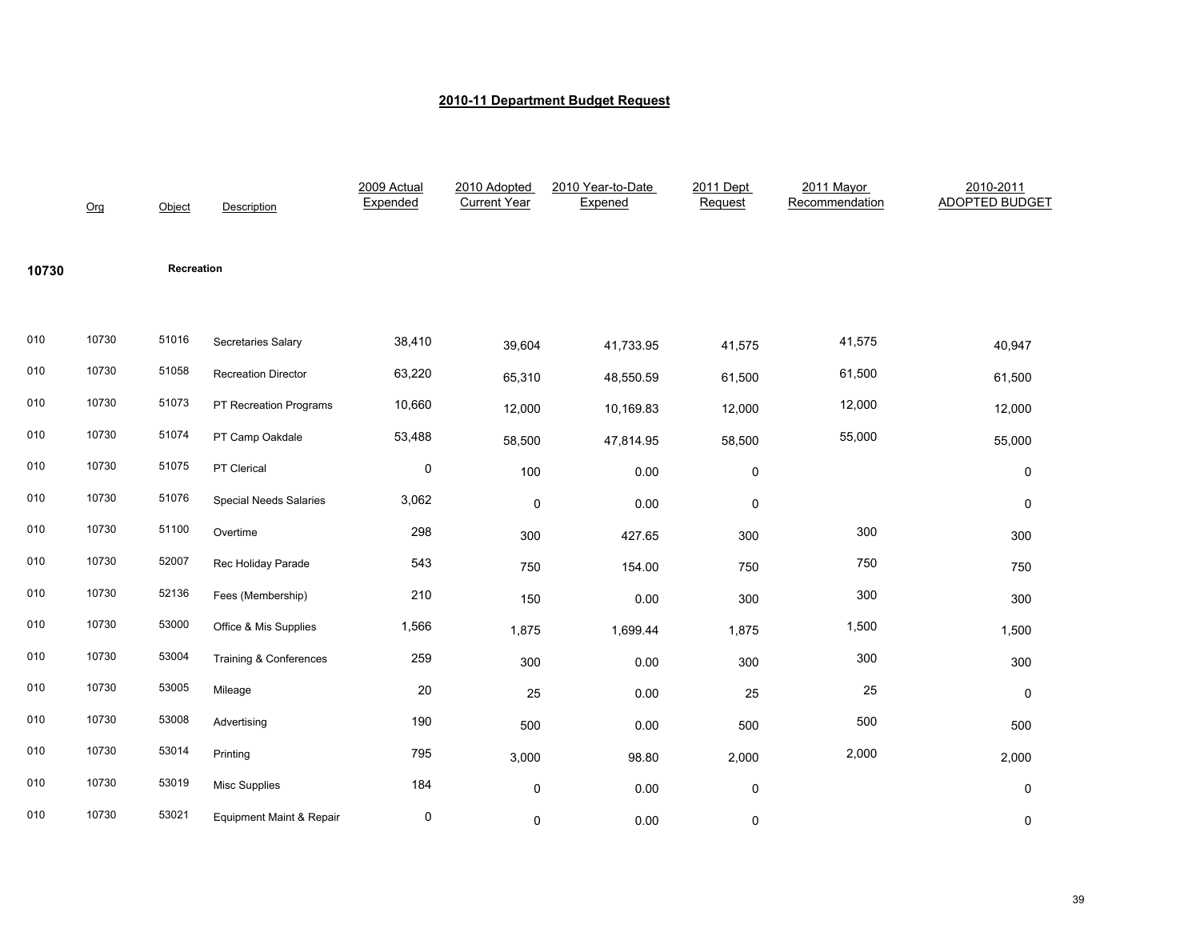# 2010-11 Department Budget Request

| | Org | Object | Description | 2009 Actual Expended | 2010 Adopted Current Year | 2010 Year-to-Date Expened | 2011 Dept Request | 2011 Mayor Recommendation | 2010-2011 ADOPTED BUDGET |
|---|---|---|---|---|---|---|---|---|---|
| **10730** | | **Recreation** | | | | | | | |
| 010 | 10730 | 51016 | Secretaries Salary | 38,410 | 39,604 | 41,733.95 | 41,575 | 41,575 | 40,947 |
| 010 | 10730 | 51058 | Recreation Director | 63,220 | 65,310 | 48,550.59 | 61,500 | 61,500 | 61,500 |
| 010 | 10730 | 51073 | PT Recreation Programs | 10,660 | 12,000 | 10,169.83 | 12,000 | 12,000 | 12,000 |
| 010 | 10730 | 51074 | PT Camp Oakdale | 53,488 | 58,500 | 47,814.95 | 58,500 | 55,000 | 55,000 |
| 010 | 10730 | 51075 | PT Clerical | 0 | 100 | 0.00 | 0 | | 0 |
| 010 | 10730 | 51076 | Special Needs Salaries | 3,062 | 0 | 0.00 | 0 | | 0 |
| 010 | 10730 | 51100 | Overtime | 298 | 300 | 427.65 | 300 | 300 | 300 |
| 010 | 10730 | 52007 | Rec Holiday Parade | 543 | 750 | 154.00 | 750 | 750 | 750 |
| 010 | 10730 | 52136 | Fees (Membership) | 210 | 150 | 0.00 | 300 | 300 | 300 |
| 010 | 10730 | 53000 | Office & Mis Supplies | 1,566 | 1,875 | 1,699.44 | 1,875 | 1,500 | 1,500 |
| 010 | 10730 | 53004 | Training & Conferences | 259 | 300 | 0.00 | 300 | 300 | 300 |
| 010 | 10730 | 53005 | Mileage | 20 | 25 | 0.00 | 25 | 25 | 0 |
| 010 | 10730 | 53008 | Advertising | 190 | 500 | 0.00 | 500 | 500 | 500 |
| 010 | 10730 | 53014 | Printing | 795 | 3,000 | 98.80 | 2,000 | 2,000 | 2,000 |
| 010 | 10730 | 53019 | Misc Supplies | 184 | 0 | 0.00 | 0 | | 0 |
| 010 | 10730 | 53021 | Equipment Maint & Repair | 0 | 0 | 0.00 | 0 | | 0 |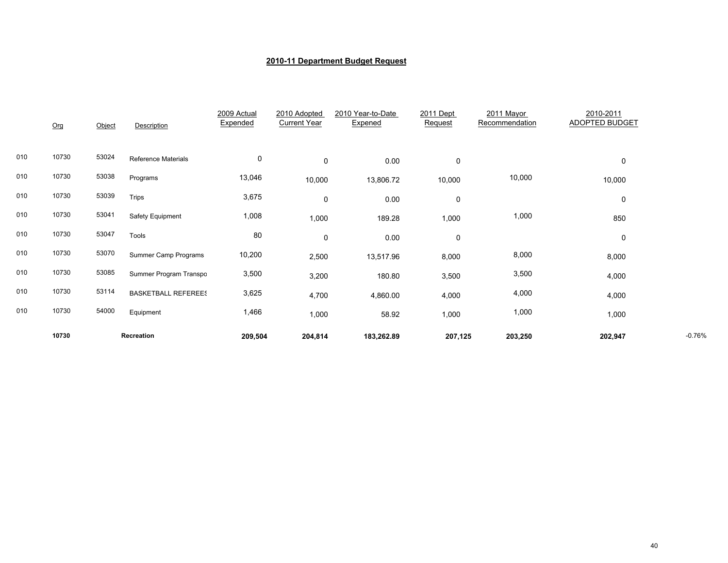## 2010-11 Department Budget Request

| | Org | Object | Description | 2009 Actual Expended | 2010 Adopted Current Year | 2010 Year-to-Date Expened | 2011 Dept Request | 2011 Mayor Recommendation | 2010-2011 ADOPTED BUDGET | |
|---|---|---|---|---|---|---|---|---|---|---|
| 010 | 10730 | 53024 | Reference Materials | 0 | 0 | 0.00 | 0 | | 0 | |
| 010 | 10730 | 53038 | Programs | 13,046 | 10,000 | 13,806.72 | 10,000 | 10,000 | 10,000 | |
| 010 | 10730 | 53039 | Trips | 3,675 | 0 | 0.00 | 0 | | 0 | |
| 010 | 10730 | 53041 | Safety Equipment | 1,008 | 1,000 | 189.28 | 1,000 | 1,000 | 850 | |
| 010 | 10730 | 53047 | Tools | 80 | 0 | 0.00 | 0 | | 0 | |
| 010 | 10730 | 53070 | Summer Camp Programs | 10,200 | 2,500 | 13,517.96 | 8,000 | 8,000 | 8,000 | |
| 010 | 10730 | 53085 | Summer Program Transpo | 3,500 | 3,200 | 180.80 | 3,500 | 3,500 | 4,000 | |
| 010 | 10730 | 53114 | BASKETBALL REFEREES | 3,625 | 4,700 | 4,860.00 | 4,000 | 4,000 | 4,000 | |
| 010 | 10730 | 54000 | Equipment | 1,466 | 1,000 | 58.92 | 1,000 | 1,000 | 1,000 | |
| | **10730** | | **Recreation** | **209,504** | **204,814** | **183,262.89** | **207,125** | **203,250** | **202,947** | -0.76% |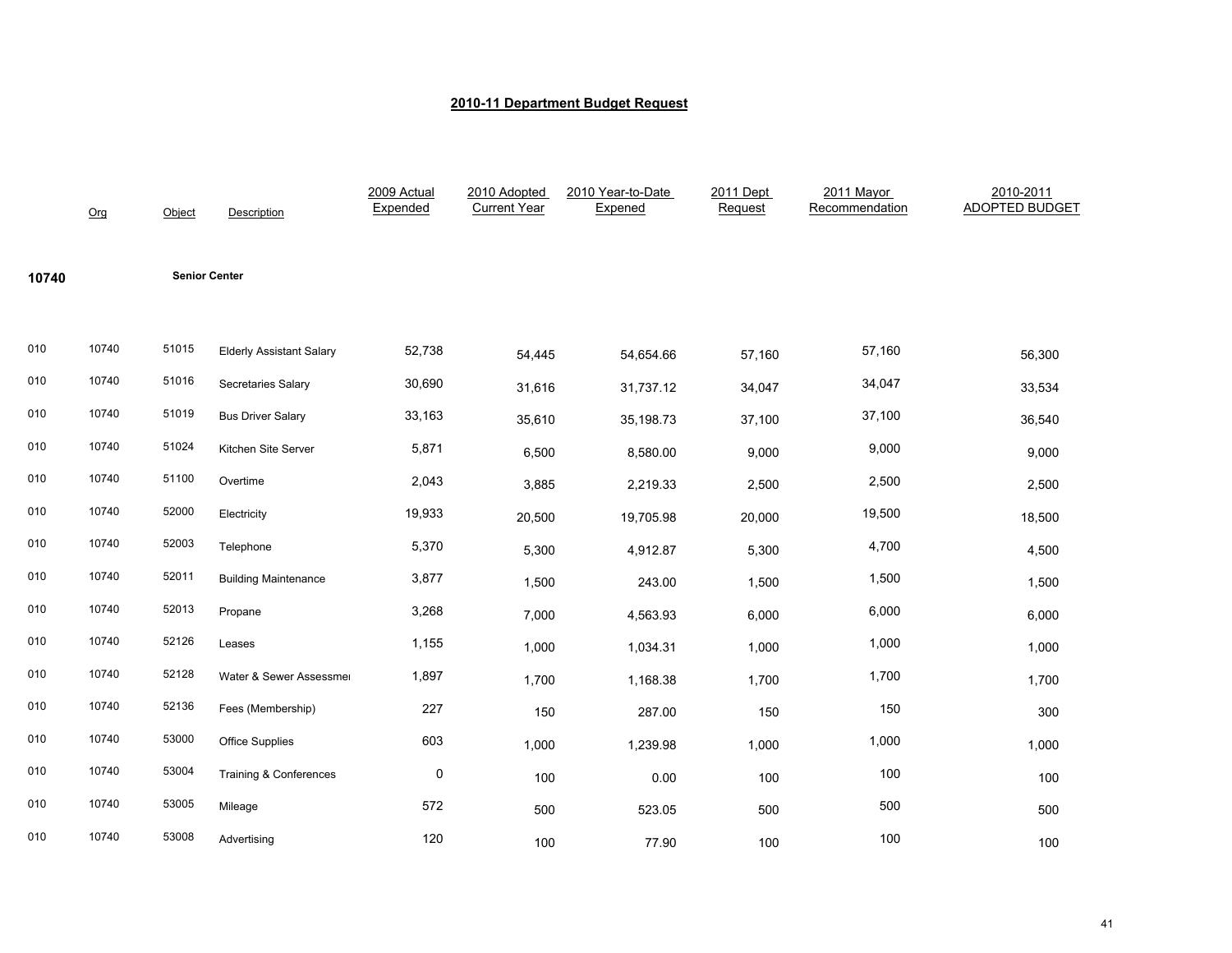# 2010-11 Department Budget Request

| | Org | Object | Description | 2009 Actual Expended | 2010 Adopted Current Year | 2010 Year-to-Date Expened | 2011 Dept Request | 2011 Mayor Recommendation | 2010-2011 ADOPTED BUDGET |
|---|---|---|---|---|---|---|---|---|---|
| **10740** | | **Senior Center** | | | | | | | |
| 010 | 10740 | 51015 | Elderly Assistant Salary | 52,738 | 54,445 | 54,654.66 | 57,160 | 57,160 | 56,300 |
| 010 | 10740 | 51016 | Secretaries Salary | 30,690 | 31,616 | 31,737.12 | 34,047 | 34,047 | 33,534 |
| 010 | 10740 | 51019 | Bus Driver Salary | 33,163 | 35,610 | 35,198.73 | 37,100 | 37,100 | 36,540 |
| 010 | 10740 | 51024 | Kitchen Site Server | 5,871 | 6,500 | 8,580.00 | 9,000 | 9,000 | 9,000 |
| 010 | 10740 | 51100 | Overtime | 2,043 | 3,885 | 2,219.33 | 2,500 | 2,500 | 2,500 |
| 010 | 10740 | 52000 | Electricity | 19,933 | 20,500 | 19,705.98 | 20,000 | 19,500 | 18,500 |
| 010 | 10740 | 52003 | Telephone | 5,370 | 5,300 | 4,912.87 | 5,300 | 4,700 | 4,500 |
| 010 | 10740 | 52011 | Building Maintenance | 3,877 | 1,500 | 243.00 | 1,500 | 1,500 | 1,500 |
| 010 | 10740 | 52013 | Propane | 3,268 | 7,000 | 4,563.93 | 6,000 | 6,000 | 6,000 |
| 010 | 10740 | 52126 | Leases | 1,155 | 1,000 | 1,034.31 | 1,000 | 1,000 | 1,000 |
| 010 | 10740 | 52128 | Water & Sewer Assessme | 1,897 | 1,700 | 1,168.38 | 1,700 | 1,700 | 1,700 |
| 010 | 10740 | 52136 | Fees (Membership) | 227 | 150 | 287.00 | 150 | 150 | 300 |
| 010 | 10740 | 53000 | Office Supplies | 603 | 1,000 | 1,239.98 | 1,000 | 1,000 | 1,000 |
| 010 | 10740 | 53004 | Training & Conferences | 0 | 100 | 0.00 | 100 | 100 | 100 |
| 010 | 10740 | 53005 | Mileage | 572 | 500 | 523.05 | 500 | 500 | 500 |
| 010 | 10740 | 53008 | Advertising | 120 | 100 | 77.90 | 100 | 100 | 100 |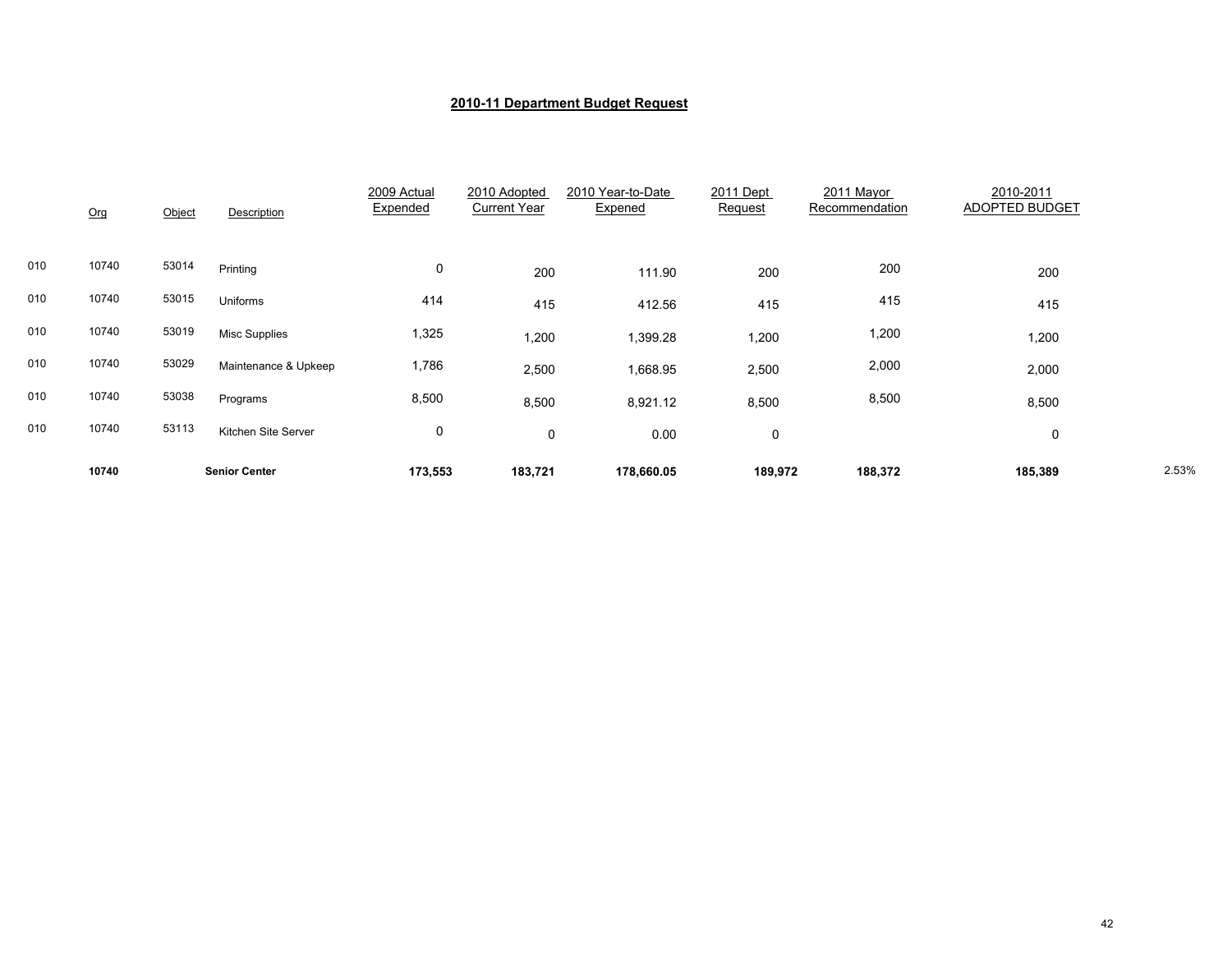## 2010-11 Department Budget Request

| | Org | Object | Description | 2009 Actual Expended | 2010 Adopted Current Year | 2010 Year-to-Date Expened | 2011 Dept Request | 2011 Mayor Recommendation | 2010-2011 ADOPTED BUDGET | |
|---|---|---|---|---|---|---|---|---|---|---|
| 010 | 10740 | 53014 | Printing | 0 | 200 | 111.90 | 200 | 200 | 200 | |
| 010 | 10740 | 53015 | Uniforms | 414 | 415 | 412.56 | 415 | 415 | 415 | |
| 010 | 10740 | 53019 | Misc Supplies | 1,325 | 1,200 | 1,399.28 | 1,200 | 1,200 | 1,200 | |
| 010 | 10740 | 53029 | Maintenance & Upkeep | 1,786 | 2,500 | 1,668.95 | 2,500 | 2,000 | 2,000 | |
| 010 | 10740 | 53038 | Programs | 8,500 | 8,500 | 8,921.12 | 8,500 | 8,500 | 8,500 | |
| 010 | 10740 | 53113 | Kitchen Site Server | 0 | 0 | 0.00 | 0 | | 0 | |
| | **10740** | | **Senior Center** | **173,553** | **183,721** | **178,660.05** | **189,972** | **188,372** | **185,389** | 2.53% |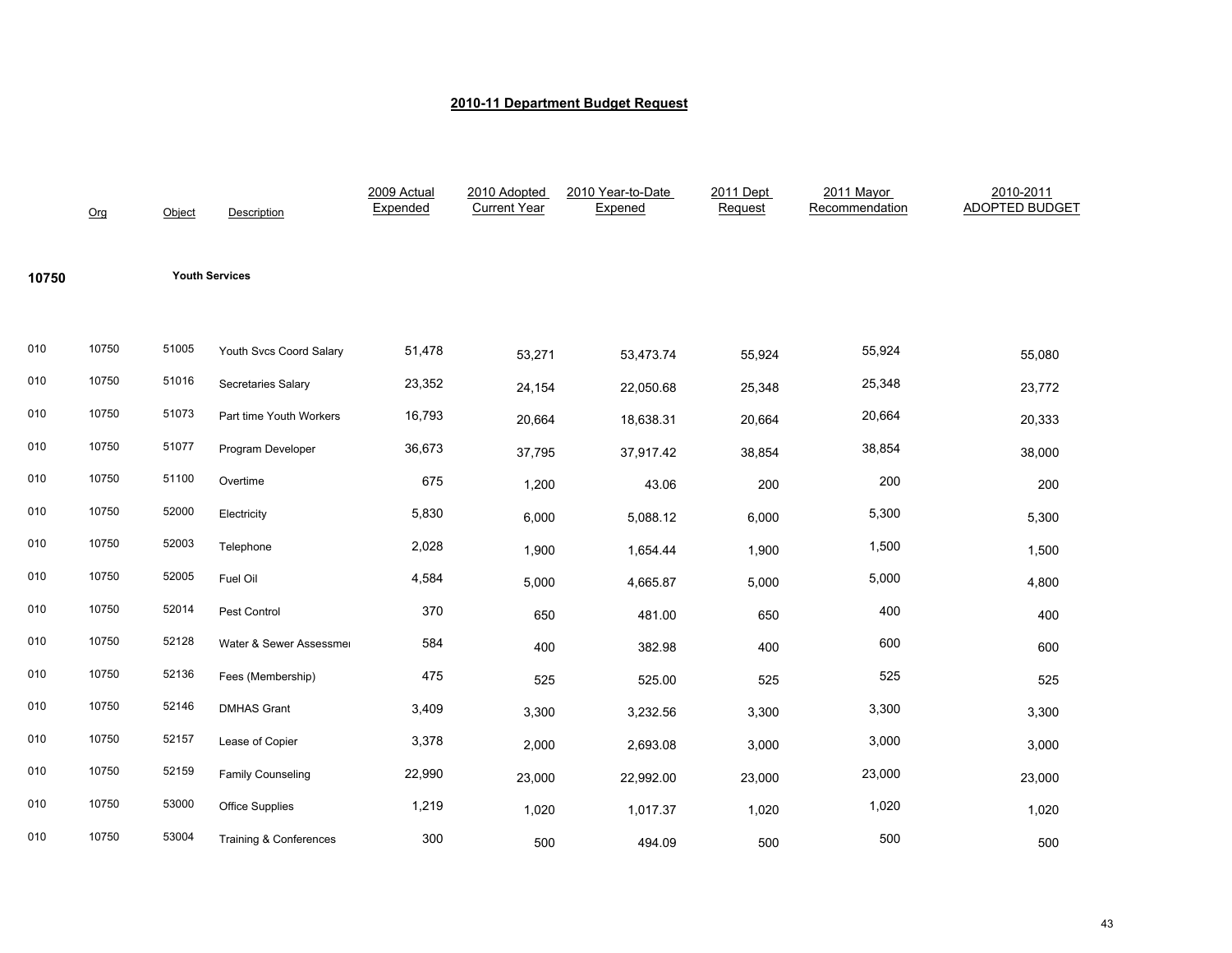## 2010-11 Department Budget Request

| | Org | Object | Description | 2009 Actual Expended | 2010 Adopted Current Year | 2010 Year-to-Date Expened | 2011 Dept Request | 2011 Mayor Recommendation | 2010-2011 ADOPTED BUDGET |
|---|---|---|---|---|---|---|---|---|---|
| **10750** | | | **Youth Services** | | | | | | |
| 010 | 10750 | 51005 | Youth Svcs Coord Salary | 51,478 | 53,271 | 53,473.74 | 55,924 | 55,924 | 55,080 |
| 010 | 10750 | 51016 | Secretaries Salary | 23,352 | 24,154 | 22,050.68 | 25,348 | 25,348 | 23,772 |
| 010 | 10750 | 51073 | Part time Youth Workers | 16,793 | 20,664 | 18,638.31 | 20,664 | 20,664 | 20,333 |
| 010 | 10750 | 51077 | Program Developer | 36,673 | 37,795 | 37,917.42 | 38,854 | 38,854 | 38,000 |
| 010 | 10750 | 51100 | Overtime | 675 | 1,200 | 43.06 | 200 | 200 | 200 |
| 010 | 10750 | 52000 | Electricity | 5,830 | 6,000 | 5,088.12 | 6,000 | 5,300 | 5,300 |
| 010 | 10750 | 52003 | Telephone | 2,028 | 1,900 | 1,654.44 | 1,900 | 1,500 | 1,500 |
| 010 | 10750 | 52005 | Fuel Oil | 4,584 | 5,000 | 4,665.87 | 5,000 | 5,000 | 4,800 |
| 010 | 10750 | 52014 | Pest Control | 370 | 650 | 481.00 | 650 | 400 | 400 |
| 010 | 10750 | 52128 | Water & Sewer Assessmer | 584 | 400 | 382.98 | 400 | 600 | 600 |
| 010 | 10750 | 52136 | Fees (Membership) | 475 | 525 | 525.00 | 525 | 525 | 525 |
| 010 | 10750 | 52146 | DMHAS Grant | 3,409 | 3,300 | 3,232.56 | 3,300 | 3,300 | 3,300 |
| 010 | 10750 | 52157 | Lease of Copier | 3,378 | 2,000 | 2,693.08 | 3,000 | 3,000 | 3,000 |
| 010 | 10750 | 52159 | Family Counseling | 22,990 | 23,000 | 22,992.00 | 23,000 | 23,000 | 23,000 |
| 010 | 10750 | 53000 | Office Supplies | 1,219 | 1,020 | 1,017.37 | 1,020 | 1,020 | 1,020 |
| 010 | 10750 | 53004 | Training & Conferences | 300 | 500 | 494.09 | 500 | 500 | 500 |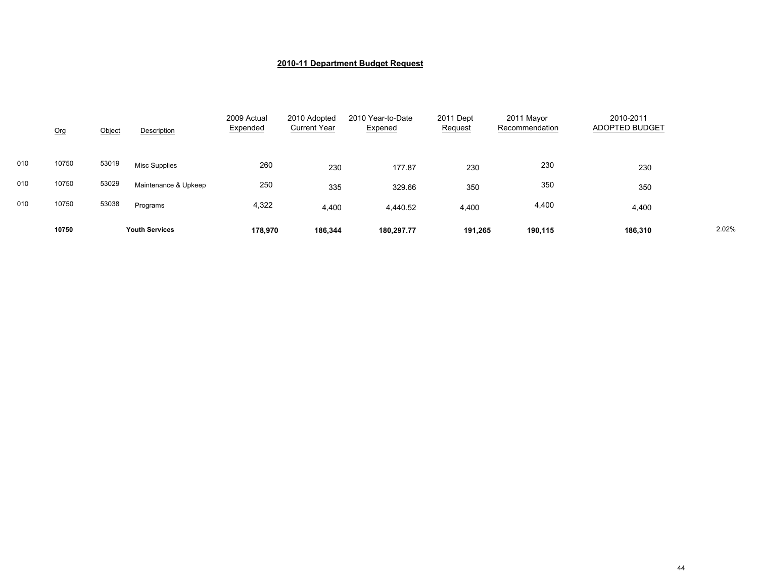## 2010-11 Department Budget Request

| | Org | Object | Description | 2009 Actual Expended | 2010 Adopted Current Year | 2010 Year-to-Date Expened | 2011 Dept Request | 2011 Mayor Recommendation | 2010-2011 ADOPTED BUDGET | |
|---|---|---|---|---|---|---|---|---|---|---|
| 010 | 10750 | 53019 | Misc Supplies | 260 | 230 | 177.87 | 230 | 230 | 230 | |
| 010 | 10750 | 53029 | Maintenance & Upkeep | 250 | 335 | 329.66 | 350 | 350 | 350 | |
| 010 | 10750 | 53038 | Programs | 4,322 | 4,400 | 4,440.52 | 4,400 | 4,400 | 4,400 | |
| | **10750** | | **Youth Services** | **178,970** | **186,344** | **180,297.77** | **191,265** | **190,115** | **186,310** | 2.02% |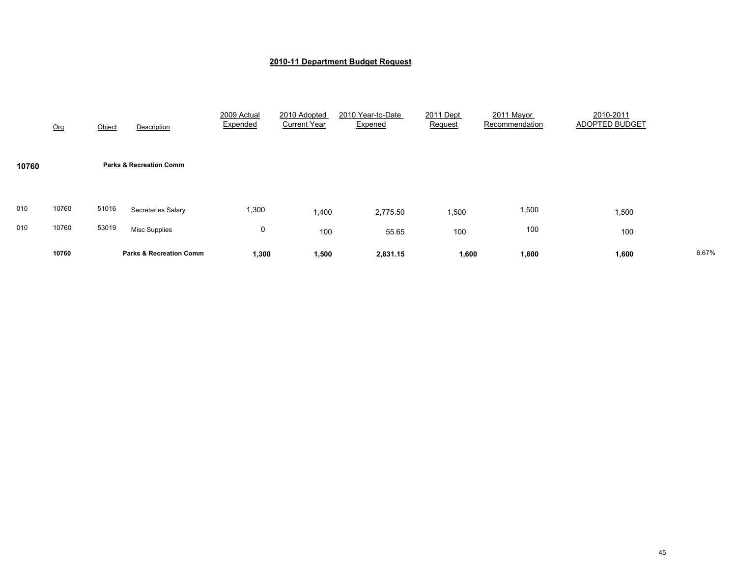## 2010-11 Department Budget Request

| | Org | Object | Description | 2009 Actual Expended | 2010 Adopted Current Year | 2010 Year-to-Date Expened | 2011 Dept Request | 2011 Mayor Recommendation | 2010-2011 ADOPTED BUDGET | |
|---|---|---|---|---|---|---|---|---|---|---|
| **10760** | | | **Parks & Recreation Comm** | | | | | | | |
| 010 | 10760 | 51016 | Secretaries Salary | 1,300 | 1,400 | 2,775.50 | 1,500 | 1,500 | 1,500 | |
| 010 | 10760 | 53019 | Misc Supplies | 0 | 100 | 55.65 | 100 | 100 | 100 | |
| | **10760** | | **Parks & Recreation Comm** | **1,300** | **1,500** | **2,831.15** | **1,600** | **1,600** | **1,600** | 6.67% |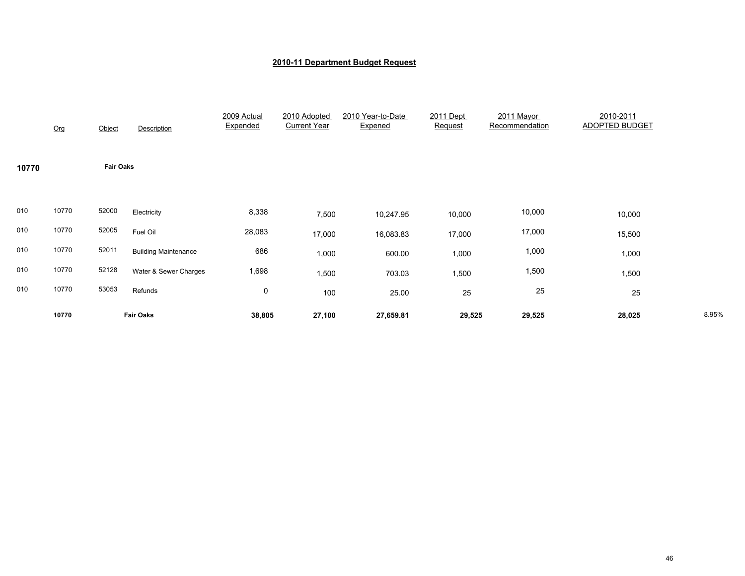## 2010-11 Department Budget Request

| | Org | Object | Description | 2009 Actual Expended | 2010 Adopted Current Year | 2010 Year-to-Date Expened | 2011 Dept Request | 2011 Mayor Recommendation | 2010-2011 ADOPTED BUDGET | |
|---|---|---|---|---|---|---|---|---|---|---|
| **10770** | | **Fair Oaks** | | | | | | | | |
| 010 | 10770 | 52000 | Electricity | 8,338 | 7,500 | 10,247.95 | 10,000 | 10,000 | 10,000 | |
| 010 | 10770 | 52005 | Fuel Oil | 28,083 | 17,000 | 16,083.83 | 17,000 | 17,000 | 15,500 | |
| 010 | 10770 | 52011 | Building Maintenance | 686 | 1,000 | 600.00 | 1,000 | 1,000 | 1,000 | |
| 010 | 10770 | 52128 | Water & Sewer Charges | 1,698 | 1,500 | 703.03 | 1,500 | 1,500 | 1,500 | |
| 010 | 10770 | 53053 | Refunds | 0 | 100 | 25.00 | 25 | 25 | 25 | |
| | **10770** | | **Fair Oaks** | **38,805** | **27,100** | **27,659.81** | **29,525** | **29,525** | **28,025** | 8.95% |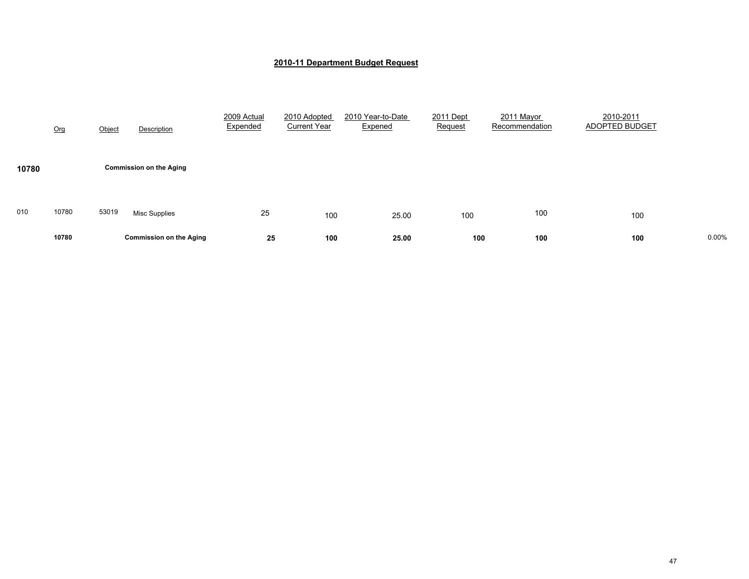## 2010-11 Department Budget Request

| | Org | Object | Description | 2009 Actual Expended | 2010 Adopted Current Year | 2010 Year-to-Date Expened | 2011 Dept Request | 2011 Mayor Recommendation | 2010-2011 ADOPTED BUDGET | |
|---|---|---|---|---|---|---|---|---|---|---|
| **10780** | | | **Commission on the Aging** | | | | | | | |
| 010 | 10780 | 53019 | Misc Supplies | 25 | 100 | 25.00 | 100 | 100 | 100 | |
| | **10780** | | **Commission on the Aging** | **25** | **100** | **25.00** | **100** | **100** | **100** | 0.00% |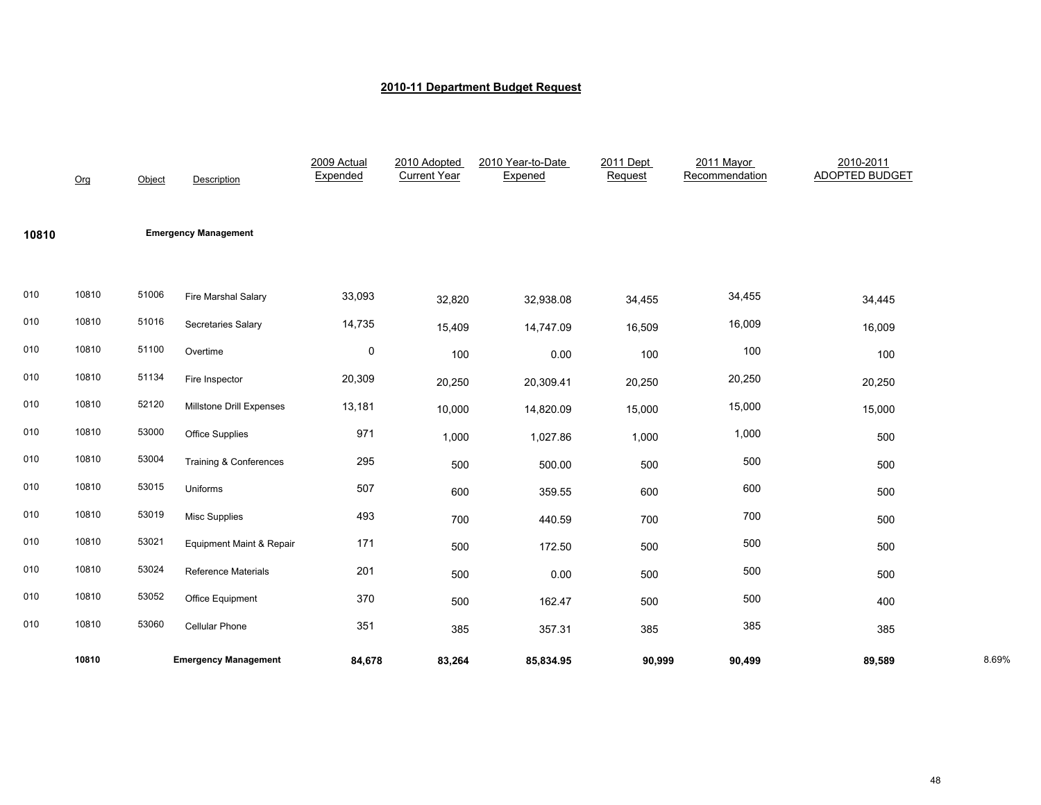# 2010-11 Department Budget Request

| | Org | Object | Description | 2009 Actual Expended | 2010 Adopted Current Year | 2010 Year-to-Date Expened | 2011 Dept Request | 2011 Mayor Recommendation | 2010-2011 ADOPTED BUDGET | |
|---|---|---|---|---|---|---|---|---|---|---|
| 10810 | | | **Emergency Management** | | | | | | | |
| 010 | 10810 | 51006 | Fire Marshal Salary | 33,093 | 32,820 | 32,938.08 | 34,455 | 34,455 | 34,445 | |
| 010 | 10810 | 51016 | Secretaries Salary | 14,735 | 15,409 | 14,747.09 | 16,509 | 16,009 | 16,009 | |
| 010 | 10810 | 51100 | Overtime | 0 | 100 | 0.00 | 100 | 100 | 100 | |
| 010 | 10810 | 51134 | Fire Inspector | 20,309 | 20,250 | 20,309.41 | 20,250 | 20,250 | 20,250 | |
| 010 | 10810 | 52120 | Millstone Drill Expenses | 13,181 | 10,000 | 14,820.09 | 15,000 | 15,000 | 15,000 | |
| 010 | 10810 | 53000 | Office Supplies | 971 | 1,000 | 1,027.86 | 1,000 | 1,000 | 500 | |
| 010 | 10810 | 53004 | Training & Conferences | 295 | 500 | 500.00 | 500 | 500 | 500 | |
| 010 | 10810 | 53015 | Uniforms | 507 | 600 | 359.55 | 600 | 600 | 500 | |
| 010 | 10810 | 53019 | Misc Supplies | 493 | 700 | 440.59 | 700 | 700 | 500 | |
| 010 | 10810 | 53021 | Equipment Maint & Repair | 171 | 500 | 172.50 | 500 | 500 | 500 | |
| 010 | 10810 | 53024 | Reference Materials | 201 | 500 | 0.00 | 500 | 500 | 500 | |
| 010 | 10810 | 53052 | Office Equipment | 370 | 500 | 162.47 | 500 | 500 | 400 | |
| 010 | 10810 | 53060 | Cellular Phone | 351 | 385 | 357.31 | 385 | 385 | 385 | |
| | **10810** | | **Emergency Management** | **84,678** | **83,264** | **85,834.95** | **90,999** | **90,499** | **89,589** | 8.69% |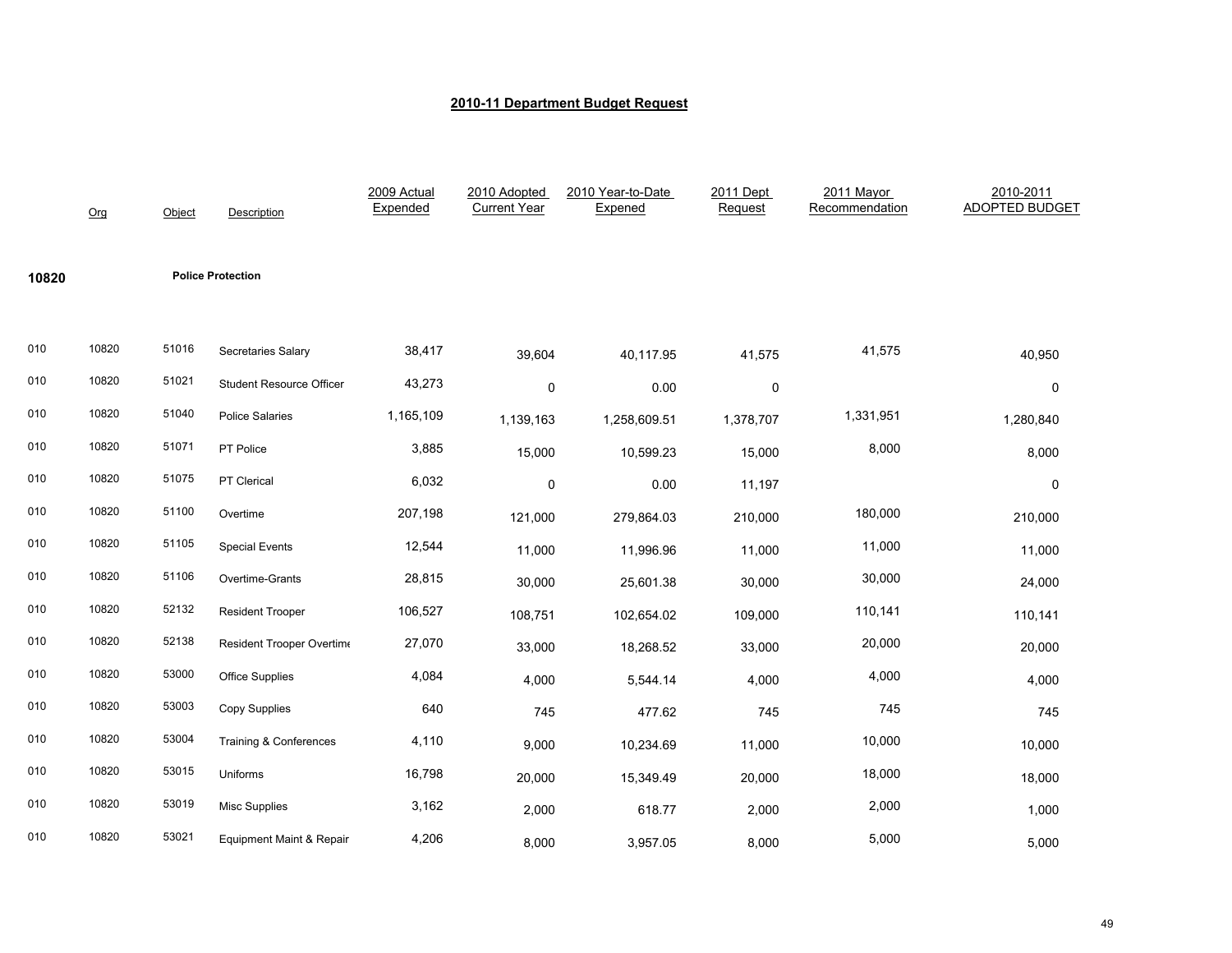## 2010-11 Department Budget Request

| | Org | Object | Description | 2009 Actual Expended | 2010 Adopted Current Year | 2010 Year-to-Date Expened | 2011 Dept Request | 2011 Mayor Recommendation | 2010-2011 ADOPTED BUDGET |
|---|---|---|---|---|---|---|---|---|---|
| **10820** | | | **Police Protection** | | | | | | |
| 010 | 10820 | 51016 | Secretaries Salary | 38,417 | 39,604 | 40,117.95 | 41,575 | 41,575 | 40,950 |
| 010 | 10820 | 51021 | Student Resource Officer | 43,273 | 0 | 0.00 | 0 | | 0 |
| 010 | 10820 | 51040 | Police Salaries | 1,165,109 | 1,139,163 | 1,258,609.51 | 1,378,707 | 1,331,951 | 1,280,840 |
| 010 | 10820 | 51071 | PT Police | 3,885 | 15,000 | 10,599.23 | 15,000 | 8,000 | 8,000 |
| 010 | 10820 | 51075 | PT Clerical | 6,032 | 0 | 0.00 | 11,197 | | 0 |
| 010 | 10820 | 51100 | Overtime | 207,198 | 121,000 | 279,864.03 | 210,000 | 180,000 | 210,000 |
| 010 | 10820 | 51105 | Special Events | 12,544 | 11,000 | 11,996.96 | 11,000 | 11,000 | 11,000 |
| 010 | 10820 | 51106 | Overtime-Grants | 28,815 | 30,000 | 25,601.38 | 30,000 | 30,000 | 24,000 |
| 010 | 10820 | 52132 | Resident Trooper | 106,527 | 108,751 | 102,654.02 | 109,000 | 110,141 | 110,141 |
| 010 | 10820 | 52138 | Resident Trooper Overtime | 27,070 | 33,000 | 18,268.52 | 33,000 | 20,000 | 20,000 |
| 010 | 10820 | 53000 | Office Supplies | 4,084 | 4,000 | 5,544.14 | 4,000 | 4,000 | 4,000 |
| 010 | 10820 | 53003 | Copy Supplies | 640 | 745 | 477.62 | 745 | 745 | 745 |
| 010 | 10820 | 53004 | Training & Conferences | 4,110 | 9,000 | 10,234.69 | 11,000 | 10,000 | 10,000 |
| 010 | 10820 | 53015 | Uniforms | 16,798 | 20,000 | 15,349.49 | 20,000 | 18,000 | 18,000 |
| 010 | 10820 | 53019 | Misc Supplies | 3,162 | 2,000 | 618.77 | 2,000 | 2,000 | 1,000 |
| 010 | 10820 | 53021 | Equipment Maint & Repair | 4,206 | 8,000 | 3,957.05 | 8,000 | 5,000 | 5,000 |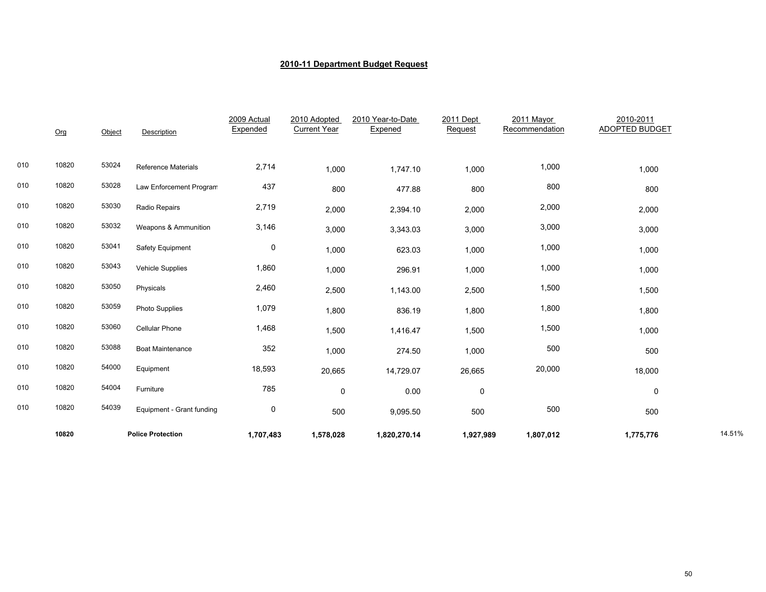## 2010-11 Department Budget Request

| | Org | Object | Description | 2009 Actual Expended | 2010 Adopted Current Year | 2010 Year-to-Date Expened | 2011 Dept Request | 2011 Mayor Recommendation | 2010-2011 ADOPTED BUDGET | |
|---|---|---|---|---|---|---|---|---|---|---|
| 010 | 10820 | 53024 | Reference Materials | 2,714 | 1,000 | 1,747.10 | 1,000 | 1,000 | 1,000 | |
| 010 | 10820 | 53028 | Law Enforcement Program | 437 | 800 | 477.88 | 800 | 800 | 800 | |
| 010 | 10820 | 53030 | Radio Repairs | 2,719 | 2,000 | 2,394.10 | 2,000 | 2,000 | 2,000 | |
| 010 | 10820 | 53032 | Weapons & Ammunition | 3,146 | 3,000 | 3,343.03 | 3,000 | 3,000 | 3,000 | |
| 010 | 10820 | 53041 | Safety Equipment | 0 | 1,000 | 623.03 | 1,000 | 1,000 | 1,000 | |
| 010 | 10820 | 53043 | Vehicle Supplies | 1,860 | 1,000 | 296.91 | 1,000 | 1,000 | 1,000 | |
| 010 | 10820 | 53050 | Physicals | 2,460 | 2,500 | 1,143.00 | 2,500 | 1,500 | 1,500 | |
| 010 | 10820 | 53059 | Photo Supplies | 1,079 | 1,800 | 836.19 | 1,800 | 1,800 | 1,800 | |
| 010 | 10820 | 53060 | Cellular Phone | 1,468 | 1,500 | 1,416.47 | 1,500 | 1,500 | 1,000 | |
| 010 | 10820 | 53088 | Boat Maintenance | 352 | 1,000 | 274.50 | 1,000 | 500 | 500 | |
| 010 | 10820 | 54000 | Equipment | 18,593 | 20,665 | 14,729.07 | 26,665 | 20,000 | 18,000 | |
| 010 | 10820 | 54004 | Furniture | 785 | 0 | 0.00 | 0 | | 0 | |
| 010 | 10820 | 54039 | Equipment - Grant funding | 0 | 500 | 9,095.50 | 500 | 500 | 500 | |
| | **10820** | | **Police Protection** | **1,707,483** | **1,578,028** | **1,820,270.14** | **1,927,989** | **1,807,012** | **1,775,776** | 14.51% |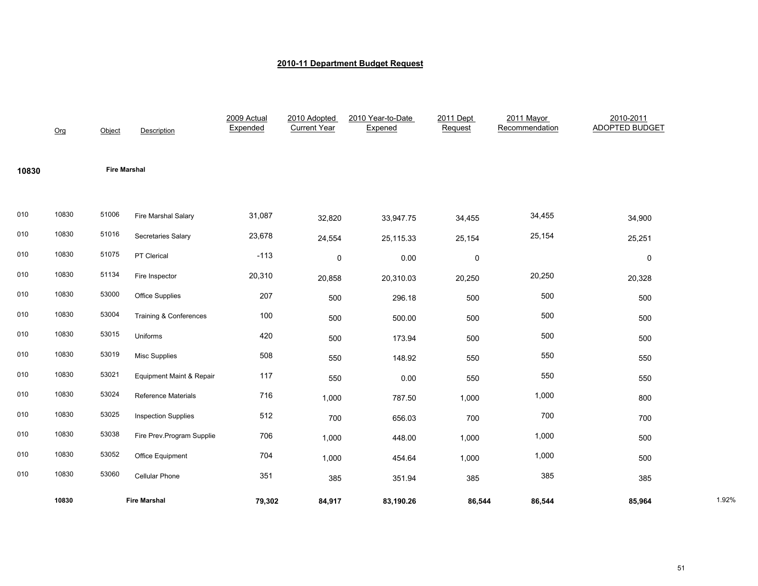## 2010-11 Department Budget Request

| | Org | Object | Description | 2009 Actual Expended | 2010 Adopted Current Year | 2010 Year-to-Date Expened | 2011 Dept Request | 2011 Mayor Recommendation | 2010-2011 ADOPTED BUDGET | |
|---|---|---|---|---|---|---|---|---|---|---|
| **10830** | | **Fire Marshal** | | | | | | | | |
| 010 | 10830 | 51006 | Fire Marshal Salary | 31,087 | 32,820 | 33,947.75 | 34,455 | 34,455 | 34,900 | |
| 010 | 10830 | 51016 | Secretaries Salary | 23,678 | 24,554 | 25,115.33 | 25,154 | 25,154 | 25,251 | |
| 010 | 10830 | 51075 | PT Clerical | -113 | 0 | 0.00 | 0 | | 0 | |
| 010 | 10830 | 51134 | Fire Inspector | 20,310 | 20,858 | 20,310.03 | 20,250 | 20,250 | 20,328 | |
| 010 | 10830 | 53000 | Office Supplies | 207 | 500 | 296.18 | 500 | 500 | 500 | |
| 010 | 10830 | 53004 | Training & Conferences | 100 | 500 | 500.00 | 500 | 500 | 500 | |
| 010 | 10830 | 53015 | Uniforms | 420 | 500 | 173.94 | 500 | 500 | 500 | |
| 010 | 10830 | 53019 | Misc Supplies | 508 | 550 | 148.92 | 550 | 550 | 550 | |
| 010 | 10830 | 53021 | Equipment Maint & Repair | 117 | 550 | 0.00 | 550 | 550 | 550 | |
| 010 | 10830 | 53024 | Reference Materials | 716 | 1,000 | 787.50 | 1,000 | 1,000 | 800 | |
| 010 | 10830 | 53025 | Inspection Supplies | 512 | 700 | 656.03 | 700 | 700 | 700 | |
| 010 | 10830 | 53038 | Fire Prev.Program Supplie | 706 | 1,000 | 448.00 | 1,000 | 1,000 | 500 | |
| 010 | 10830 | 53052 | Office Equipment | 704 | 1,000 | 454.64 | 1,000 | 1,000 | 500 | |
| 010 | 10830 | 53060 | Cellular Phone | 351 | 385 | 351.94 | 385 | 385 | 385 | |
| | **10830** | | **Fire Marshal** | **79,302** | **84,917** | **83,190.26** | **86,544** | **86,544** | **85,964** | 1.92% |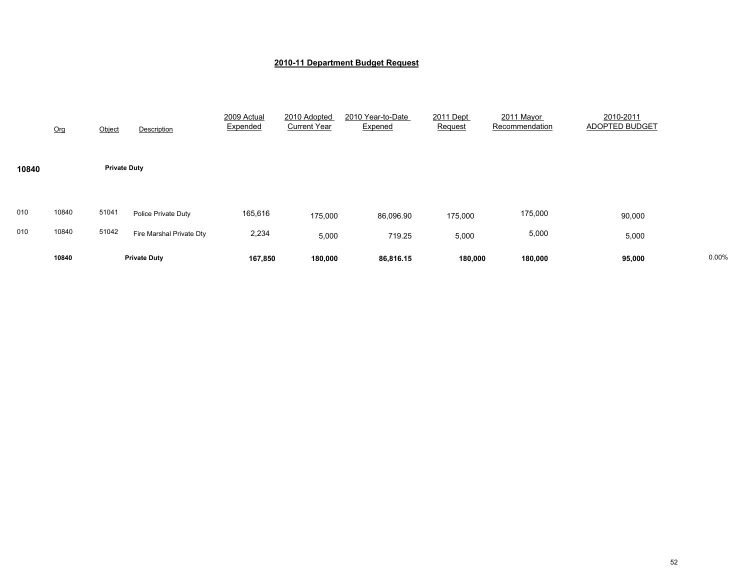## 2010-11 Department Budget Request

| | Org | Object | Description | 2009 Actual Expended | 2010 Adopted Current Year | 2010 Year-to-Date Expened | 2011 Dept Request | 2011 Mayor Recommendation | 2010-2011 ADOPTED BUDGET | |
|---|---|---|---|---|---|---|---|---|---|---|
| **10840** | | **Private Duty** | | | | | | | | |
| 010 | 10840 | 51041 | Police Private Duty | 165,616 | 175,000 | 86,096.90 | 175,000 | 175,000 | 90,000 | |
| 010 | 10840 | 51042 | Fire Marshal Private Dty | 2,234 | 5,000 | 719.25 | 5,000 | 5,000 | 5,000 | |
| | **10840** | | **Private Duty** | **167,850** | **180,000** | **86,816.15** | **180,000** | **180,000** | **95,000** | 0.00% |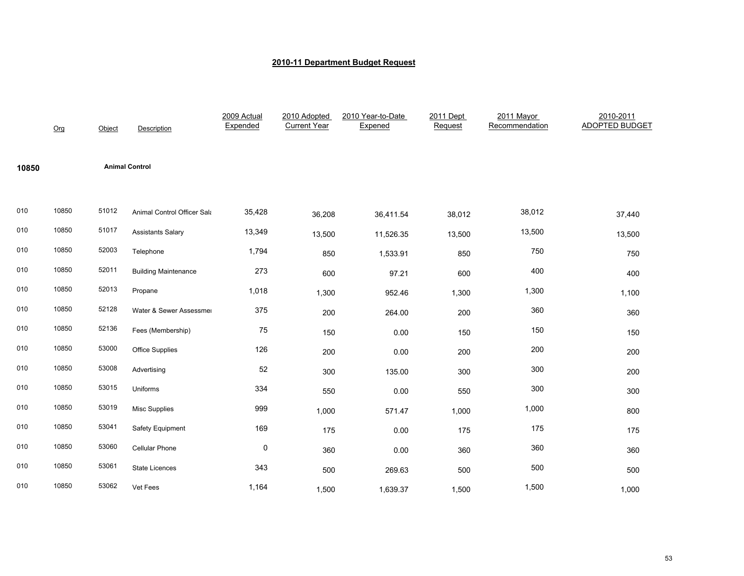# 2010-11 Department Budget Request

| | Org | Object | Description | 2009 Actual Expended | 2010 Adopted Current Year | 2010 Year-to-Date Expened | 2011 Dept Request | 2011 Mayor Recommendation | 2010-2011 ADOPTED BUDGET |
|---|---|---|---|---|---|---|---|---|---|
| **10850** | | **Animal Control** | | | | | | | |
| 010 | 10850 | 51012 | Animal Control Officer Sala | 35,428 | 36,208 | 36,411.54 | 38,012 | 38,012 | 37,440 |
| 010 | 10850 | 51017 | Assistants Salary | 13,349 | 13,500 | 11,526.35 | 13,500 | 13,500 | 13,500 |
| 010 | 10850 | 52003 | Telephone | 1,794 | 850 | 1,533.91 | 850 | 750 | 750 |
| 010 | 10850 | 52011 | Building Maintenance | 273 | 600 | 97.21 | 600 | 400 | 400 |
| 010 | 10850 | 52013 | Propane | 1,018 | 1,300 | 952.46 | 1,300 | 1,300 | 1,100 |
| 010 | 10850 | 52128 | Water & Sewer Assessme | 375 | 200 | 264.00 | 200 | 360 | 360 |
| 010 | 10850 | 52136 | Fees (Membership) | 75 | 150 | 0.00 | 150 | 150 | 150 |
| 010 | 10850 | 53000 | Office Supplies | 126 | 200 | 0.00 | 200 | 200 | 200 |
| 010 | 10850 | 53008 | Advertising | 52 | 300 | 135.00 | 300 | 300 | 200 |
| 010 | 10850 | 53015 | Uniforms | 334 | 550 | 0.00 | 550 | 300 | 300 |
| 010 | 10850 | 53019 | Misc Supplies | 999 | 1,000 | 571.47 | 1,000 | 1,000 | 800 |
| 010 | 10850 | 53041 | Safety Equipment | 169 | 175 | 0.00 | 175 | 175 | 175 |
| 010 | 10850 | 53060 | Cellular Phone | 0 | 360 | 0.00 | 360 | 360 | 360 |
| 010 | 10850 | 53061 | State Licences | 343 | 500 | 269.63 | 500 | 500 | 500 |
| 010 | 10850 | 53062 | Vet Fees | 1,164 | 1,500 | 1,639.37 | 1,500 | 1,500 | 1,000 |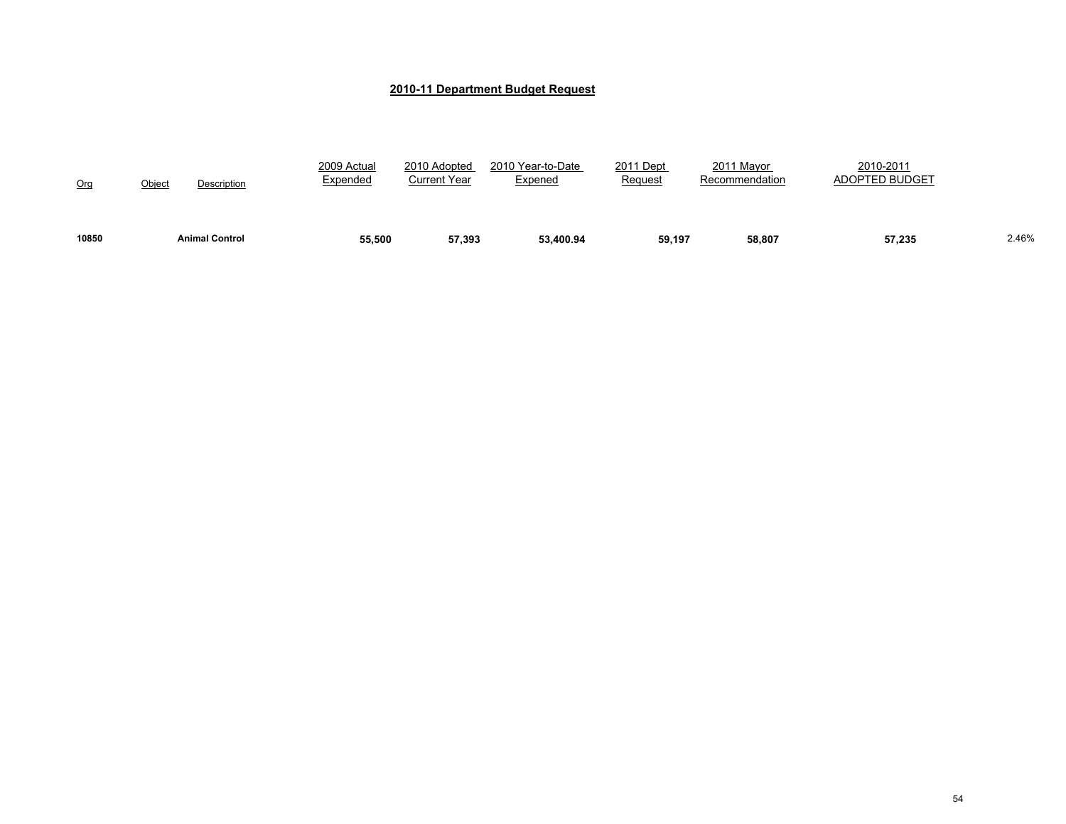## 2010-11 Department Budget Request

| Org | Object | Description | 2009 Actual Expended | 2010 Adopted Current Year | 2010 Year-to-Date Expened | 2011 Dept Request | 2011 Mayor Recommendation | 2010-2011 ADOPTED BUDGET | |
|---|---|---|---|---|---|---|---|---|---|
| **10850** | | **Animal Control** | **55,500** | **57,393** | **53,400.94** | **59,197** | **58,807** | **57,235** | 2.46% |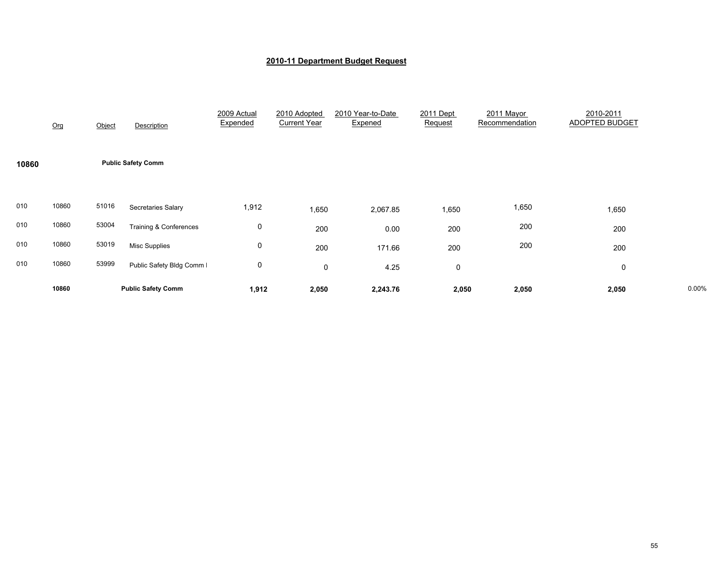# 2010-11 Department Budget Request

| | Org | Object | Description | 2009 Actual Expended | 2010 Adopted Current Year | 2010 Year-to-Date Expened | 2011 Dept Request | 2011 Mayor Recommendation | 2010-2011 ADOPTED BUDGET | |
|---|---|---|---|---|---|---|---|---|---|---|
| **10860** | | | **Public Safety Comm** | | | | | | | |
| 010 | 10860 | 51016 | Secretaries Salary | 1,912 | 1,650 | 2,067.85 | 1,650 | 1,650 | 1,650 | |
| 010 | 10860 | 53004 | Training & Conferences | 0 | 200 | 0.00 | 200 | 200 | 200 | |
| 010 | 10860 | 53019 | Misc Supplies | 0 | 200 | 171.66 | 200 | 200 | 200 | |
| 010 | 10860 | 53999 | Public Safety Bldg Comm I | 0 | 0 | 4.25 | 0 | | 0 | |
| | **10860** | | **Public Safety Comm** | **1,912** | **2,050** | **2,243.76** | **2,050** | **2,050** | **2,050** | 0.00% |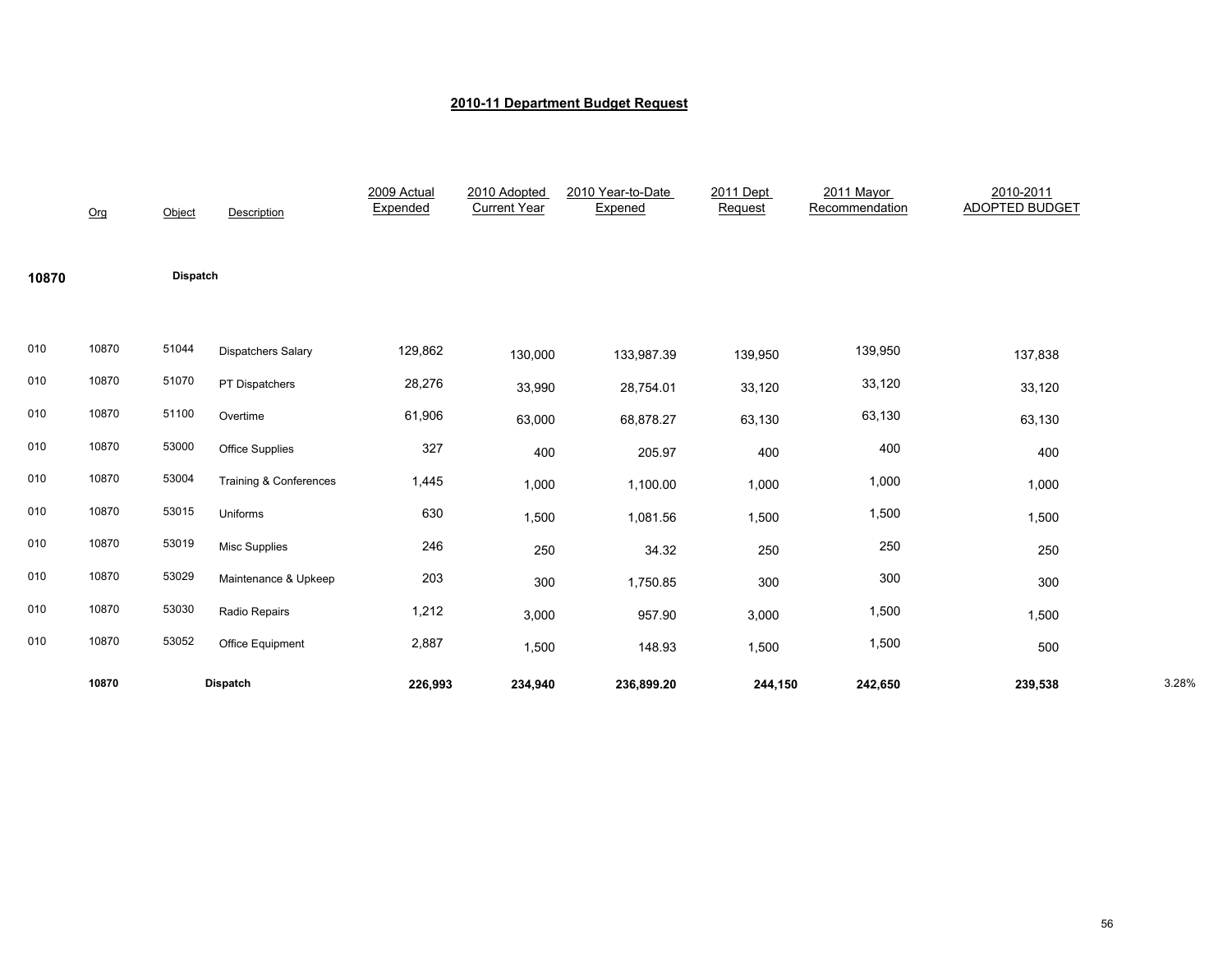# 2010-11 Department Budget Request

| | Org | Object | Description | 2009 Actual Expended | 2010 Adopted Current Year | 2010 Year-to-Date Expened | 2011 Dept Request | 2011 Mayor Recommendation | 2010-2011 ADOPTED BUDGET | |
|---|---|---|---|---|---|---|---|---|---|---|
| **10870** | | **Dispatch** | | | | | | | | |
| 010 | 10870 | 51044 | Dispatchers Salary | 129,862 | 130,000 | 133,987.39 | 139,950 | 139,950 | 137,838 | |
| 010 | 10870 | 51070 | PT Dispatchers | 28,276 | 33,990 | 28,754.01 | 33,120 | 33,120 | 33,120 | |
| 010 | 10870 | 51100 | Overtime | 61,906 | 63,000 | 68,878.27 | 63,130 | 63,130 | 63,130 | |
| 010 | 10870 | 53000 | Office Supplies | 327 | 400 | 205.97 | 400 | 400 | 400 | |
| 010 | 10870 | 53004 | Training & Conferences | 1,445 | 1,000 | 1,100.00 | 1,000 | 1,000 | 1,000 | |
| 010 | 10870 | 53015 | Uniforms | 630 | 1,500 | 1,081.56 | 1,500 | 1,500 | 1,500 | |
| 010 | 10870 | 53019 | Misc Supplies | 246 | 250 | 34.32 | 250 | 250 | 250 | |
| 010 | 10870 | 53029 | Maintenance & Upkeep | 203 | 300 | 1,750.85 | 300 | 300 | 300 | |
| 010 | 10870 | 53030 | Radio Repairs | 1,212 | 3,000 | 957.90 | 3,000 | 1,500 | 1,500 | |
| 010 | 10870 | 53052 | Office Equipment | 2,887 | 1,500 | 148.93 | 1,500 | 1,500 | 500 | |
| | **10870** | | **Dispatch** | **226,993** | **234,940** | **236,899.20** | **244,150** | **242,650** | **239,538** | 3.28% |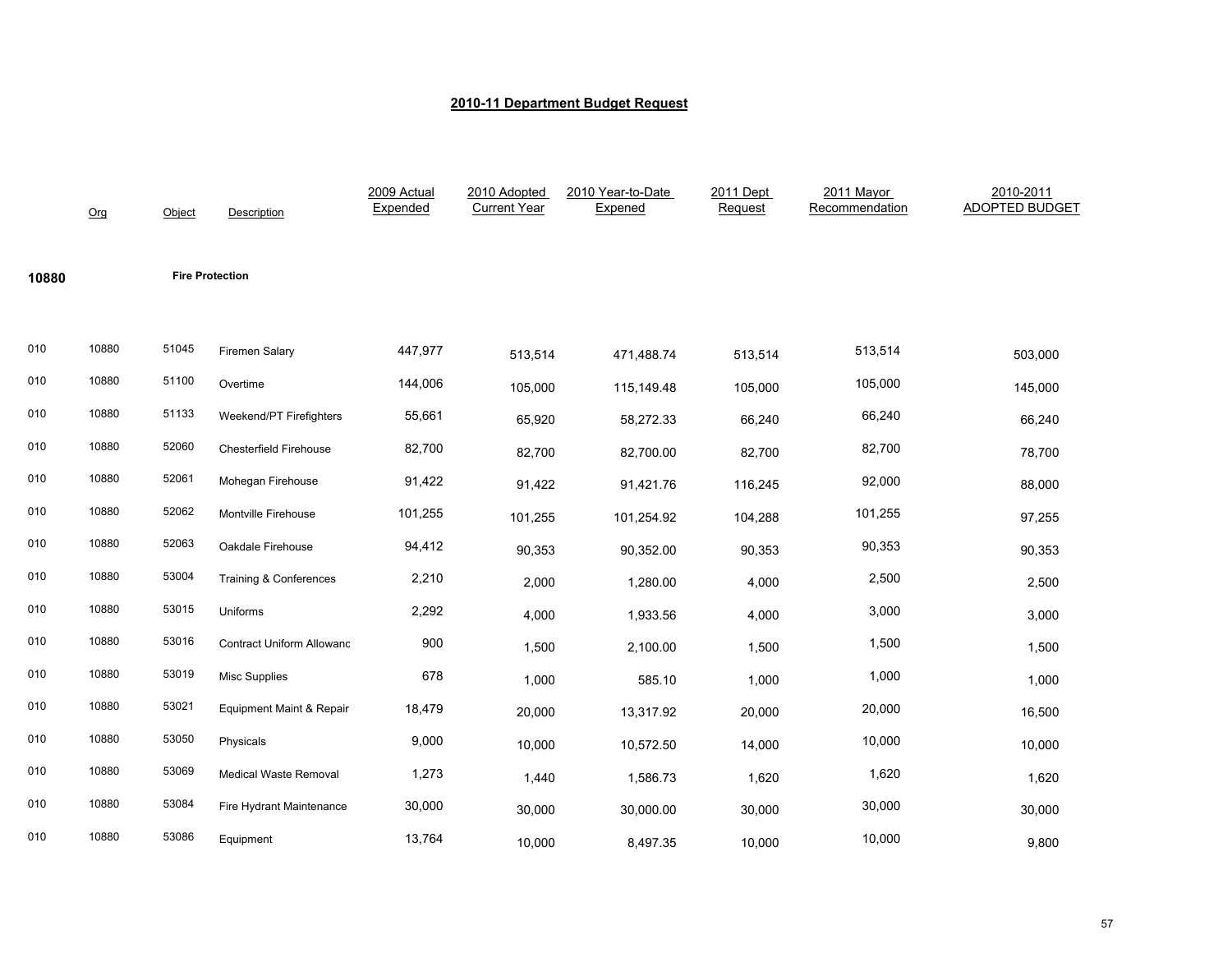# 2010-11 Department Budget Request

| | Org | Object | Description | 2009 Actual Expended | 2010 Adopted Current Year | 2010 Year-to-Date Expened | 2011 Dept Request | 2011 Mayor Recommendation | 2010-2011 ADOPTED BUDGET |
|---|---|---|---|---|---|---|---|---|---|
| **10880** | | | **Fire Protection** | | | | | | |
| 010 | 10880 | 51045 | Firemen Salary | 447,977 | 513,514 | 471,488.74 | 513,514 | 513,514 | 503,000 |
| 010 | 10880 | 51100 | Overtime | 144,006 | 105,000 | 115,149.48 | 105,000 | 105,000 | 145,000 |
| 010 | 10880 | 51133 | Weekend/PT Firefighters | 55,661 | 65,920 | 58,272.33 | 66,240 | 66,240 | 66,240 |
| 010 | 10880 | 52060 | Chesterfield Firehouse | 82,700 | 82,700 | 82,700.00 | 82,700 | 82,700 | 78,700 |
| 010 | 10880 | 52061 | Mohegan Firehouse | 91,422 | 91,422 | 91,421.76 | 116,245 | 92,000 | 88,000 |
| 010 | 10880 | 52062 | Montville Firehouse | 101,255 | 101,255 | 101,254.92 | 104,288 | 101,255 | 97,255 |
| 010 | 10880 | 52063 | Oakdale Firehouse | 94,412 | 90,353 | 90,352.00 | 90,353 | 90,353 | 90,353 |
| 010 | 10880 | 53004 | Training & Conferences | 2,210 | 2,000 | 1,280.00 | 4,000 | 2,500 | 2,500 |
| 010 | 10880 | 53015 | Uniforms | 2,292 | 4,000 | 1,933.56 | 4,000 | 3,000 | 3,000 |
| 010 | 10880 | 53016 | Contract Uniform Allowanc | 900 | 1,500 | 2,100.00 | 1,500 | 1,500 | 1,500 |
| 010 | 10880 | 53019 | Misc Supplies | 678 | 1,000 | 585.10 | 1,000 | 1,000 | 1,000 |
| 010 | 10880 | 53021 | Equipment Maint & Repair | 18,479 | 20,000 | 13,317.92 | 20,000 | 20,000 | 16,500 |
| 010 | 10880 | 53050 | Physicals | 9,000 | 10,000 | 10,572.50 | 14,000 | 10,000 | 10,000 |
| 010 | 10880 | 53069 | Medical Waste Removal | 1,273 | 1,440 | 1,586.73 | 1,620 | 1,620 | 1,620 |
| 010 | 10880 | 53084 | Fire Hydrant Maintenance | 30,000 | 30,000 | 30,000.00 | 30,000 | 30,000 | 30,000 |
| 010 | 10880 | 53086 | Equipment | 13,764 | 10,000 | 8,497.35 | 10,000 | 10,000 | 9,800 |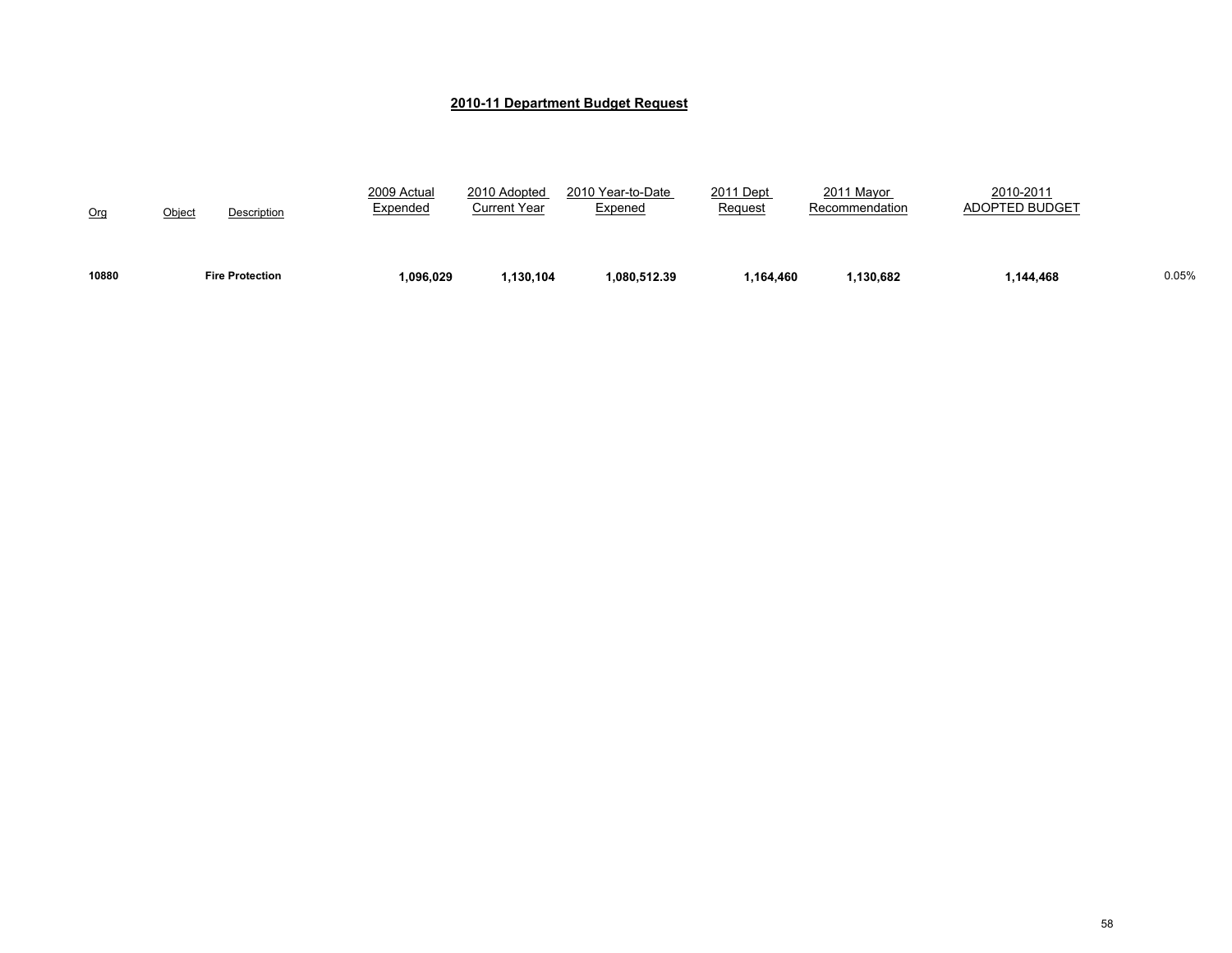## 2010-11 Department Budget Request

| Org | Object | Description | 2009 Actual Expended | 2010 Adopted Current Year | 2010 Year-to-Date Expened | 2011 Dept Request | 2011 Mayor Recommendation | 2010-2011 ADOPTED BUDGET | |
|---|---|---|---|---|---|---|---|---|---|
| **10880** | | **Fire Protection** | **1,096,029** | **1,130,104** | **1,080,512.39** | **1,164,460** | **1,130,682** | **1,144,468** | 0.05% |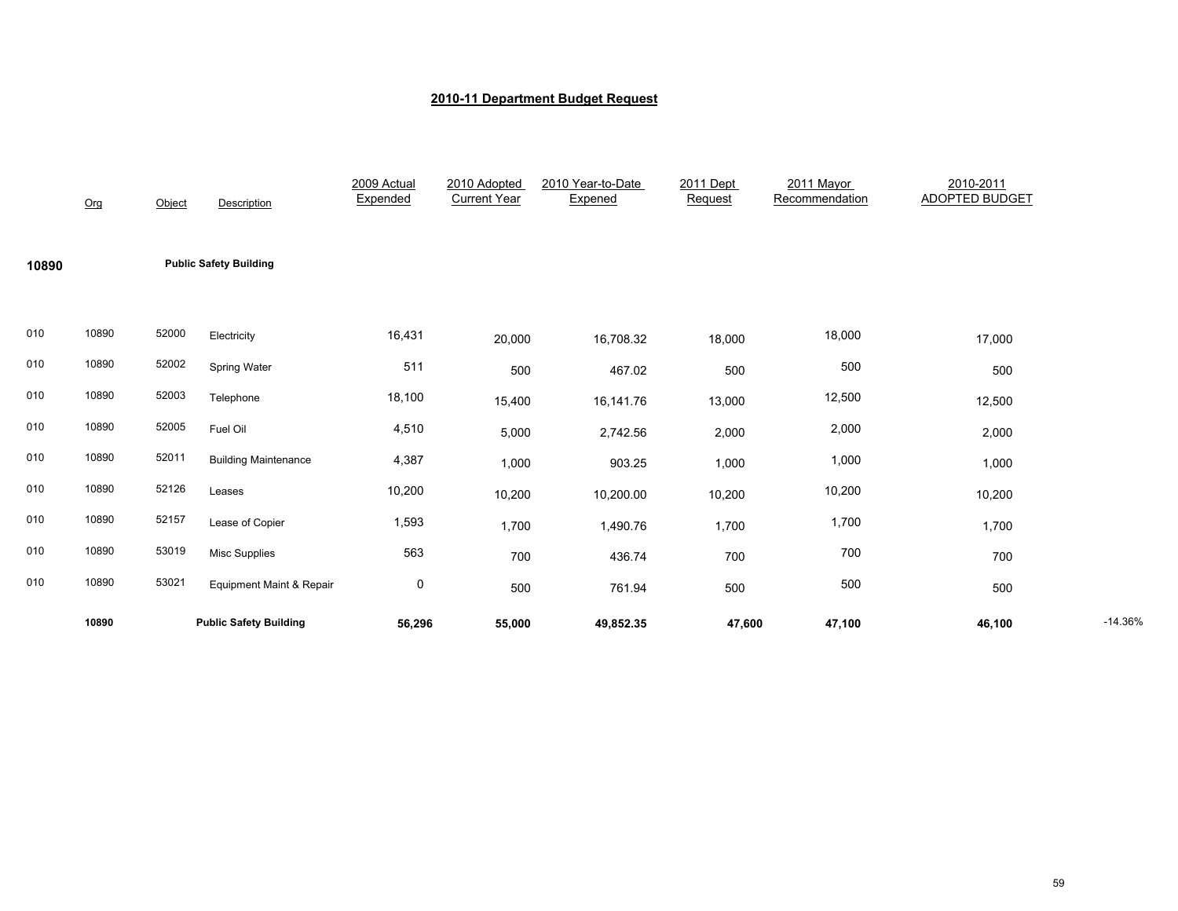# 2010-11 Department Budget Request

| | Org | Object | Description | 2009 Actual Expended | 2010 Adopted Current Year | 2010 Year-to-Date Expened | 2011 Dept Request | 2011 Mayor Recommendation | 2010-2011 ADOPTED BUDGET | |
|---|---|---|---|---|---|---|---|---|---|---|
| **10890** | | | **Public Safety Building** | | | | | | | |
| 010 | 10890 | 52000 | Electricity | 16,431 | 20,000 | 16,708.32 | 18,000 | 18,000 | 17,000 | |
| 010 | 10890 | 52002 | Spring Water | 511 | 500 | 467.02 | 500 | 500 | 500 | |
| 010 | 10890 | 52003 | Telephone | 18,100 | 15,400 | 16,141.76 | 13,000 | 12,500 | 12,500 | |
| 010 | 10890 | 52005 | Fuel Oil | 4,510 | 5,000 | 2,742.56 | 2,000 | 2,000 | 2,000 | |
| 010 | 10890 | 52011 | Building Maintenance | 4,387 | 1,000 | 903.25 | 1,000 | 1,000 | 1,000 | |
| 010 | 10890 | 52126 | Leases | 10,200 | 10,200 | 10,200.00 | 10,200 | 10,200 | 10,200 | |
| 010 | 10890 | 52157 | Lease of Copier | 1,593 | 1,700 | 1,490.76 | 1,700 | 1,700 | 1,700 | |
| 010 | 10890 | 53019 | Misc Supplies | 563 | 700 | 436.74 | 700 | 700 | 700 | |
| 010 | 10890 | 53021 | Equipment Maint & Repair | 0 | 500 | 761.94 | 500 | 500 | 500 | |
| | **10890** | | **Public Safety Building** | **56,296** | **55,000** | **49,852.35** | **47,600** | **47,100** | **46,100** | -14.36% |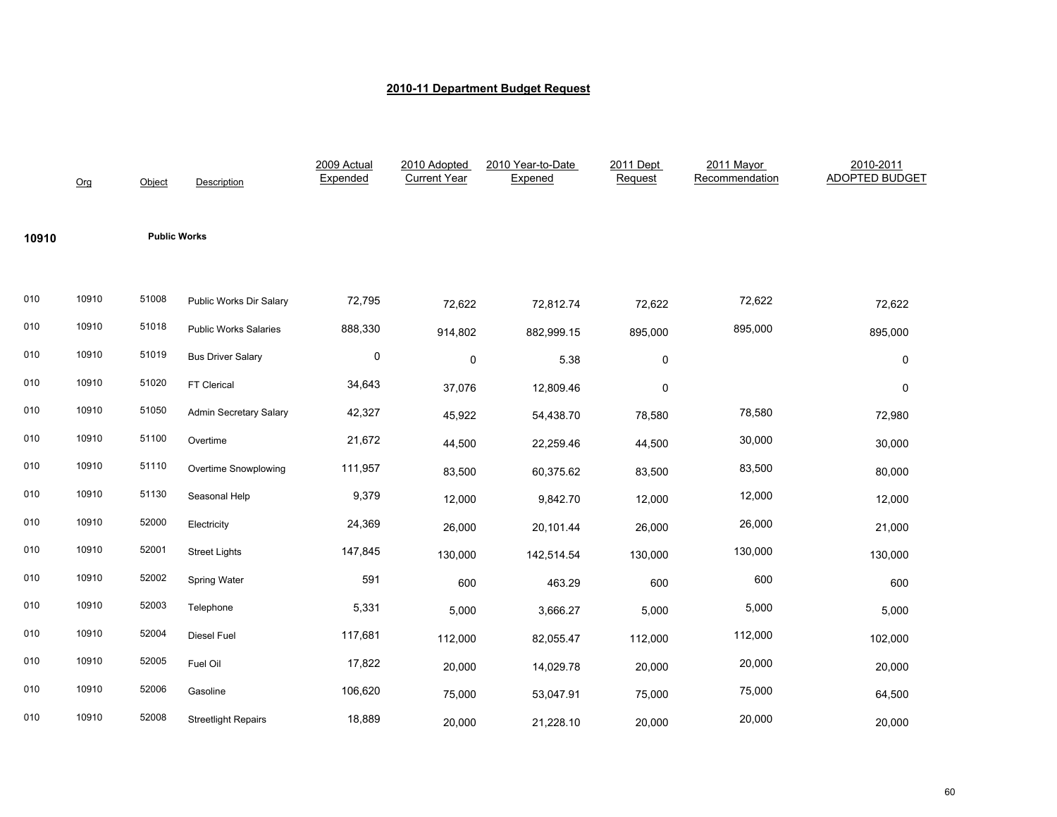## 2010-11 Department Budget Request

| | Org | Object | Description | 2009 Actual Expended | 2010 Adopted Current Year | 2010 Year-to-Date Expened | 2011 Dept Request | 2011 Mayor Recommendation | 2010-2011 ADOPTED BUDGET |
|---|---|---|---|---|---|---|---|---|---|
| **10910** | | **Public Works** | | | | | | | |
| 010 | 10910 | 51008 | Public Works Dir Salary | 72,795 | 72,622 | 72,812.74 | 72,622 | 72,622 | 72,622 |
| 010 | 10910 | 51018 | Public Works Salaries | 888,330 | 914,802 | 882,999.15 | 895,000 | 895,000 | 895,000 |
| 010 | 10910 | 51019 | Bus Driver Salary | 0 | 0 | 5.38 | 0 | | 0 |
| 010 | 10910 | 51020 | FT Clerical | 34,643 | 37,076 | 12,809.46 | 0 | | 0 |
| 010 | 10910 | 51050 | Admin Secretary Salary | 42,327 | 45,922 | 54,438.70 | 78,580 | 78,580 | 72,980 |
| 010 | 10910 | 51100 | Overtime | 21,672 | 44,500 | 22,259.46 | 44,500 | 30,000 | 30,000 |
| 010 | 10910 | 51110 | Overtime Snowplowing | 111,957 | 83,500 | 60,375.62 | 83,500 | 83,500 | 80,000 |
| 010 | 10910 | 51130 | Seasonal Help | 9,379 | 12,000 | 9,842.70 | 12,000 | 12,000 | 12,000 |
| 010 | 10910 | 52000 | Electricity | 24,369 | 26,000 | 20,101.44 | 26,000 | 26,000 | 21,000 |
| 010 | 10910 | 52001 | Street Lights | 147,845 | 130,000 | 142,514.54 | 130,000 | 130,000 | 130,000 |
| 010 | 10910 | 52002 | Spring Water | 591 | 600 | 463.29 | 600 | 600 | 600 |
| 010 | 10910 | 52003 | Telephone | 5,331 | 5,000 | 3,666.27 | 5,000 | 5,000 | 5,000 |
| 010 | 10910 | 52004 | Diesel Fuel | 117,681 | 112,000 | 82,055.47 | 112,000 | 112,000 | 102,000 |
| 010 | 10910 | 52005 | Fuel Oil | 17,822 | 20,000 | 14,029.78 | 20,000 | 20,000 | 20,000 |
| 010 | 10910 | 52006 | Gasoline | 106,620 | 75,000 | 53,047.91 | 75,000 | 75,000 | 64,500 |
| 010 | 10910 | 52008 | Streetlight Repairs | 18,889 | 20,000 | 21,228.10 | 20,000 | 20,000 | 20,000 |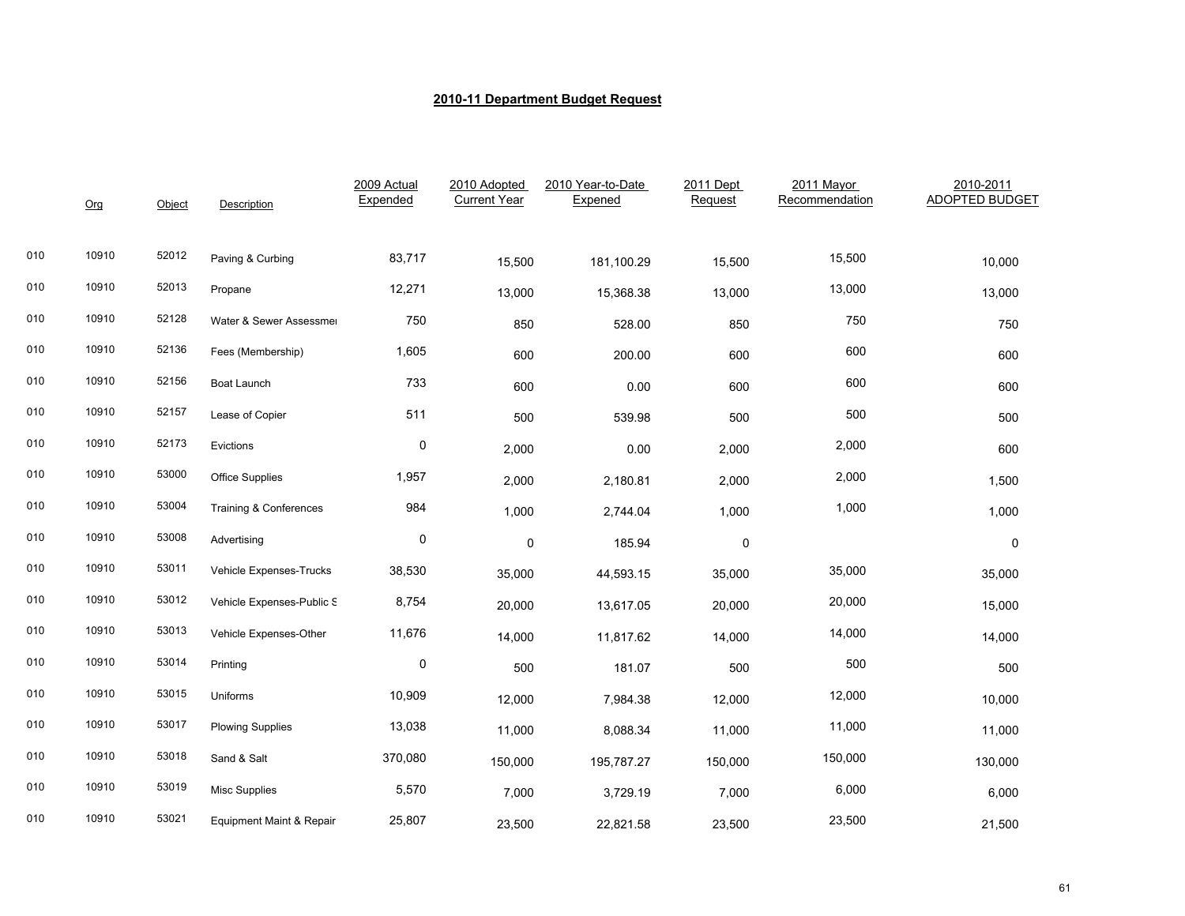## 2010-11 Department Budget Request

| | Org | Object | Description | 2009 Actual Expended | 2010 Adopted Current Year | 2010 Year-to-Date Expened | 2011 Dept Request | 2011 Mayor Recommendation | 2010-2011 ADOPTED BUDGET |
|---|---|---|---|---|---|---|---|---|---|
| 010 | 10910 | 52012 | Paving & Curbing | 83,717 | 15,500 | 181,100.29 | 15,500 | 15,500 | 10,000 |
| 010 | 10910 | 52013 | Propane | 12,271 | 13,000 | 15,368.38 | 13,000 | 13,000 | 13,000 |
| 010 | 10910 | 52128 | Water & Sewer Assessmer | 750 | 850 | 528.00 | 850 | 750 | 750 |
| 010 | 10910 | 52136 | Fees (Membership) | 1,605 | 600 | 200.00 | 600 | 600 | 600 |
| 010 | 10910 | 52156 | Boat Launch | 733 | 600 | 0.00 | 600 | 600 | 600 |
| 010 | 10910 | 52157 | Lease of Copier | 511 | 500 | 539.98 | 500 | 500 | 500 |
| 010 | 10910 | 52173 | Evictions | 0 | 2,000 | 0.00 | 2,000 | 2,000 | 600 |
| 010 | 10910 | 53000 | Office Supplies | 1,957 | 2,000 | 2,180.81 | 2,000 | 2,000 | 1,500 |
| 010 | 10910 | 53004 | Training & Conferences | 984 | 1,000 | 2,744.04 | 1,000 | 1,000 | 1,000 |
| 010 | 10910 | 53008 | Advertising | 0 | 0 | 185.94 | 0 | | 0 |
| 010 | 10910 | 53011 | Vehicle Expenses-Trucks | 38,530 | 35,000 | 44,593.15 | 35,000 | 35,000 | 35,000 |
| 010 | 10910 | 53012 | Vehicle Expenses-Public S | 8,754 | 20,000 | 13,617.05 | 20,000 | 20,000 | 15,000 |
| 010 | 10910 | 53013 | Vehicle Expenses-Other | 11,676 | 14,000 | 11,817.62 | 14,000 | 14,000 | 14,000 |
| 010 | 10910 | 53014 | Printing | 0 | 500 | 181.07 | 500 | 500 | 500 |
| 010 | 10910 | 53015 | Uniforms | 10,909 | 12,000 | 7,984.38 | 12,000 | 12,000 | 10,000 |
| 010 | 10910 | 53017 | Plowing Supplies | 13,038 | 11,000 | 8,088.34 | 11,000 | 11,000 | 11,000 |
| 010 | 10910 | 53018 | Sand & Salt | 370,080 | 150,000 | 195,787.27 | 150,000 | 150,000 | 130,000 |
| 010 | 10910 | 53019 | Misc Supplies | 5,570 | 7,000 | 3,729.19 | 7,000 | 6,000 | 6,000 |
| 010 | 10910 | 53021 | Equipment Maint & Repair | 25,807 | 23,500 | 22,821.58 | 23,500 | 23,500 | 21,500 |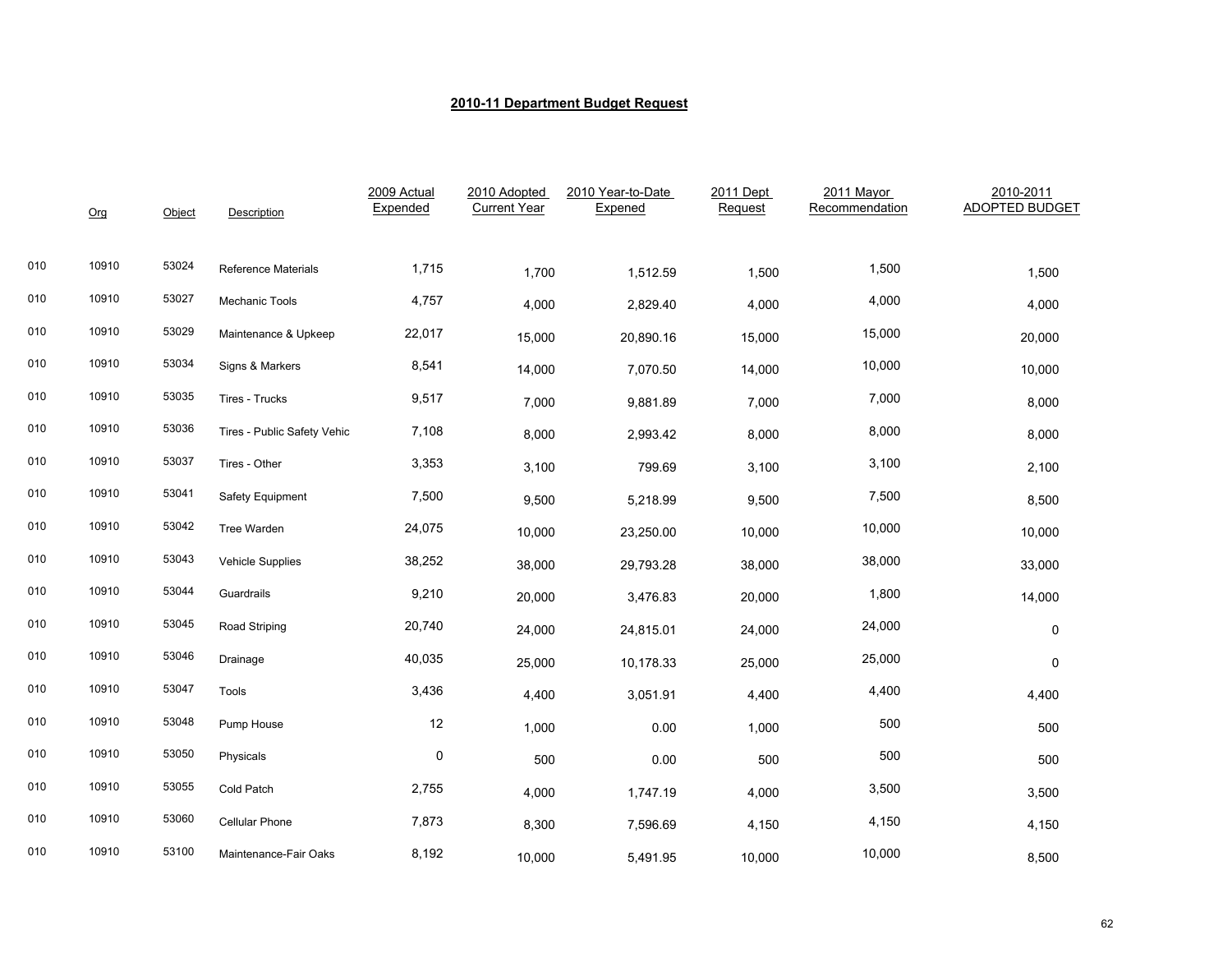# 2010-11 Department Budget Request

| | Org | Object | Description | 2009 Actual Expended | 2010 Adopted Current Year | 2010 Year-to-Date Expened | 2011 Dept Request | 2011 Mayor Recommendation | 2010-2011 ADOPTED BUDGET |
|---|---|---|---|---|---|---|---|---|---|
| 010 | 10910 | 53024 | Reference Materials | 1,715 | 1,700 | 1,512.59 | 1,500 | 1,500 | 1,500 |
| 010 | 10910 | 53027 | Mechanic Tools | 4,757 | 4,000 | 2,829.40 | 4,000 | 4,000 | 4,000 |
| 010 | 10910 | 53029 | Maintenance & Upkeep | 22,017 | 15,000 | 20,890.16 | 15,000 | 15,000 | 20,000 |
| 010 | 10910 | 53034 | Signs & Markers | 8,541 | 14,000 | 7,070.50 | 14,000 | 10,000 | 10,000 |
| 010 | 10910 | 53035 | Tires - Trucks | 9,517 | 7,000 | 9,881.89 | 7,000 | 7,000 | 8,000 |
| 010 | 10910 | 53036 | Tires - Public Safety Vehic | 7,108 | 8,000 | 2,993.42 | 8,000 | 8,000 | 8,000 |
| 010 | 10910 | 53037 | Tires - Other | 3,353 | 3,100 | 799.69 | 3,100 | 3,100 | 2,100 |
| 010 | 10910 | 53041 | Safety Equipment | 7,500 | 9,500 | 5,218.99 | 9,500 | 7,500 | 8,500 |
| 010 | 10910 | 53042 | Tree Warden | 24,075 | 10,000 | 23,250.00 | 10,000 | 10,000 | 10,000 |
| 010 | 10910 | 53043 | Vehicle Supplies | 38,252 | 38,000 | 29,793.28 | 38,000 | 38,000 | 33,000 |
| 010 | 10910 | 53044 | Guardrails | 9,210 | 20,000 | 3,476.83 | 20,000 | 1,800 | 14,000 |
| 010 | 10910 | 53045 | Road Striping | 20,740 | 24,000 | 24,815.01 | 24,000 | 24,000 | 0 |
| 010 | 10910 | 53046 | Drainage | 40,035 | 25,000 | 10,178.33 | 25,000 | 25,000 | 0 |
| 010 | 10910 | 53047 | Tools | 3,436 | 4,400 | 3,051.91 | 4,400 | 4,400 | 4,400 |
| 010 | 10910 | 53048 | Pump House | 12 | 1,000 | 0.00 | 1,000 | 500 | 500 |
| 010 | 10910 | 53050 | Physicals | 0 | 500 | 0.00 | 500 | 500 | 500 |
| 010 | 10910 | 53055 | Cold Patch | 2,755 | 4,000 | 1,747.19 | 4,000 | 3,500 | 3,500 |
| 010 | 10910 | 53060 | Cellular Phone | 7,873 | 8,300 | 7,596.69 | 4,150 | 4,150 | 4,150 |
| 010 | 10910 | 53100 | Maintenance-Fair Oaks | 8,192 | 10,000 | 5,491.95 | 10,000 | 10,000 | 8,500 |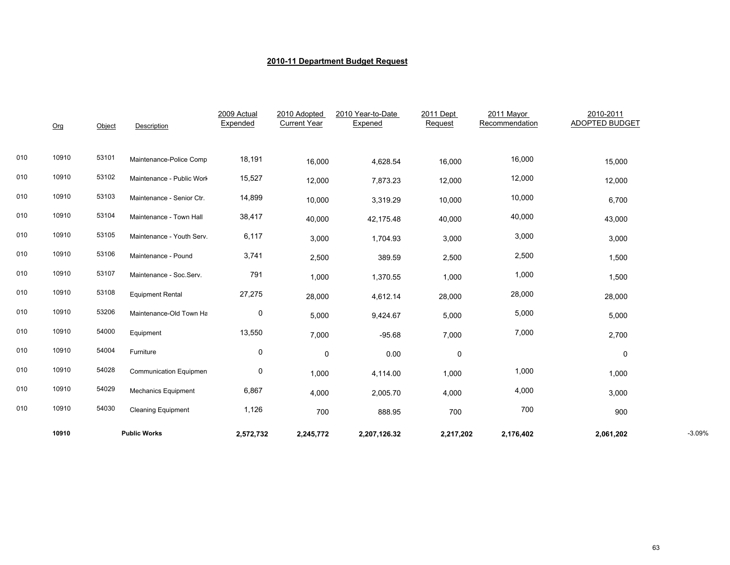## 2010-11 Department Budget Request

| | Org | Object | Description | 2009 Actual Expended | 2010 Adopted Current Year | 2010 Year-to-Date Expened | 2011 Dept Request | 2011 Mayor Recommendation | 2010-2011 ADOPTED BUDGET | |
|---|---|---|---|---|---|---|---|---|---|---|
| 010 | 10910 | 53101 | Maintenance-Police Comp | 18,191 | 16,000 | 4,628.54 | 16,000 | 16,000 | 15,000 | |
| 010 | 10910 | 53102 | Maintenance - Public Work | 15,527 | 12,000 | 7,873.23 | 12,000 | 12,000 | 12,000 | |
| 010 | 10910 | 53103 | Maintenance - Senior Ctr. | 14,899 | 10,000 | 3,319.29 | 10,000 | 10,000 | 6,700 | |
| 010 | 10910 | 53104 | Maintenance - Town Hall | 38,417 | 40,000 | 42,175.48 | 40,000 | 40,000 | 43,000 | |
| 010 | 10910 | 53105 | Maintenance - Youth Serv. | 6,117 | 3,000 | 1,704.93 | 3,000 | 3,000 | 3,000 | |
| 010 | 10910 | 53106 | Maintenance - Pound | 3,741 | 2,500 | 389.59 | 2,500 | 2,500 | 1,500 | |
| 010 | 10910 | 53107 | Maintenance - Soc.Serv. | 791 | 1,000 | 1,370.55 | 1,000 | 1,000 | 1,500 | |
| 010 | 10910 | 53108 | Equipment Rental | 27,275 | 28,000 | 4,612.14 | 28,000 | 28,000 | 28,000 | |
| 010 | 10910 | 53206 | Maintenance-Old Town Ha | 0 | 5,000 | 9,424.67 | 5,000 | 5,000 | 5,000 | |
| 010 | 10910 | 54000 | Equipment | 13,550 | 7,000 | -95.68 | 7,000 | 7,000 | 2,700 | |
| 010 | 10910 | 54004 | Furniture | 0 | 0 | 0.00 | 0 | | 0 | |
| 010 | 10910 | 54028 | Communication Equipmen | 0 | 1,000 | 4,114.00 | 1,000 | 1,000 | 1,000 | |
| 010 | 10910 | 54029 | Mechanics Equipment | 6,867 | 4,000 | 2,005.70 | 4,000 | 4,000 | 3,000 | |
| 010 | 10910 | 54030 | Cleaning Equipment | 1,126 | 700 | 888.95 | 700 | 700 | 900 | |
| | **10910** | | **Public Works** | **2,572,732** | **2,245,772** | **2,207,126.32** | **2,217,202** | **2,176,402** | **2,061,202** | -3.09% |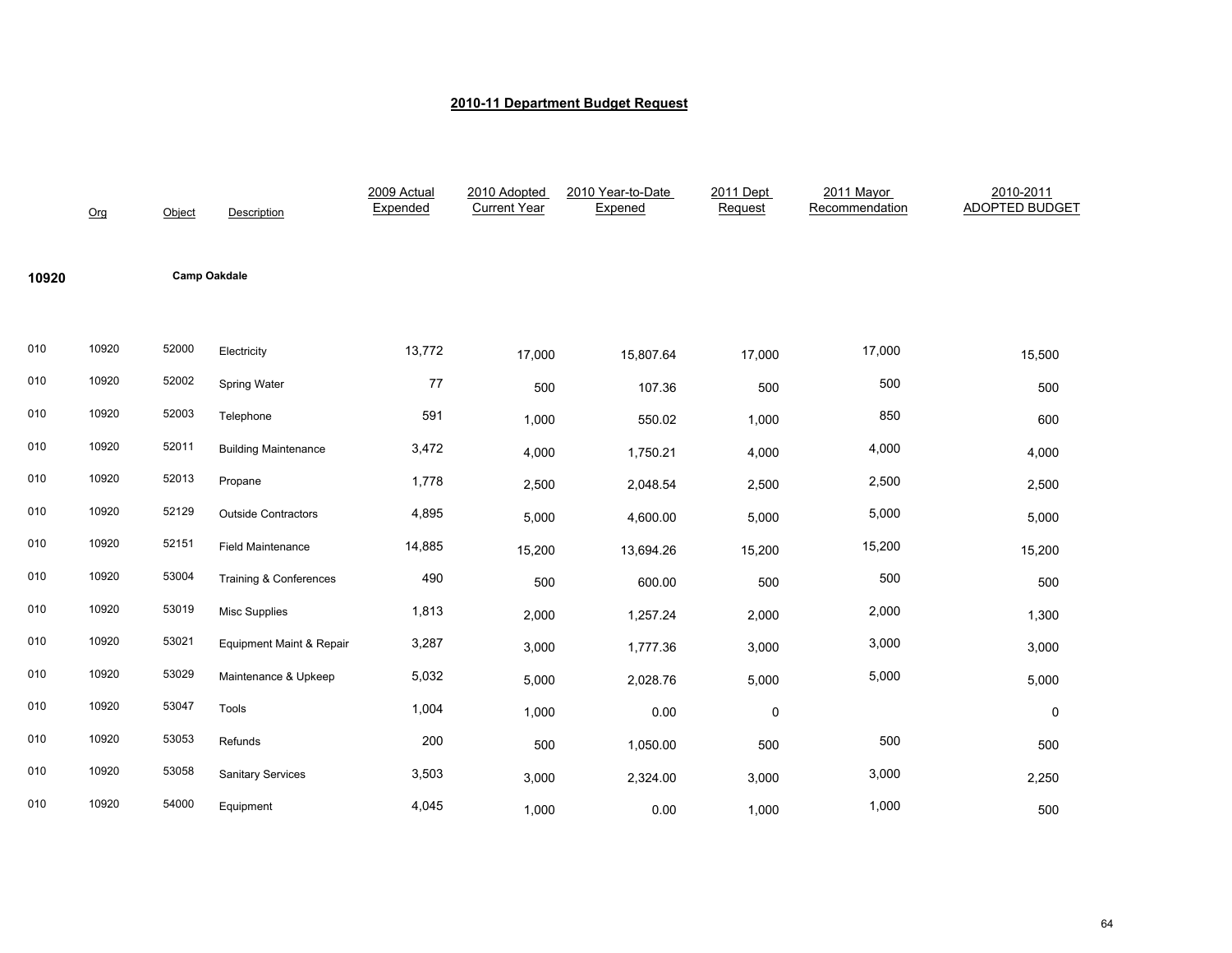# 2010-11 Department Budget Request

| | Org | Object | Description | 2009 Actual Expended | 2010 Adopted Current Year | 2010 Year-to-Date Expened | 2011 Dept Request | 2011 Mayor Recommendation | 2010-2011 ADOPTED BUDGET |
|---|---|---|---|---|---|---|---|---|---|
| **10920** | | **Camp Oakdale** | | | | | | | |
| 010 | 10920 | 52000 | Electricity | 13,772 | 17,000 | 15,807.64 | 17,000 | 17,000 | 15,500 |
| 010 | 10920 | 52002 | Spring Water | 77 | 500 | 107.36 | 500 | 500 | 500 |
| 010 | 10920 | 52003 | Telephone | 591 | 1,000 | 550.02 | 1,000 | 850 | 600 |
| 010 | 10920 | 52011 | Building Maintenance | 3,472 | 4,000 | 1,750.21 | 4,000 | 4,000 | 4,000 |
| 010 | 10920 | 52013 | Propane | 1,778 | 2,500 | 2,048.54 | 2,500 | 2,500 | 2,500 |
| 010 | 10920 | 52129 | Outside Contractors | 4,895 | 5,000 | 4,600.00 | 5,000 | 5,000 | 5,000 |
| 010 | 10920 | 52151 | Field Maintenance | 14,885 | 15,200 | 13,694.26 | 15,200 | 15,200 | 15,200 |
| 010 | 10920 | 53004 | Training & Conferences | 490 | 500 | 600.00 | 500 | 500 | 500 |
| 010 | 10920 | 53019 | Misc Supplies | 1,813 | 2,000 | 1,257.24 | 2,000 | 2,000 | 1,300 |
| 010 | 10920 | 53021 | Equipment Maint & Repair | 3,287 | 3,000 | 1,777.36 | 3,000 | 3,000 | 3,000 |
| 010 | 10920 | 53029 | Maintenance & Upkeep | 5,032 | 5,000 | 2,028.76 | 5,000 | 5,000 | 5,000 |
| 010 | 10920 | 53047 | Tools | 1,004 | 1,000 | 0.00 | 0 | | 0 |
| 010 | 10920 | 53053 | Refunds | 200 | 500 | 1,050.00 | 500 | 500 | 500 |
| 010 | 10920 | 53058 | Sanitary Services | 3,503 | 3,000 | 2,324.00 | 3,000 | 3,000 | 2,250 |
| 010 | 10920 | 54000 | Equipment | 4,045 | 1,000 | 0.00 | 1,000 | 1,000 | 500 |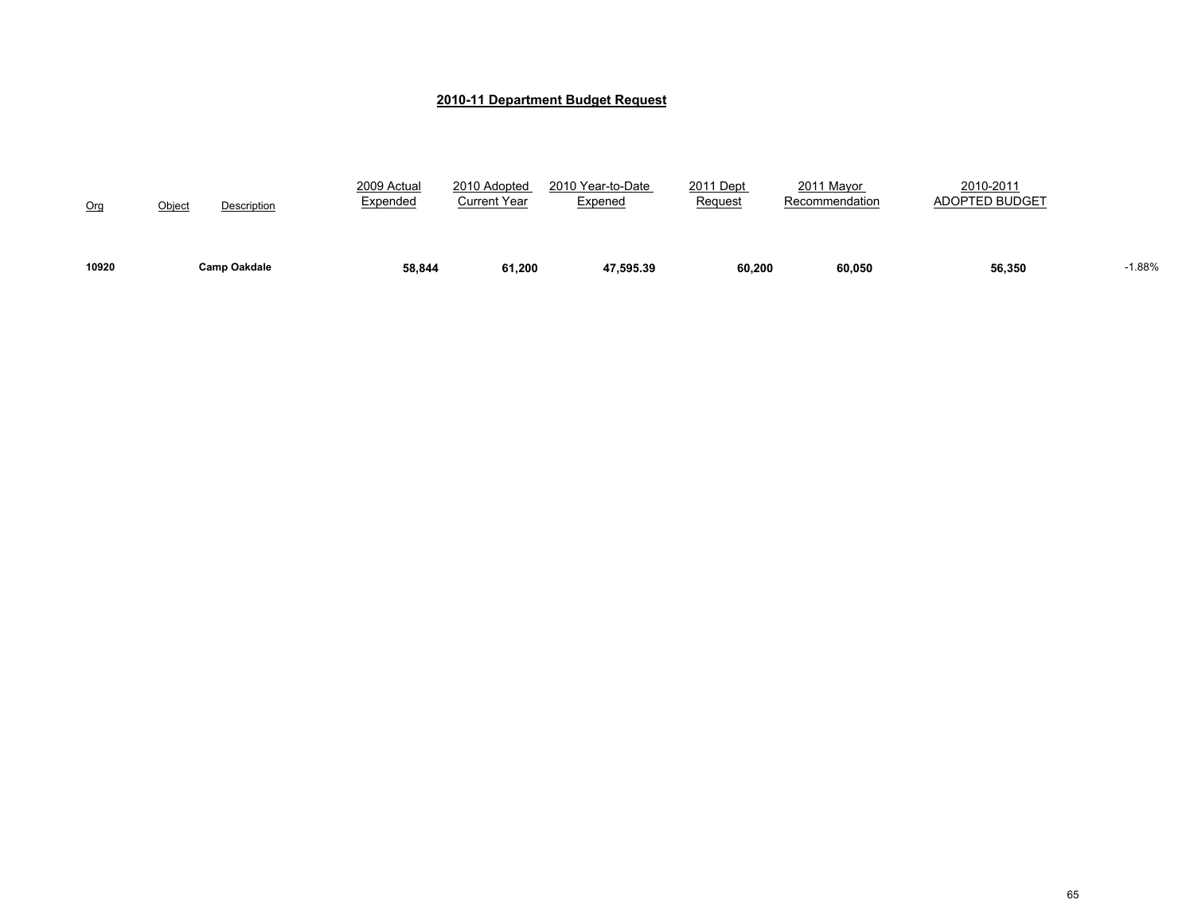## 2010-11 Department Budget Request

| Org | Object | Description | 2009 Actual Expended | 2010 Adopted Current Year | 2010 Year-to-Date Expened | 2011 Dept Request | 2011 Mayor Recommendation | 2010-2011 ADOPTED BUDGET | |
|---|---|---|---|---|---|---|---|---|---|
| **10920** | | **Camp Oakdale** | **58,844** | **61,200** | **47,595.39** | **60,200** | **60,050** | **56,350** | -1.88% |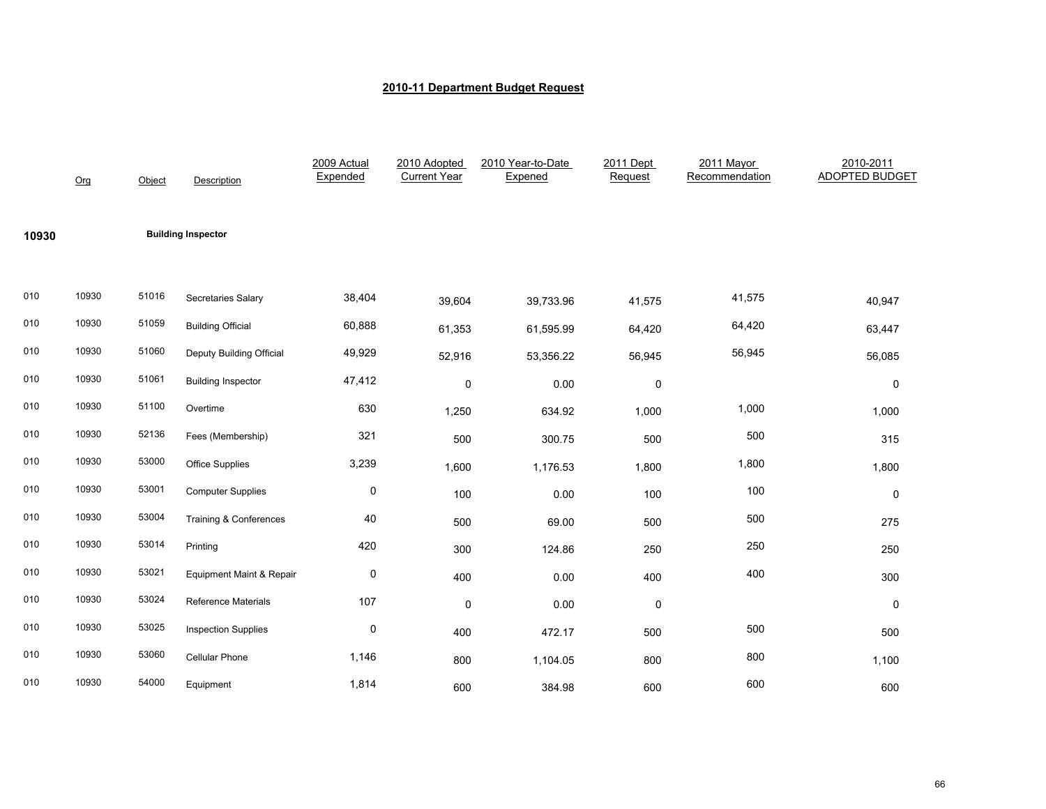## 2010-11 Department Budget Request

| | Org | Object | Description | 2009 Actual Expended | 2010 Adopted Current Year | 2010 Year-to-Date Expened | 2011 Dept Request | 2011 Mayor Recommendation | 2010-2011 ADOPTED BUDGET |
|---|---|---|---|---|---|---|---|---|---|
| **10930** | | | **Building Inspector** | | | | | | |
| 010 | 10930 | 51016 | Secretaries Salary | 38,404 | 39,604 | 39,733.96 | 41,575 | 41,575 | 40,947 |
| 010 | 10930 | 51059 | Building Official | 60,888 | 61,353 | 61,595.99 | 64,420 | 64,420 | 63,447 |
| 010 | 10930 | 51060 | Deputy Building Official | 49,929 | 52,916 | 53,356.22 | 56,945 | 56,945 | 56,085 |
| 010 | 10930 | 51061 | Building Inspector | 47,412 | 0 | 0.00 | 0 | | 0 |
| 010 | 10930 | 51100 | Overtime | 630 | 1,250 | 634.92 | 1,000 | 1,000 | 1,000 |
| 010 | 10930 | 52136 | Fees (Membership) | 321 | 500 | 300.75 | 500 | 500 | 315 |
| 010 | 10930 | 53000 | Office Supplies | 3,239 | 1,600 | 1,176.53 | 1,800 | 1,800 | 1,800 |
| 010 | 10930 | 53001 | Computer Supplies | 0 | 100 | 0.00 | 100 | 100 | 0 |
| 010 | 10930 | 53004 | Training & Conferences | 40 | 500 | 69.00 | 500 | 500 | 275 |
| 010 | 10930 | 53014 | Printing | 420 | 300 | 124.86 | 250 | 250 | 250 |
| 010 | 10930 | 53021 | Equipment Maint & Repair | 0 | 400 | 0.00 | 400 | 400 | 300 |
| 010 | 10930 | 53024 | Reference Materials | 107 | 0 | 0.00 | 0 | | 0 |
| 010 | 10930 | 53025 | Inspection Supplies | 0 | 400 | 472.17 | 500 | 500 | 500 |
| 010 | 10930 | 53060 | Cellular Phone | 1,146 | 800 | 1,104.05 | 800 | 800 | 1,100 |
| 010 | 10930 | 54000 | Equipment | 1,814 | 600 | 384.98 | 600 | 600 | 600 |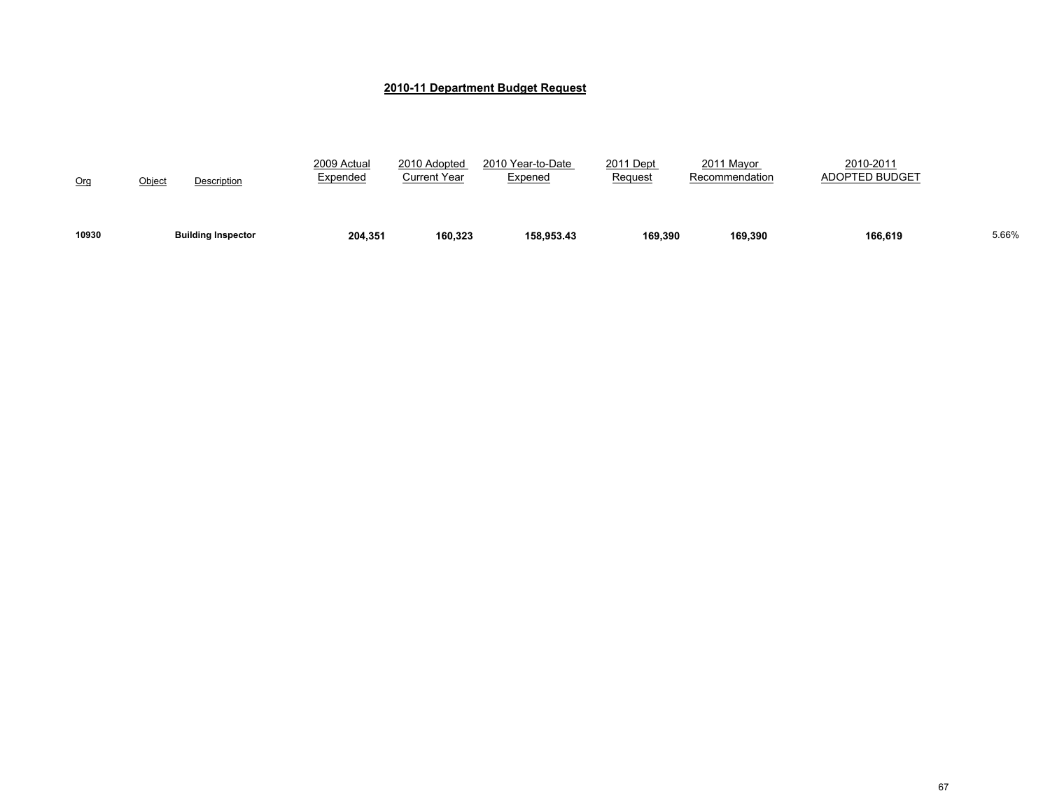## 2010-11 Department Budget Request

| Org | Object | Description | 2009 Actual Expended | 2010 Adopted Current Year | 2010 Year-to-Date Expened | 2011 Dept Request | 2011 Mayor Recommendation | 2010-2011 ADOPTED BUDGET | |
|---|---|---|---|---|---|---|---|---|---|
| **10930** | | **Building Inspector** | **204,351** | **160,323** | **158,953.43** | **169,390** | **169,390** | **166,619** | 5.66% |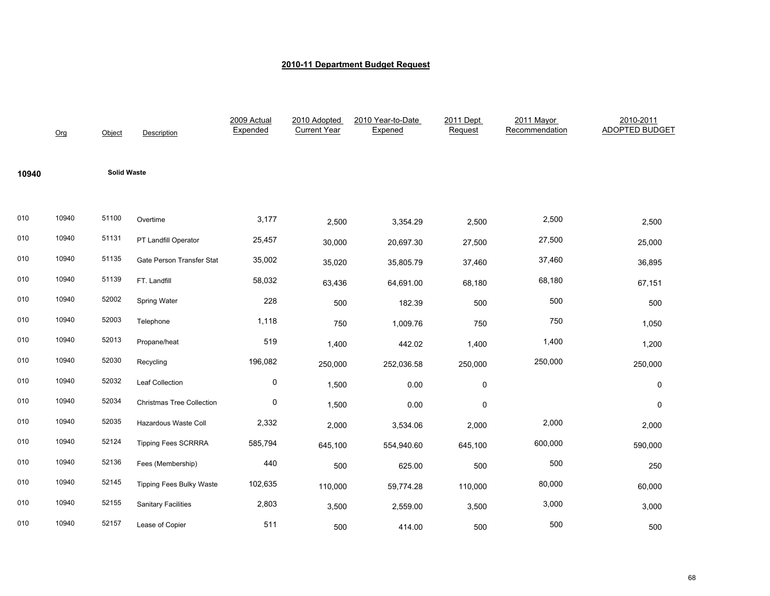## 2010-11 Department Budget Request

| | Org | Object | Description | 2009 Actual Expended | 2010 Adopted Current Year | 2010 Year-to-Date Expened | 2011 Dept Request | 2011 Mayor Recommendation | 2010-2011 ADOPTED BUDGET |
|---|---|---|---|---|---|---|---|---|---|
| **10940** | | **Solid Waste** | | | | | | | |
| 010 | 10940 | 51100 | Overtime | 3,177 | 2,500 | 3,354.29 | 2,500 | 2,500 | 2,500 |
| 010 | 10940 | 51131 | PT Landfill Operator | 25,457 | 30,000 | 20,697.30 | 27,500 | 27,500 | 25,000 |
| 010 | 10940 | 51135 | Gate Person Transfer Stat | 35,002 | 35,020 | 35,805.79 | 37,460 | 37,460 | 36,895 |
| 010 | 10940 | 51139 | FT. Landfill | 58,032 | 63,436 | 64,691.00 | 68,180 | 68,180 | 67,151 |
| 010 | 10940 | 52002 | Spring Water | 228 | 500 | 182.39 | 500 | 500 | 500 |
| 010 | 10940 | 52003 | Telephone | 1,118 | 750 | 1,009.76 | 750 | 750 | 1,050 |
| 010 | 10940 | 52013 | Propane/heat | 519 | 1,400 | 442.02 | 1,400 | 1,400 | 1,200 |
| 010 | 10940 | 52030 | Recycling | 196,082 | 250,000 | 252,036.58 | 250,000 | 250,000 | 250,000 |
| 010 | 10940 | 52032 | Leaf Collection | 0 | 1,500 | 0.00 | 0 | | 0 |
| 010 | 10940 | 52034 | Christmas Tree Collection | 0 | 1,500 | 0.00 | 0 | | 0 |
| 010 | 10940 | 52035 | Hazardous Waste Coll | 2,332 | 2,000 | 3,534.06 | 2,000 | 2,000 | 2,000 |
| 010 | 10940 | 52124 | Tipping Fees SCRRRA | 585,794 | 645,100 | 554,940.60 | 645,100 | 600,000 | 590,000 |
| 010 | 10940 | 52136 | Fees (Membership) | 440 | 500 | 625.00 | 500 | 500 | 250 |
| 010 | 10940 | 52145 | Tipping Fees Bulky Waste | 102,635 | 110,000 | 59,774.28 | 110,000 | 80,000 | 60,000 |
| 010 | 10940 | 52155 | Sanitary Facilities | 2,803 | 3,500 | 2,559.00 | 3,500 | 3,000 | 3,000 |
| 010 | 10940 | 52157 | Lease of Copier | 511 | 500 | 414.00 | 500 | 500 | 500 |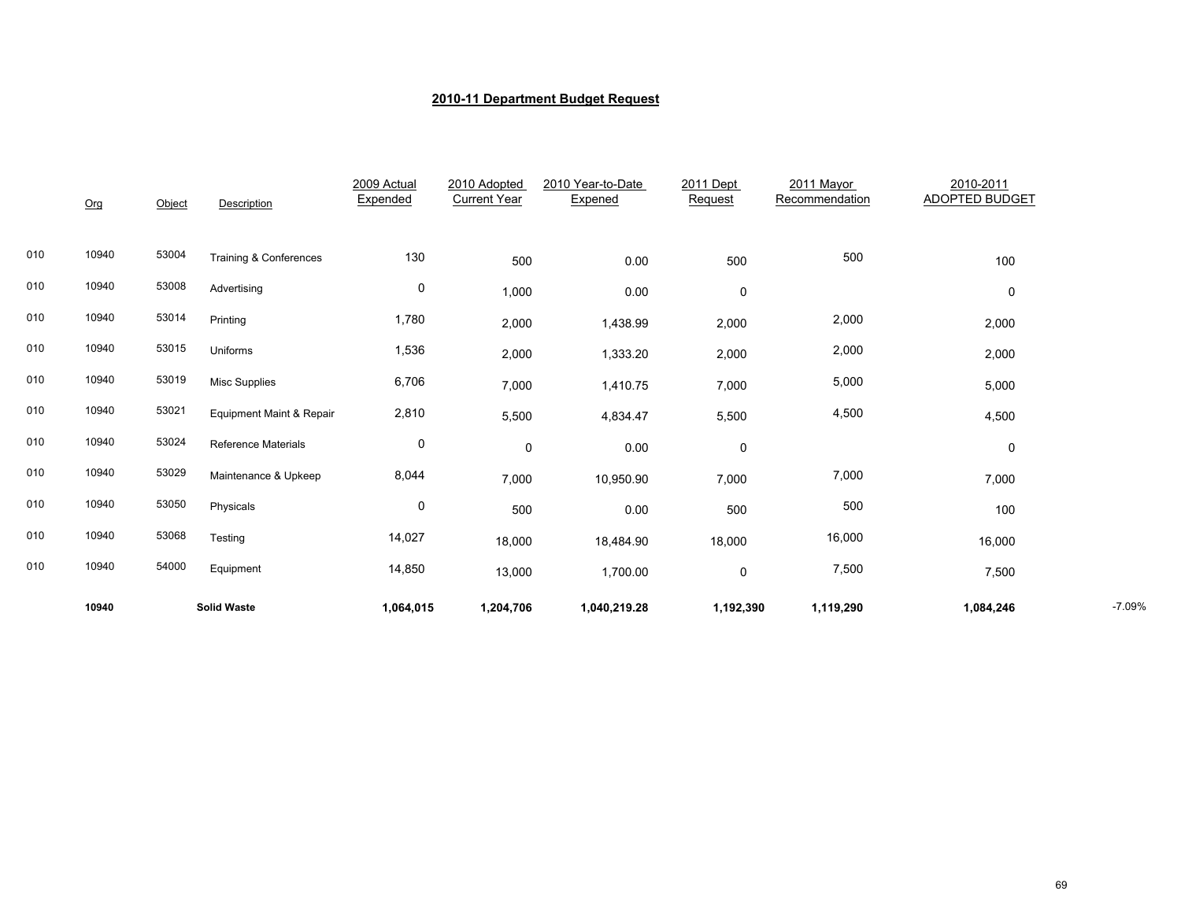## 2010-11 Department Budget Request

| | Org | Object | Description | 2009 Actual Expended | 2010 Adopted Current Year | 2010 Year-to-Date Expened | 2011 Dept Request | 2011 Mayor Recommendation | 2010-2011 ADOPTED BUDGET | |
|---|---|---|---|---|---|---|---|---|---|---|
| 010 | 10940 | 53004 | Training & Conferences | 130 | 500 | 0.00 | 500 | 500 | 100 | |
| 010 | 10940 | 53008 | Advertising | 0 | 1,000 | 0.00 | 0 | | 0 | |
| 010 | 10940 | 53014 | Printing | 1,780 | 2,000 | 1,438.99 | 2,000 | 2,000 | 2,000 | |
| 010 | 10940 | 53015 | Uniforms | 1,536 | 2,000 | 1,333.20 | 2,000 | 2,000 | 2,000 | |
| 010 | 10940 | 53019 | Misc Supplies | 6,706 | 7,000 | 1,410.75 | 7,000 | 5,000 | 5,000 | |
| 010 | 10940 | 53021 | Equipment Maint & Repair | 2,810 | 5,500 | 4,834.47 | 5,500 | 4,500 | 4,500 | |
| 010 | 10940 | 53024 | Reference Materials | 0 | 0 | 0.00 | 0 | | 0 | |
| 010 | 10940 | 53029 | Maintenance & Upkeep | 8,044 | 7,000 | 10,950.90 | 7,000 | 7,000 | 7,000 | |
| 010 | 10940 | 53050 | Physicals | 0 | 500 | 0.00 | 500 | 500 | 100 | |
| 010 | 10940 | 53068 | Testing | 14,027 | 18,000 | 18,484.90 | 18,000 | 16,000 | 16,000 | |
| 010 | 10940 | 54000 | Equipment | 14,850 | 13,000 | 1,700.00 | 0 | 7,500 | 7,500 | |
| | **10940** | | **Solid Waste** | **1,064,015** | **1,204,706** | **1,040,219.28** | **1,192,390** | **1,119,290** | **1,084,246** | -7.09% |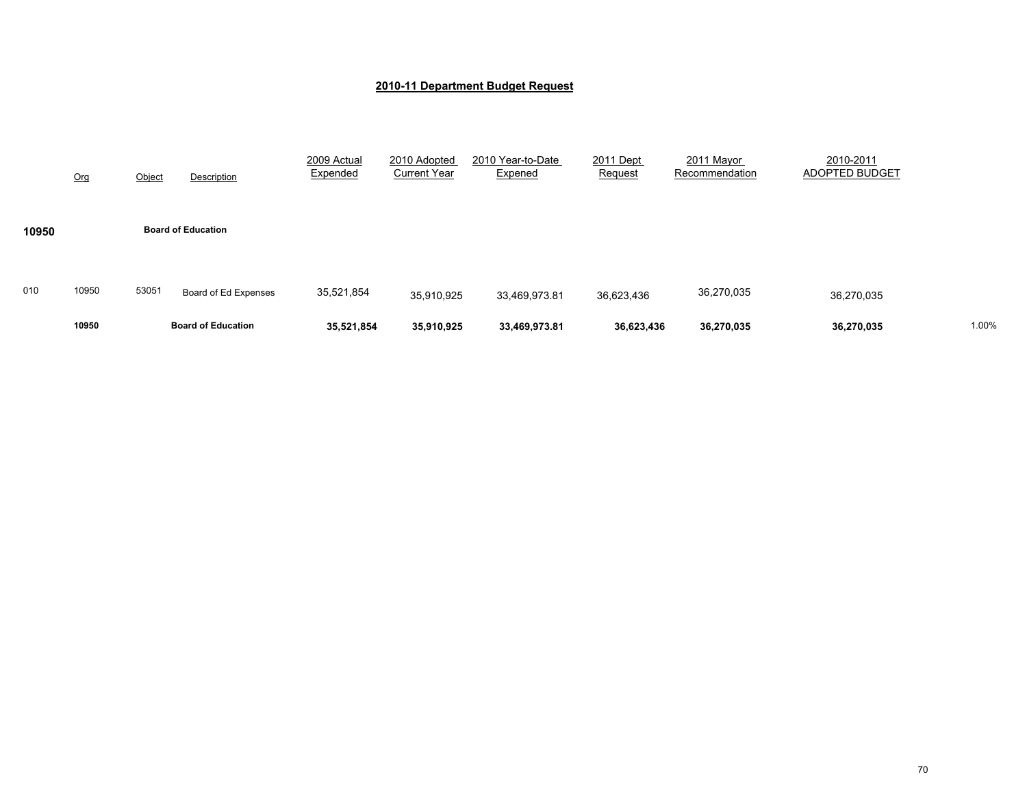## 2010-11 Department Budget Request

| | Org | Object | Description | 2009 Actual Expended | 2010 Adopted Current Year | 2010 Year-to-Date Expened | 2011 Dept Request | 2011 Mayor Recommendation | 2010-2011 ADOPTED BUDGET | |
|---|---|---|---|---|---|---|---|---|---|---|
| **10950** | | | **Board of Education** | | | | | | | |
| 010 | 10950 | 53051 | Board of Ed Expenses | 35,521,854 | 35,910,925 | 33,469,973.81 | 36,623,436 | 36,270,035 | 36,270,035 | |
| | **10950** | | **Board of Education** | **35,521,854** | **35,910,925** | **33,469,973.81** | **36,623,436** | **36,270,035** | **36,270,035** | 1.00% |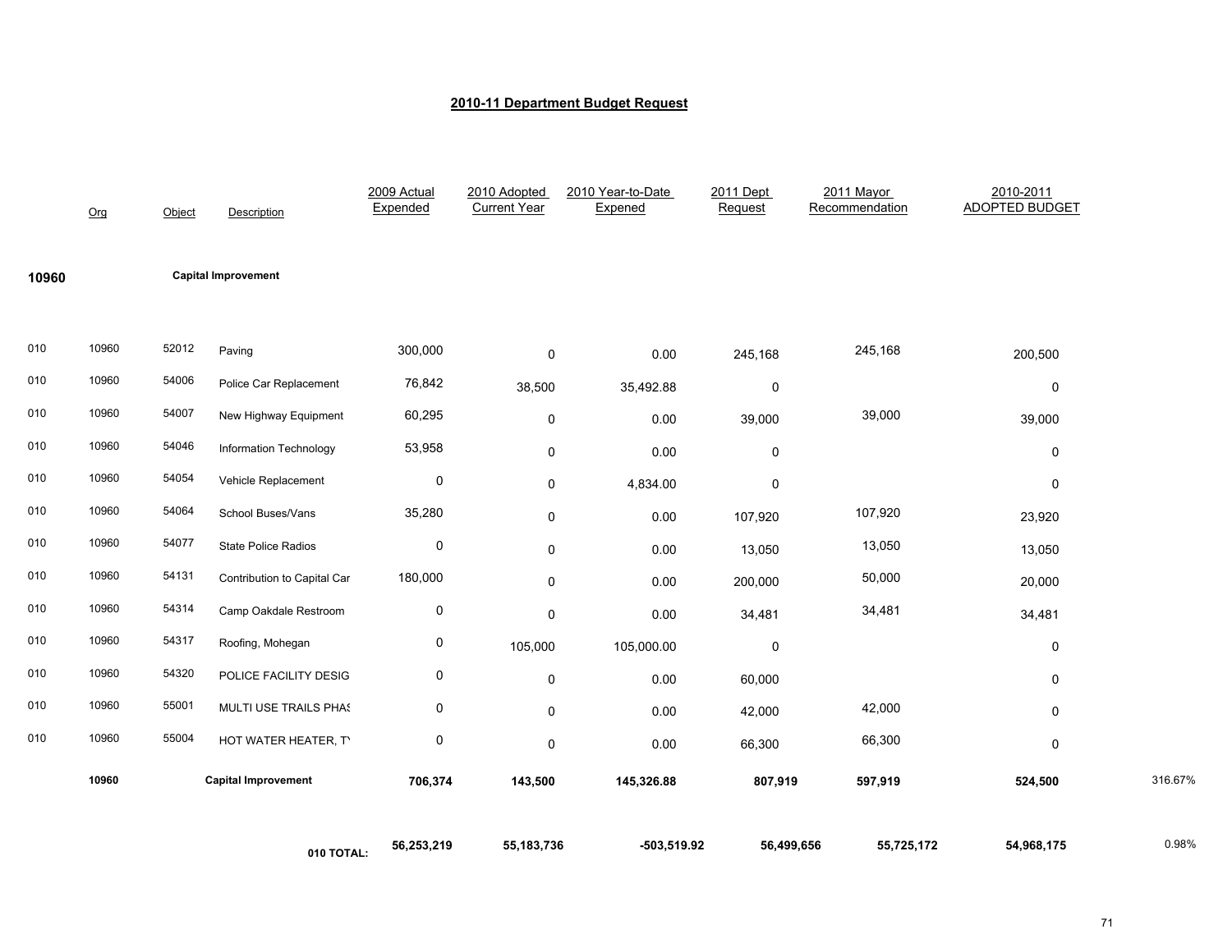## 2010-11 Department Budget Request

| | Org | Object | Description | 2009 Actual Expended | 2010 Adopted Current Year | 2010 Year-to-Date Expened | 2011 Dept Request | 2011 Mayor Recommendation | 2010-2011 ADOPTED BUDGET | |
|---|---|---|---|---|---|---|---|---|---|---|
| 10960 | | | **Capital Improvement** | | | | | | | |
| 010 | 10960 | 52012 | Paving | 300,000 | 0 | 0.00 | 245,168 | 245,168 | 200,500 | |
| 010 | 10960 | 54006 | Police Car Replacement | 76,842 | 38,500 | 35,492.88 | 0 | | 0 | |
| 010 | 10960 | 54007 | New Highway Equipment | 60,295 | 0 | 0.00 | 39,000 | 39,000 | 39,000 | |
| 010 | 10960 | 54046 | Information Technology | 53,958 | 0 | 0.00 | 0 | | 0 | |
| 010 | 10960 | 54054 | Vehicle Replacement | 0 | 0 | 4,834.00 | 0 | | 0 | |
| 010 | 10960 | 54064 | School Buses/Vans | 35,280 | 0 | 0.00 | 107,920 | 107,920 | 23,920 | |
| 010 | 10960 | 54077 | State Police Radios | 0 | 0 | 0.00 | 13,050 | 13,050 | 13,050 | |
| 010 | 10960 | 54131 | Contribution to Capital Car | 180,000 | 0 | 0.00 | 200,000 | 50,000 | 20,000 | |
| 010 | 10960 | 54314 | Camp Oakdale Restroom | 0 | 0 | 0.00 | 34,481 | 34,481 | 34,481 | |
| 010 | 10960 | 54317 | Roofing, Mohegan | 0 | 105,000 | 105,000.00 | 0 | | 0 | |
| 010 | 10960 | 54320 | POLICE FACILITY DESIG | 0 | 0 | 0.00 | 60,000 | | 0 | |
| 010 | 10960 | 55001 | MULTI USE TRAILS PHAS | 0 | 0 | 0.00 | 42,000 | 42,000 | 0 | |
| 010 | 10960 | 55004 | HOT WATER HEATER, TY | 0 | 0 | 0.00 | 66,300 | 66,300 | 0 | |
| | **10960** | | **Capital Improvement** | **706,374** | **143,500** | **145,326.88** | **807,919** | **597,919** | **524,500** | 316.67% |
| | | | **010 TOTAL:** | **56,253,219** | **55,183,736** | **-503,519.92** | **56,499,656** | **55,725,172** | **54,968,175** | 0.98% |